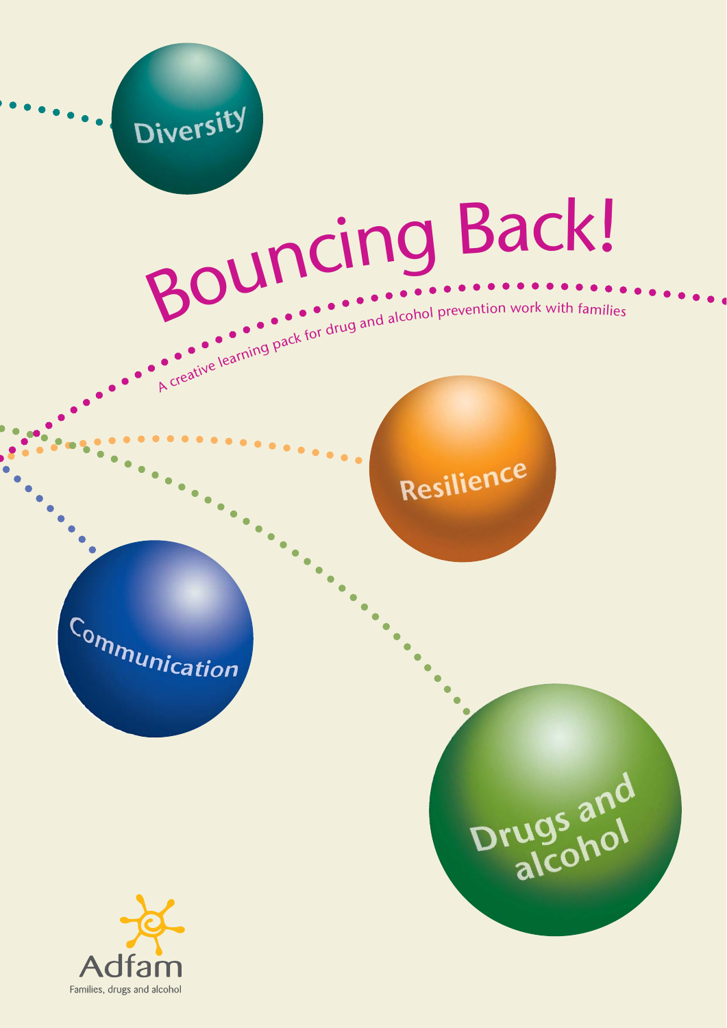# Bouncing Back!

A creative learning pack for drug and alcohol prevention work with families

Diversity

Resilience

Communication

Drugs and alcohol

Adfam

Families, drugs and alcohol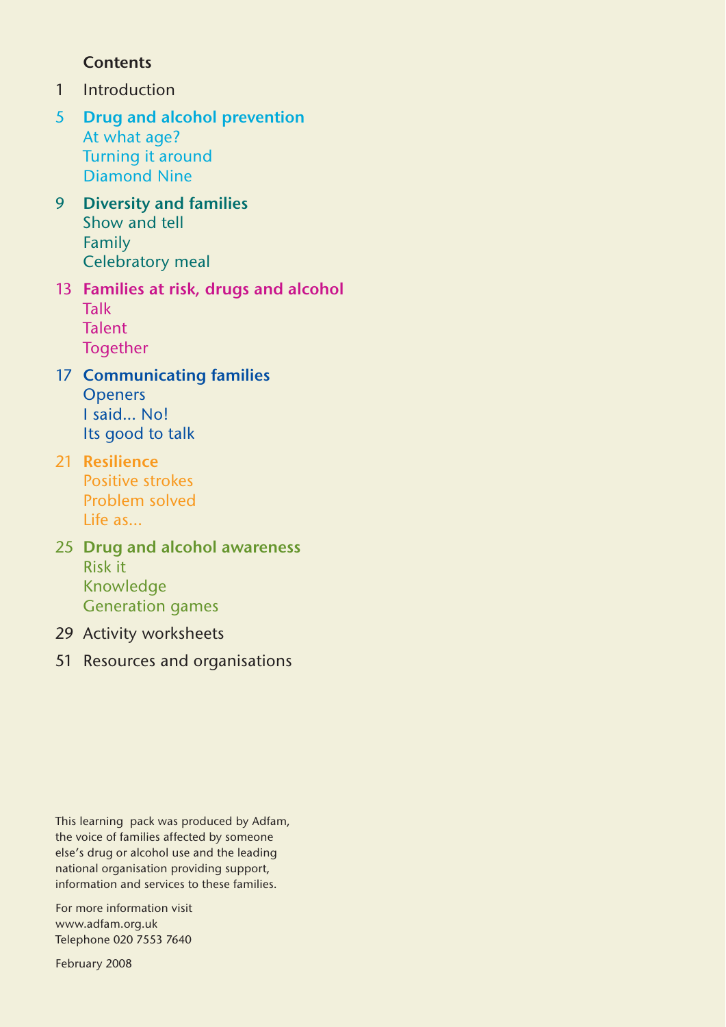## Contents

1 Introduction

5 **Drug and alcohol prevention**
- At what age?
- Turning it around
- Diamond Nine

9 **Diversity and families**
- Show and tell
- Family
- Celebratory meal

13 **Families at risk, drugs and alcohol**
- Talk
- Talent
- Together

17 **Communicating families**
- Openers
- I said... No!
- Its good to talk

21 **Resilience**
- Positive strokes
- Problem solved
- Life as...

25 **Drug and alcohol awareness**
- Risk it
- Knowledge
- Generation games

29 Activity worksheets

51 Resources and organisations

This learning pack was produced by Adfam, the voice of families affected by someone else's drug or alcohol use and the leading national organisation providing support, information and services to these families.

For more information visit
www.adfam.org.uk
Telephone 020 7553 7640

February 2008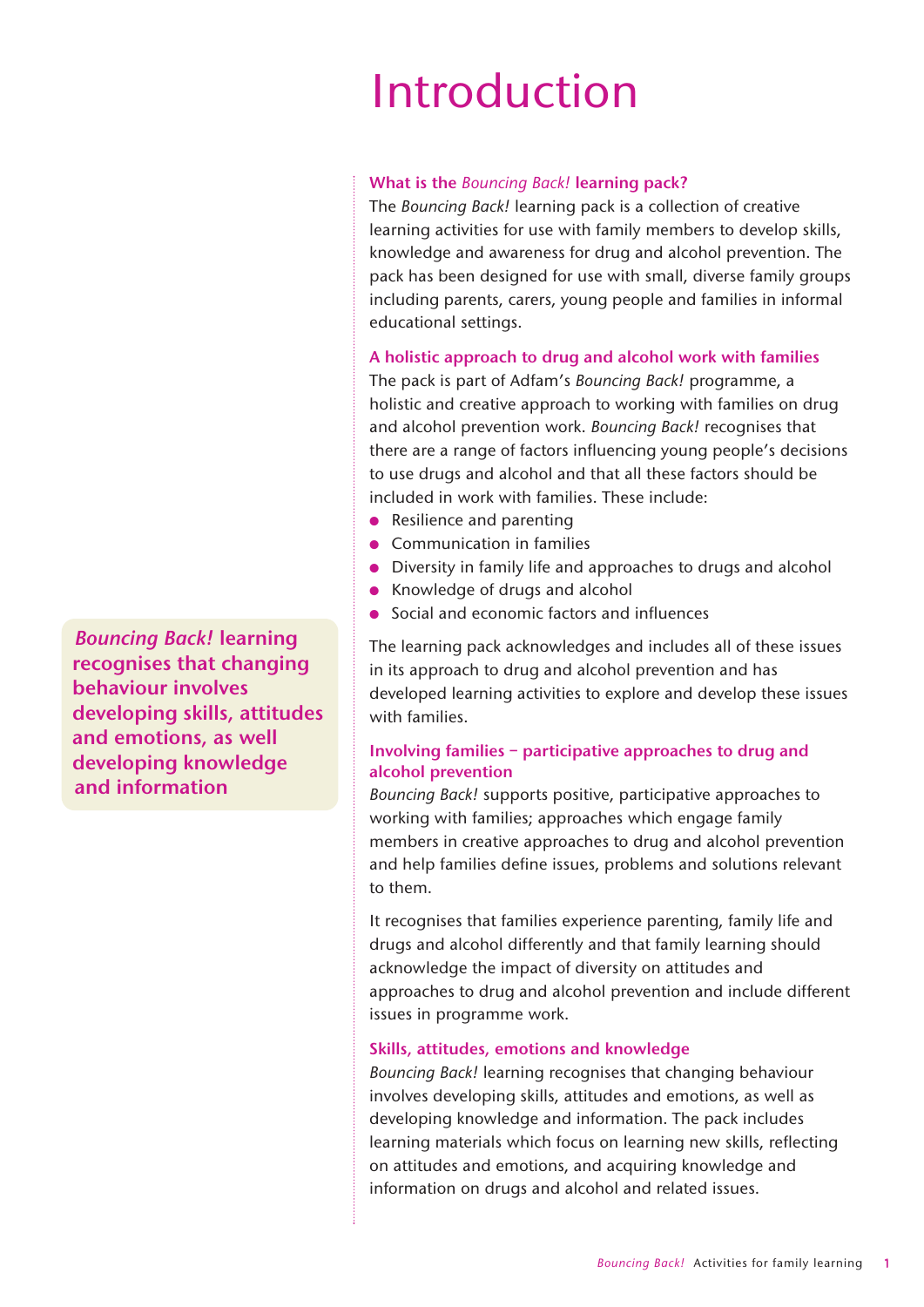# Introduction

### What is the *Bouncing Back!* learning pack?

The *Bouncing Back!* learning pack is a collection of creative learning activities for use with family members to develop skills, knowledge and awareness for drug and alcohol prevention. The pack has been designed for use with small, diverse family groups including parents, carers, young people and families in informal educational settings.

### A holistic approach to drug and alcohol work with families

The pack is part of Adfam's *Bouncing Back!* programme, a holistic and creative approach to working with families on drug and alcohol prevention work. *Bouncing Back!* recognises that there are a range of factors influencing young people's decisions to use drugs and alcohol and that all these factors should be included in work with families. These include:

- Resilience and parenting
- Communication in families
- Diversity in family life and approaches to drugs and alcohol
- Knowledge of drugs and alcohol
- Social and economic factors and influences

The learning pack acknowledges and includes all of these issues in its approach to drug and alcohol prevention and has developed learning activities to explore and develop these issues with families.

> ***Bouncing Back!* learning recognises that changing behaviour involves developing skills, attitudes and emotions, as well developing knowledge and information**

### Involving families – participative approaches to drug and alcohol prevention

*Bouncing Back!* supports positive, participative approaches to working with families; approaches which engage family members in creative approaches to drug and alcohol prevention and help families define issues, problems and solutions relevant to them.

It recognises that families experience parenting, family life and drugs and alcohol differently and that family learning should acknowledge the impact of diversity on attitudes and approaches to drug and alcohol prevention and include different issues in programme work.

### Skills, attitudes, emotions and knowledge

*Bouncing Back!* learning recognises that changing behaviour involves developing skills, attitudes and emotions, as well as developing knowledge and information. The pack includes learning materials which focus on learning new skills, reflecting on attitudes and emotions, and acquiring knowledge and information on drugs and alcohol and related issues.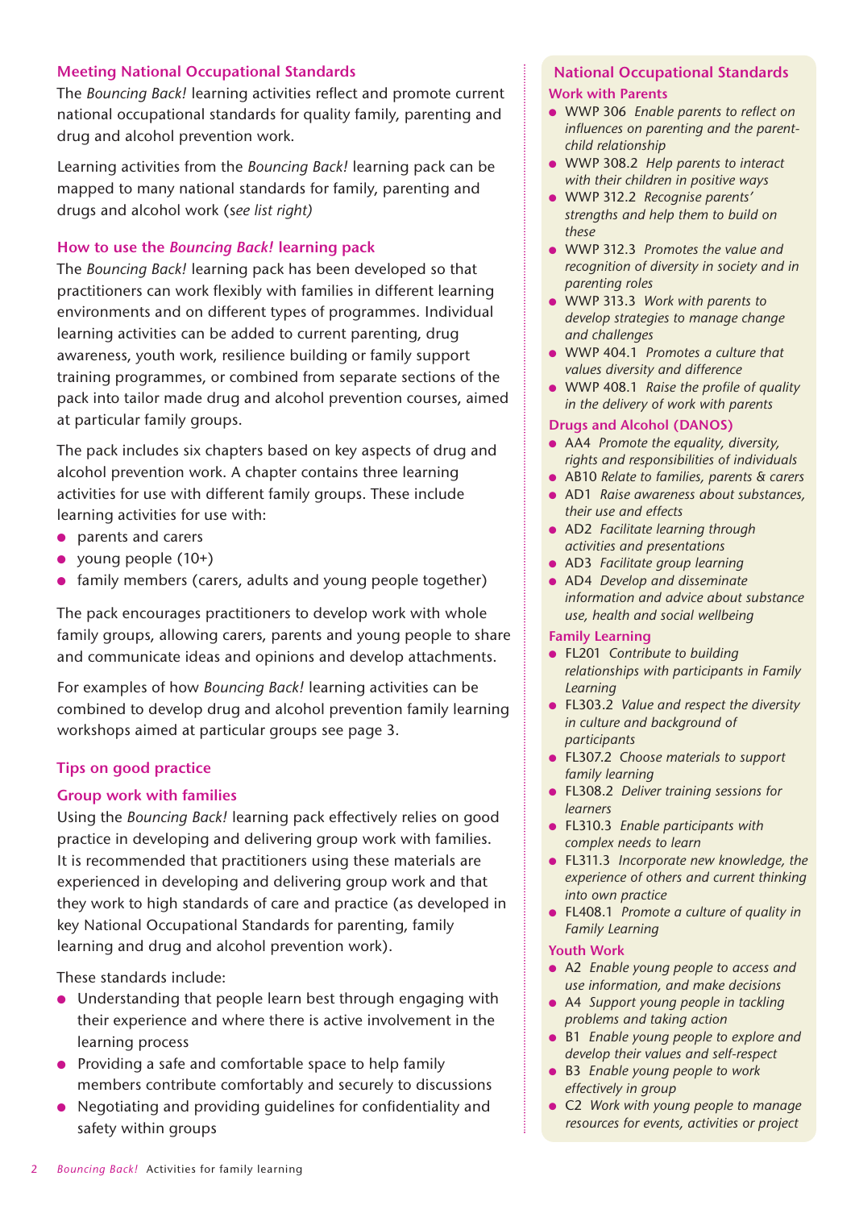## Meeting National Occupational Standards

The *Bouncing Back!* learning activities reflect and promote current national occupational standards for quality family, parenting and drug and alcohol prevention work.

Learning activities from the *Bouncing Back!* learning pack can be mapped to many national standards for family, parenting and drugs and alcohol work (*see list right)*

## How to use the *Bouncing Back!* learning pack

The *Bouncing Back!* learning pack has been developed so that practitioners can work flexibly with families in different learning environments and on different types of programmes. Individual learning activities can be added to current parenting, drug awareness, youth work, resilience building or family support training programmes, or combined from separate sections of the pack into tailor made drug and alcohol prevention courses, aimed at particular family groups.

The pack includes six chapters based on key aspects of drug and alcohol prevention work. A chapter contains three learning activities for use with different family groups. These include learning activities for use with:

- parents and carers
- young people (10+)
- family members (carers, adults and young people together)

The pack encourages practitioners to develop work with whole family groups, allowing carers, parents and young people to share and communicate ideas and opinions and develop attachments.

For examples of how *Bouncing Back!* learning activities can be combined to develop drug and alcohol prevention family learning workshops aimed at particular groups see page 3.

## Tips on good practice

### Group work with families

Using the *Bouncing Back!* learning pack effectively relies on good practice in developing and delivering group work with families. It is recommended that practitioners using these materials are experienced in developing and delivering group work and that they work to high standards of care and practice (as developed in key National Occupational Standards for parenting, family learning and drug and alcohol prevention work).

These standards include:

- Understanding that people learn best through engaging with their experience and where there is active involvement in the learning process
- Providing a safe and comfortable space to help family members contribute comfortably and securely to discussions
- Negotiating and providing guidelines for confidentiality and safety within groups

## National Occupational Standards

### Work with Parents

- WWP 306 *Enable parents to reflect on influences on parenting and the parent-child relationship*
- WWP 308.2 *Help parents to interact with their children in positive ways*
- WWP 312.2 *Recognise parents' strengths and help them to build on these*
- WWP 312.3 *Promotes the value and recognition of diversity in society and in parenting roles*
- WWP 313.3 *Work with parents to develop strategies to manage change and challenges*
- WWP 404.1 *Promotes a culture that values diversity and difference*
- WWP 408.1 *Raise the profile of quality in the delivery of work with parents*

### Drugs and Alcohol (DANOS)

- AA4 *Promote the equality, diversity, rights and responsibilities of individuals*
- AB10 *Relate to families, parents & carers*
- AD1 *Raise awareness about substances, their use and effects*
- AD2 *Facilitate learning through activities and presentations*
- AD3 *Facilitate group learning*
- AD4 *Develop and disseminate information and advice about substance use, health and social wellbeing*

### Family Learning

- FL201 *Contribute to building relationships with participants in Family Learning*
- FL303.2 *Value and respect the diversity in culture and background of participants*
- FL307.2 *Choose materials to support family learning*
- FL308.2 *Deliver training sessions for learners*
- FL310.3 *Enable participants with complex needs to learn*
- FL311.3 *Incorporate new knowledge, the experience of others and current thinking into own practice*
- FL408.1 *Promote a culture of quality in Family Learning*

### Youth Work

- A2 *Enable young people to access and use information, and make decisions*
- A4 *Support young people in tackling problems and taking action*
- B1 *Enable young people to explore and develop their values and self-respect*
- B3 *Enable young people to work effectively in group*
- C2 *Work with young people to manage resources for events, activities or project*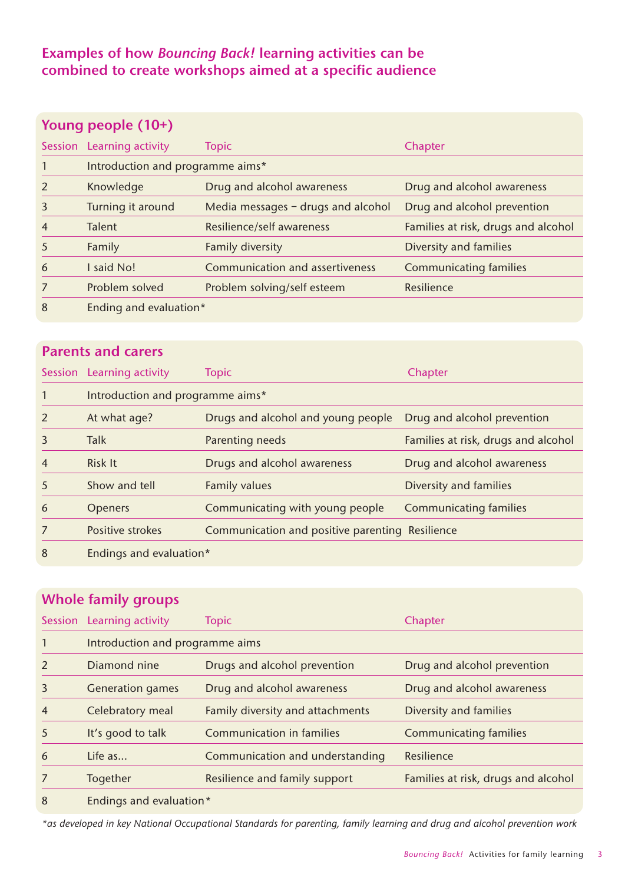## Examples of how *Bouncing Back!* learning activities can be combined to create workshops aimed at a specific audience

### Young people (10+)

| Session | Learning activity | Topic | Chapter |
|---|---|---|---|
| 1 | Introduction and programme aims* | | |
| 2 | Knowledge | Drug and alcohol awareness | Drug and alcohol awareness |
| 3 | Turning it around | Media messages – drugs and alcohol | Drug and alcohol prevention |
| 4 | Talent | Resilience/self awareness | Families at risk, drugs and alcohol |
| 5 | Family | Family diversity | Diversity and families |
| 6 | I said No! | Communication and assertiveness | Communicating families |
| 7 | Problem solved | Problem solving/self esteem | Resilience |
| 8 | Ending and evaluation* | | |

### Parents and carers

| Session | Learning activity | Topic | Chapter |
|---|---|---|---|
| 1 | Introduction and programme aims* | | |
| 2 | At what age? | Drugs and alcohol and young people | Drug and alcohol prevention |
| 3 | Talk | Parenting needs | Families at risk, drugs and alcohol |
| 4 | Risk It | Drugs and alcohol awareness | Drug and alcohol awareness |
| 5 | Show and tell | Family values | Diversity and families |
| 6 | Openers | Communicating with young people | Communicating families |
| 7 | Positive strokes | Communication and positive parenting | Resilience |
| 8 | Endings and evaluation* | | |

### Whole family groups

| Session | Learning activity | Topic | Chapter |
|---|---|---|---|
| 1 | Introduction and programme aims | | |
| 2 | Diamond nine | Drugs and alcohol prevention | Drug and alcohol prevention |
| 3 | Generation games | Drug and alcohol awareness | Drug and alcohol awareness |
| 4 | Celebratory meal | Family diversity and attachments | Diversity and families |
| 5 | It's good to talk | Communication in families | Communicating families |
| 6 | Life as... | Communication and understanding | Resilience |
| 7 | Together | Resilience and family support | Families at risk, drugs and alcohol |
| 8 | Endings and evaluation* | | |

*\*as developed in key National Occupational Standards for parenting, family learning and drug and alcohol prevention work*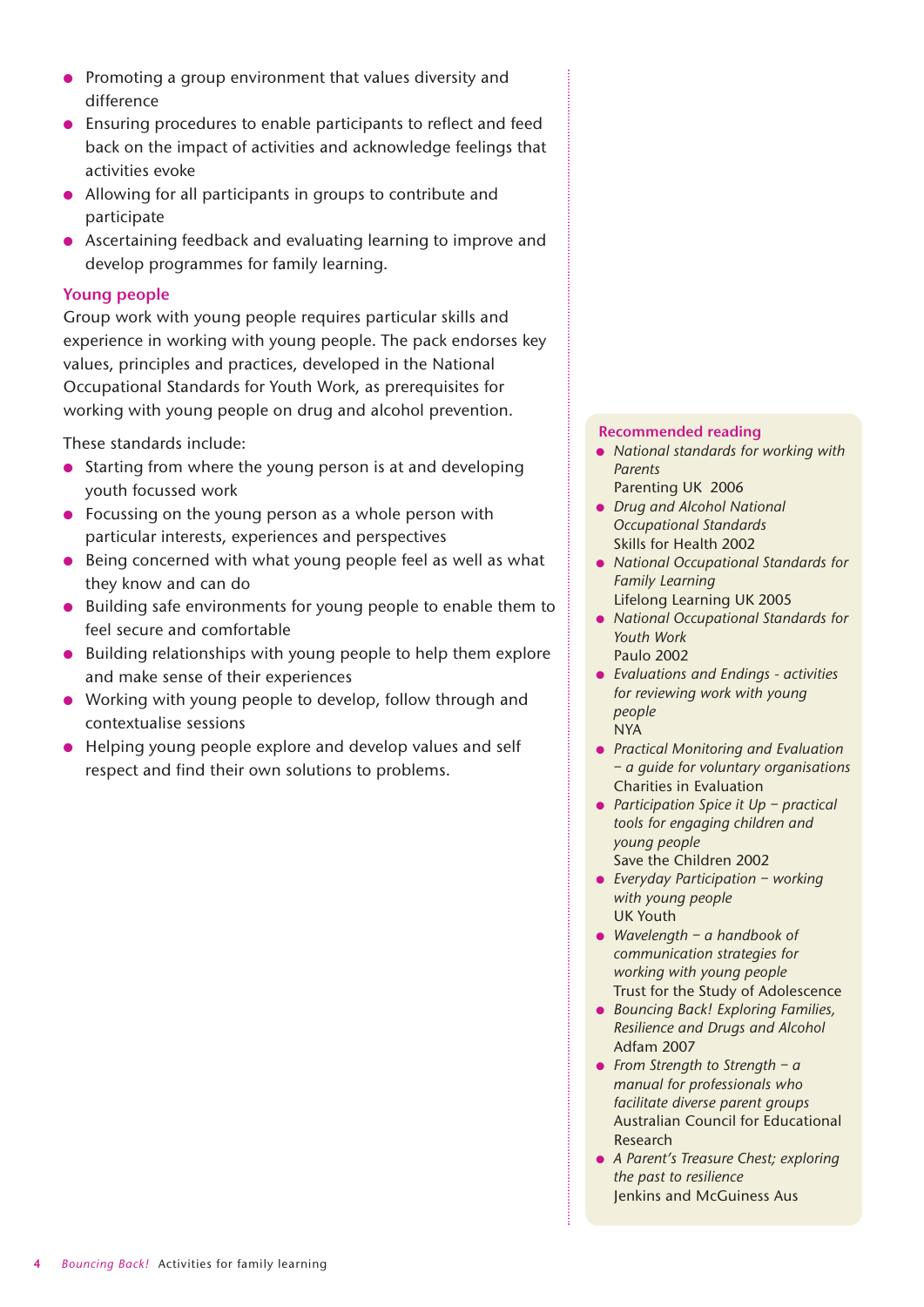- Promoting a group environment that values diversity and difference
- Ensuring procedures to enable participants to reflect and feed back on the impact of activities and acknowledge feelings that activities evoke
- Allowing for all participants in groups to contribute and participate
- Ascertaining feedback and evaluating learning to improve and develop programmes for family learning.

### Young people

Group work with young people requires particular skills and experience in working with young people. The pack endorses key values, principles and practices, developed in the National Occupational Standards for Youth Work, as prerequisites for working with young people on drug and alcohol prevention.

These standards include:

- Starting from where the young person is at and developing youth focussed work
- Focussing on the young person as a whole person with particular interests, experiences and perspectives
- Being concerned with what young people feel as well as what they know and can do
- Building safe environments for young people to enable them to feel secure and comfortable
- Building relationships with young people to help them explore and make sense of their experiences
- Working with young people to develop, follow through and contextualise sessions
- Helping young people explore and develop values and self respect and find their own solutions to problems.

### Recommended reading

- *National standards for working with Parents*
  Parenting UK 2006
- *Drug and Alcohol National Occupational Standards*
  Skills for Health 2002
- *National Occupational Standards for Family Learning*
  Lifelong Learning UK 2005
- *National Occupational Standards for Youth Work*
  Paulo 2002
- *Evaluations and Endings - activities for reviewing work with young people*
  NYA
- *Practical Monitoring and Evaluation – a guide for voluntary organisations*
  Charities in Evaluation
- *Participation Spice it Up – practical tools for engaging children and young people*
  Save the Children 2002
- *Everyday Participation – working with young people*
  UK Youth
- *Wavelength – a handbook of communication strategies for working with young people*
  Trust for the Study of Adolescence
- *Bouncing Back! Exploring Families, Resilience and Drugs and Alcohol*
  Adfam 2007
- *From Strength to Strength – a manual for professionals who facilitate diverse parent groups*
  Australian Council for Educational Research
- *A Parent's Treasure Chest; exploring the past to resilience*
  Jenkins and McGuiness Aus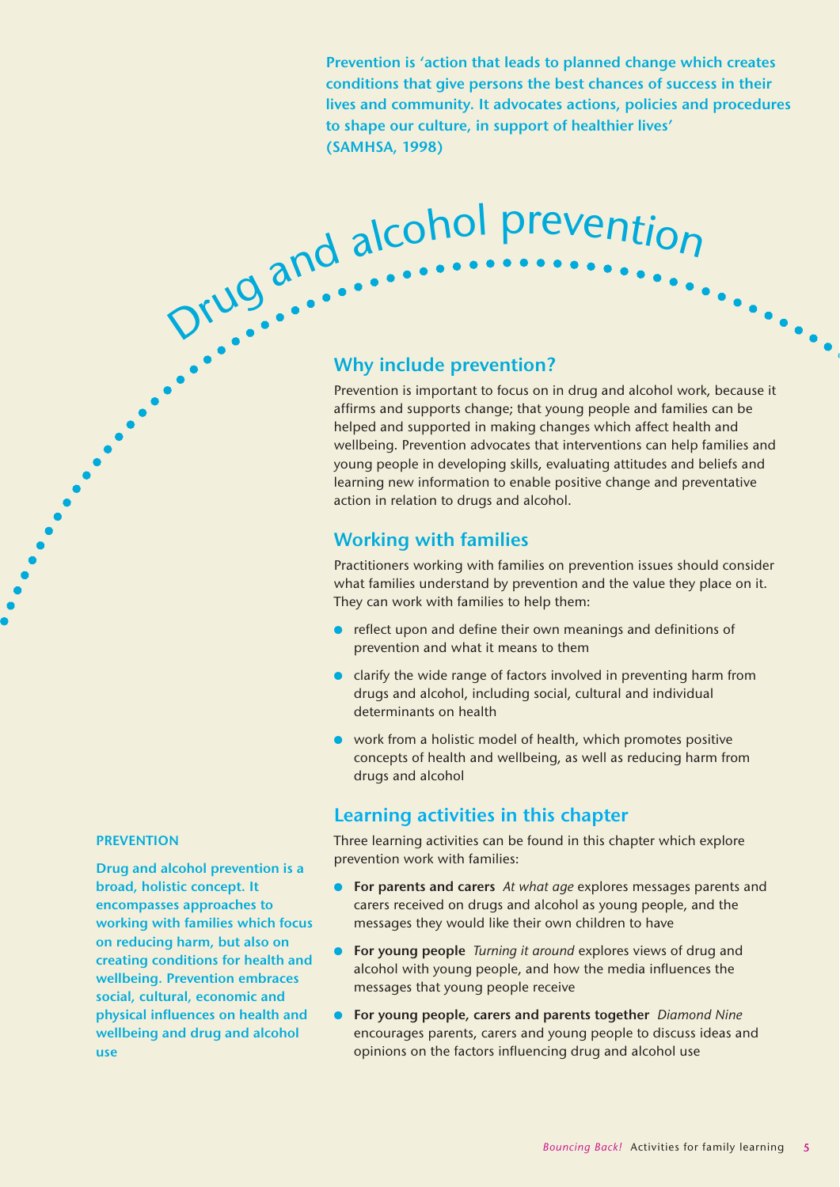**Prevention is 'action that leads to planned change which creates conditions that give persons the best chances of success in their lives and community. It advocates actions, policies and procedures to shape our culture, in support of healthier lives' (SAMHSA, 1998)**

# Drug and alcohol prevention

## Why include prevention?

Prevention is important to focus on in drug and alcohol work, because it affirms and supports change; that young people and families can be helped and supported in making changes which affect health and wellbeing. Prevention advocates that interventions can help families and young people in developing skills, evaluating attitudes and beliefs and learning new information to enable positive change and preventative action in relation to drugs and alcohol.

## Working with families

Practitioners working with families on prevention issues should consider what families understand by prevention and the value they place on it. They can work with families to help them:

- reflect upon and define their own meanings and definitions of prevention and what it means to them
- clarify the wide range of factors involved in preventing harm from drugs and alcohol, including social, cultural and individual determinants on health
- work from a holistic model of health, which promotes positive concepts of health and wellbeing, as well as reducing harm from drugs and alcohol

## Learning activities in this chapter

Three learning activities can be found in this chapter which explore prevention work with families:

- **For parents and carers** *At what age* explores messages parents and carers received on drugs and alcohol as young people, and the messages they would like their own children to have
- **For young people** *Turning it around* explores views of drug and alcohol with young people, and how the media influences the messages that young people receive
- **For young people, carers and parents together** *Diamond Nine* encourages parents, carers and young people to discuss ideas and opinions on the factors influencing drug and alcohol use

**PREVENTION**

**Drug and alcohol prevention is a broad, holistic concept. It encompasses approaches to working with families which focus on reducing harm, but also on creating conditions for health and wellbeing. Prevention embraces social, cultural, economic and physical influences on health and wellbeing and drug and alcohol use**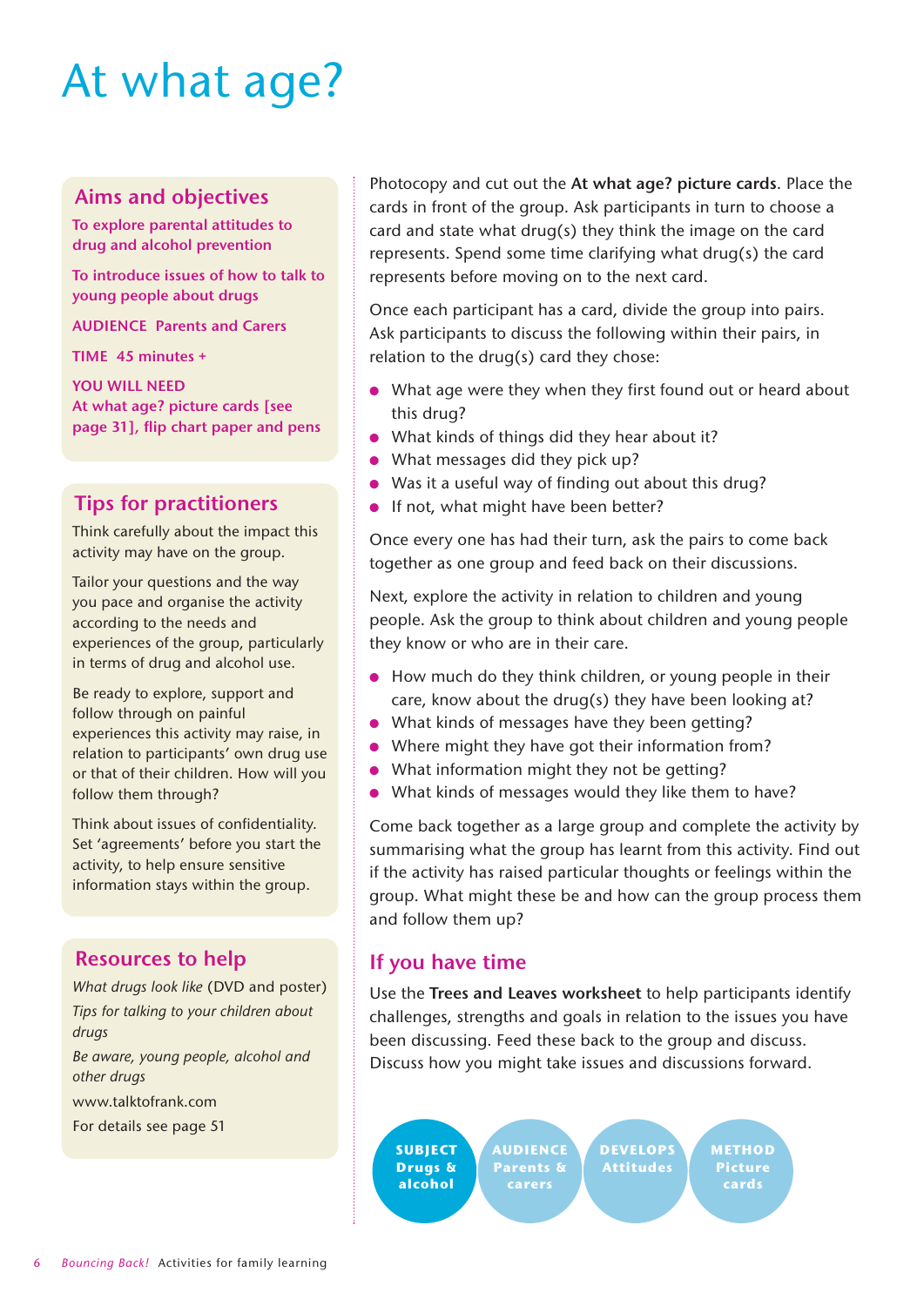# At what age?

## Aims and objectives

To explore parental attitudes to drug and alcohol prevention

To introduce issues of how to talk to young people about drugs

AUDIENCE Parents and Carers

TIME 45 minutes +

YOU WILL NEED
At what age? picture cards [see page 31], flip chart paper and pens

## Tips for practitioners

Think carefully about the impact this activity may have on the group.

Tailor your questions and the way you pace and organise the activity according to the needs and experiences of the group, particularly in terms of drug and alcohol use.

Be ready to explore, support and follow through on painful experiences this activity may raise, in relation to participants' own drug use or that of their children. How will you follow them through?

Think about issues of confidentiality. Set 'agreements' before you start the activity, to help ensure sensitive information stays within the group.

## Resources to help

*What drugs look like* (DVD and poster)

*Tips for talking to your children about drugs*

*Be aware, young people, alcohol and other drugs*

www.talktofrank.com

For details see page 51

Photocopy and cut out the **At what age? picture cards**. Place the cards in front of the group. Ask participants in turn to choose a card and state what drug(s) they think the image on the card represents. Spend some time clarifying what drug(s) the card represents before moving on to the next card.

Once each participant has a card, divide the group into pairs. Ask participants to discuss the following within their pairs, in relation to the drug(s) card they chose:

- What age were they when they first found out or heard about this drug?
- What kinds of things did they hear about it?
- What messages did they pick up?
- Was it a useful way of finding out about this drug?
- If not, what might have been better?

Once every one has had their turn, ask the pairs to come back together as one group and feed back on their discussions.

Next, explore the activity in relation to children and young people. Ask the group to think about children and young people they know or who are in their care.

- How much do they think children, or young people in their care, know about the drug(s) they have been looking at?
- What kinds of messages have they been getting?
- Where might they have got their information from?
- What information might they not be getting?
- What kinds of messages would they like them to have?

Come back together as a large group and complete the activity by summarising what the group has learnt from this activity. Find out if the activity has raised particular thoughts or feelings within the group. What might these be and how can the group process them and follow them up?

## If you have time

Use the **Trees and Leaves worksheet** to help participants identify challenges, strengths and goals in relation to the issues you have been discussing. Feed these back to the group and discuss. Discuss how you might take issues and discussions forward.

SUBJECT Drugs & alcohol

AUDIENCE Parents & carers

DEVELOPS Attitudes

METHOD Picture cards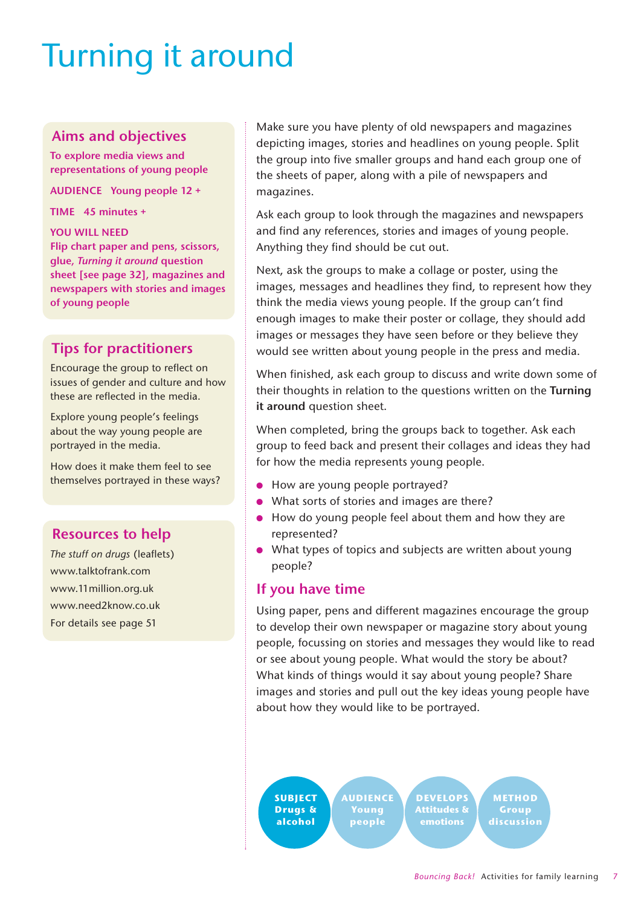# Turning it around

## Aims and objectives

**To explore media views and representations of young people**

**AUDIENCE** Young people 12 +

**TIME** 45 minutes +

**YOU WILL NEED**
**Flip chart paper and pens, scissors, glue, *Turning it around* question sheet [see page 32], magazines and newspapers with stories and images of young people**

## Tips for practitioners

Encourage the group to reflect on issues of gender and culture and how these are reflected in the media.

Explore young people's feelings about the way young people are portrayed in the media.

How does it make them feel to see themselves portrayed in these ways?

## Resources to help

*The stuff on drugs* (leaflets)
www.talktofrank.com
www.11million.org.uk
www.need2know.co.uk
For details see page 51

Make sure you have plenty of old newspapers and magazines depicting images, stories and headlines on young people. Split the group into five smaller groups and hand each group one of the sheets of paper, along with a pile of newspapers and magazines.

Ask each group to look through the magazines and newspapers and find any references, stories and images of young people. Anything they find should be cut out.

Next, ask the groups to make a collage or poster, using the images, messages and headlines they find, to represent how they think the media views young people. If the group can't find enough images to make their poster or collage, they should add images or messages they have seen before or they believe they would see written about young people in the press and media.

When finished, ask each group to discuss and write down some of their thoughts in relation to the questions written on the **Turning it around** question sheet.

When completed, bring the groups back to together. Ask each group to feed back and present their collages and ideas they had for how the media represents young people.

- How are young people portrayed?
- What sorts of stories and images are there?
- How do young people feel about them and how they are represented?
- What types of topics and subjects are written about young people?

## If you have time

Using paper, pens and different magazines encourage the group to develop their own newspaper or magazine story about young people, focussing on stories and messages they would like to read or see about young people. What would the story be about? What kinds of things would it say about young people? Share images and stories and pull out the key ideas young people have about how they would like to be portrayed.

**SUBJECT** Drugs & alcohol | **AUDIENCE** Young people | **DEVELOPS** Attitudes & emotions | **METHOD** Group discussion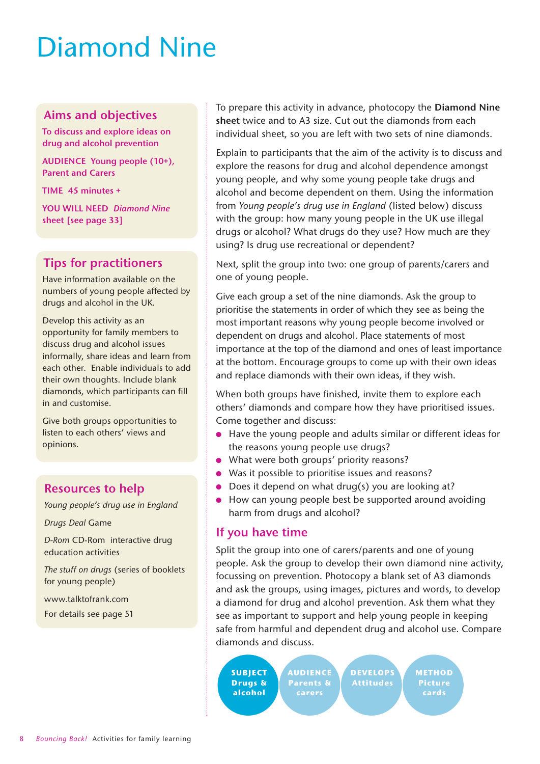# Diamond Nine

## Aims and objectives

**To discuss and explore ideas on drug and alcohol prevention**

**AUDIENCE** Young people (10+), Parent and Carers

**TIME** 45 minutes +

**YOU WILL NEED** *Diamond Nine* sheet [see page 33]

## Tips for practitioners

Have information available on the numbers of young people affected by drugs and alcohol in the UK.

Develop this activity as an opportunity for family members to discuss drug and alcohol issues informally, share ideas and learn from each other. Enable individuals to add their own thoughts. Include blank diamonds, which participants can fill in and customise.

Give both groups opportunities to listen to each others' views and opinions.

## Resources to help

*Young people's drug use in England*

*Drugs Deal* Game

*D-Rom* CD-Rom interactive drug education activities

*The stuff on drugs* (series of booklets for young people)

www.talktofrank.com

For details see page 51

To prepare this activity in advance, photocopy the **Diamond Nine sheet** twice and to A3 size. Cut out the diamonds from each individual sheet, so you are left with two sets of nine diamonds.

Explain to participants that the aim of the activity is to discuss and explore the reasons for drug and alcohol dependence amongst young people, and why some young people take drugs and alcohol and become dependent on them. Using the information from *Young people's drug use in England* (listed below) discuss with the group: how many young people in the UK use illegal drugs or alcohol? What drugs do they use? How much are they using? Is drug use recreational or dependent?

Next, split the group into two: one group of parents/carers and one of young people.

Give each group a set of the nine diamonds. Ask the group to prioritise the statements in order of which they see as being the most important reasons why young people become involved or dependent on drugs and alcohol. Place statements of most importance at the top of the diamond and ones of least importance at the bottom. Encourage groups to come up with their own ideas and replace diamonds with their own ideas, if they wish.

When both groups have finished, invite them to explore each others' diamonds and compare how they have prioritised issues. Come together and discuss:

- Have the young people and adults similar or different ideas for the reasons young people use drugs?
- What were both groups' priority reasons?
- Was it possible to prioritise issues and reasons?
- Does it depend on what drug(s) you are looking at?
- How can young people best be supported around avoiding harm from drugs and alcohol?

## If you have time

Split the group into one of carers/parents and one of young people. Ask the group to develop their own diamond nine activity, focussing on prevention. Photocopy a blank set of A3 diamonds and ask the groups, using images, pictures and words, to develop a diamond for drug and alcohol prevention. Ask them what they see as important to support and help young people in keeping safe from harmful and dependent drug and alcohol use. Compare diamonds and discuss.

**SUBJECT** Drugs & alcohol | **AUDIENCE** Parents & carers | **DEVELOPS** Attitudes | **METHOD** Picture cards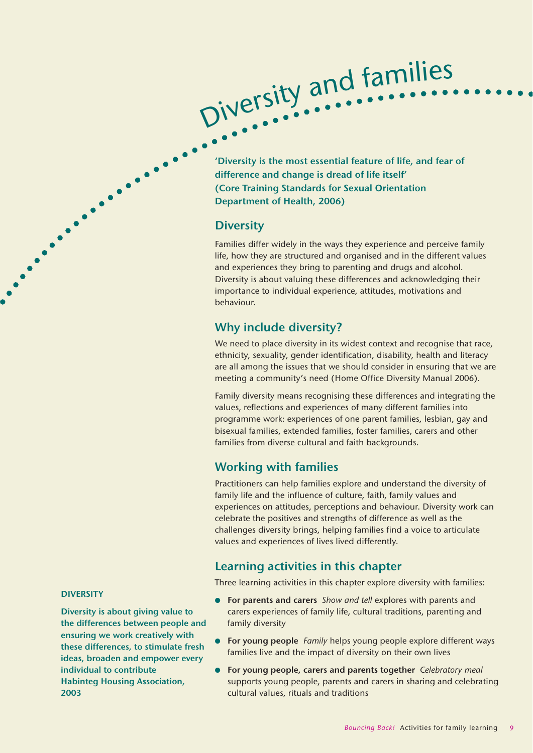# Diversity and families

**'Diversity is the most essential feature of life, and fear of difference and change is dread of life itself'**
**(Core Training Standards for Sexual Orientation Department of Health, 2006)**

## Diversity

Families differ widely in the ways they experience and perceive family life, how they are structured and organised and in the different values and experiences they bring to parenting and drugs and alcohol. Diversity is about valuing these differences and acknowledging their importance to individual experience, attitudes, motivations and behaviour.

## Why include diversity?

We need to place diversity in its widest context and recognise that race, ethnicity, sexuality, gender identification, disability, health and literacy are all among the issues that we should consider in ensuring that we are meeting a community's need (Home Office Diversity Manual 2006).

Family diversity means recognising these differences and integrating the values, reflections and experiences of many different families into programme work: experiences of one parent families, lesbian, gay and bisexual families, extended families, foster families, carers and other families from diverse cultural and faith backgrounds.

## Working with families

Practitioners can help families explore and understand the diversity of family life and the influence of culture, faith, family values and experiences on attitudes, perceptions and behaviour. Diversity work can celebrate the positives and strengths of difference as well as the challenges diversity brings, helping families find a voice to articulate values and experiences of lives lived differently.

## Learning activities in this chapter

Three learning activities in this chapter explore diversity with families:

- **For parents and carers** *Show and tell* explores with parents and carers experiences of family life, cultural traditions, parenting and family diversity
- **For young people** *Family* helps young people explore different ways families live and the impact of diversity on their own lives
- **For young people, carers and parents together** *Celebratory meal* supports young people, parents and carers in sharing and celebrating cultural values, rituals and traditions

**DIVERSITY**

**Diversity is about giving value to the differences between people and ensuring we work creatively with these differences, to stimulate fresh ideas, broaden and empower every individual to contribute**
**Habinteg Housing Association, 2003**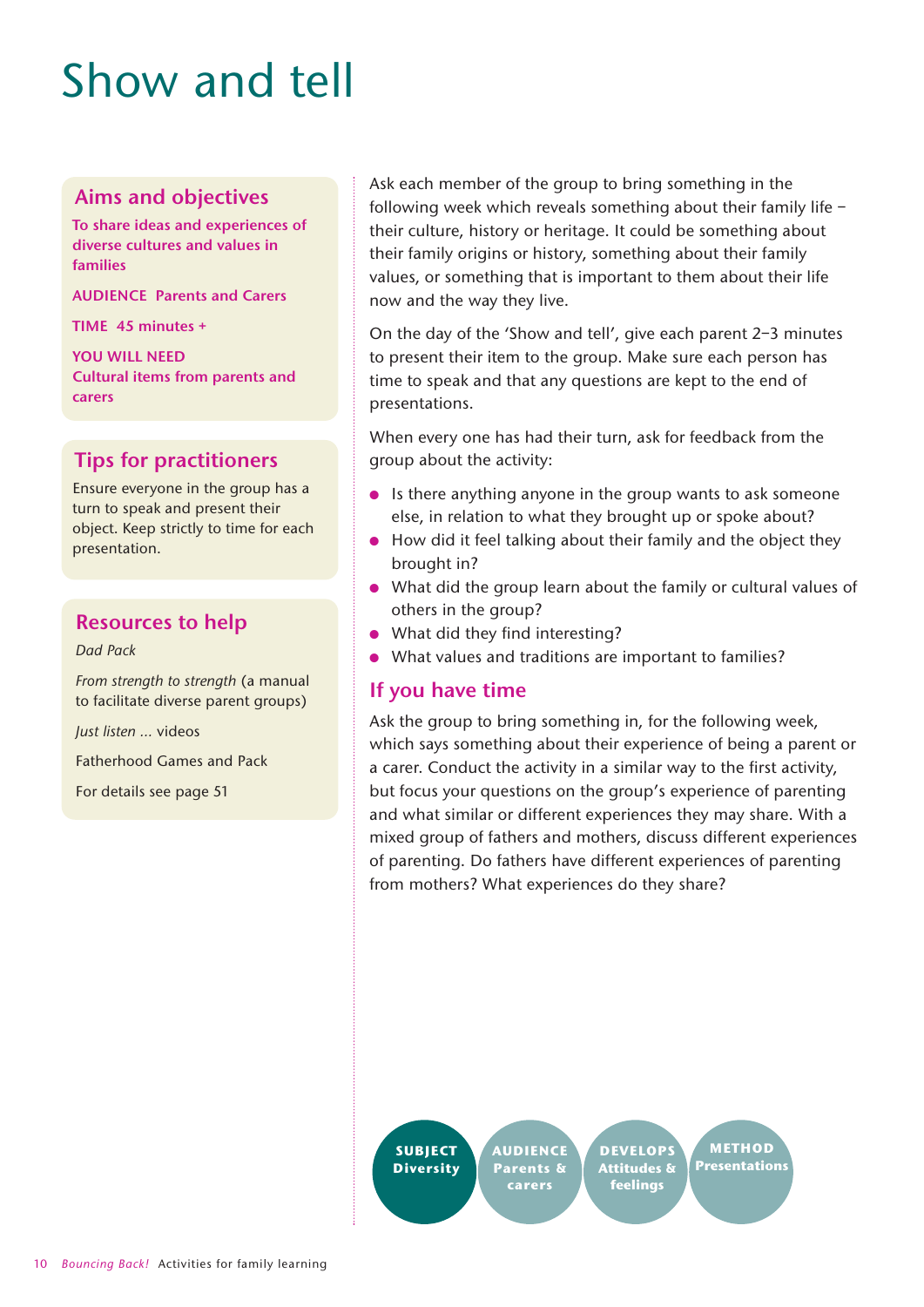# Show and tell

## Aims and objectives

**To share ideas and experiences of diverse cultures and values in families**

**AUDIENCE Parents and Carers**

**TIME 45 minutes +**

**YOU WILL NEED**
**Cultural items from parents and carers**

## Tips for practitioners

Ensure everyone in the group has a turn to speak and present their object. Keep strictly to time for each presentation.

## Resources to help

*Dad Pack*

*From strength to strength* (a manual to facilitate diverse parent groups)

*Just listen ...* videos

Fatherhood Games and Pack

For details see page 51

Ask each member of the group to bring something in the following week which reveals something about their family life – their culture, history or heritage. It could be something about their family origins or history, something about their family values, or something that is important to them about their life now and the way they live.

On the day of the 'Show and tell', give each parent 2–3 minutes to present their item to the group. Make sure each person has time to speak and that any questions are kept to the end of presentations.

When every one has had their turn, ask for feedback from the group about the activity:

- Is there anything anyone in the group wants to ask someone else, in relation to what they brought up or spoke about?
- How did it feel talking about their family and the object they brought in?
- What did the group learn about the family or cultural values of others in the group?
- What did they find interesting?
- What values and traditions are important to families?

## If you have time

Ask the group to bring something in, for the following week, which says something about their experience of being a parent or a carer. Conduct the activity in a similar way to the first activity, but focus your questions on the group's experience of parenting and what similar or different experiences they may share. With a mixed group of fathers and mothers, discuss different experiences of parenting. Do fathers have different experiences of parenting from mothers? What experiences do they share?

**SUBJECT** Diversity | **AUDIENCE** Parents & carers | **DEVELOPS** Attitudes & feelings | **METHOD** Presentations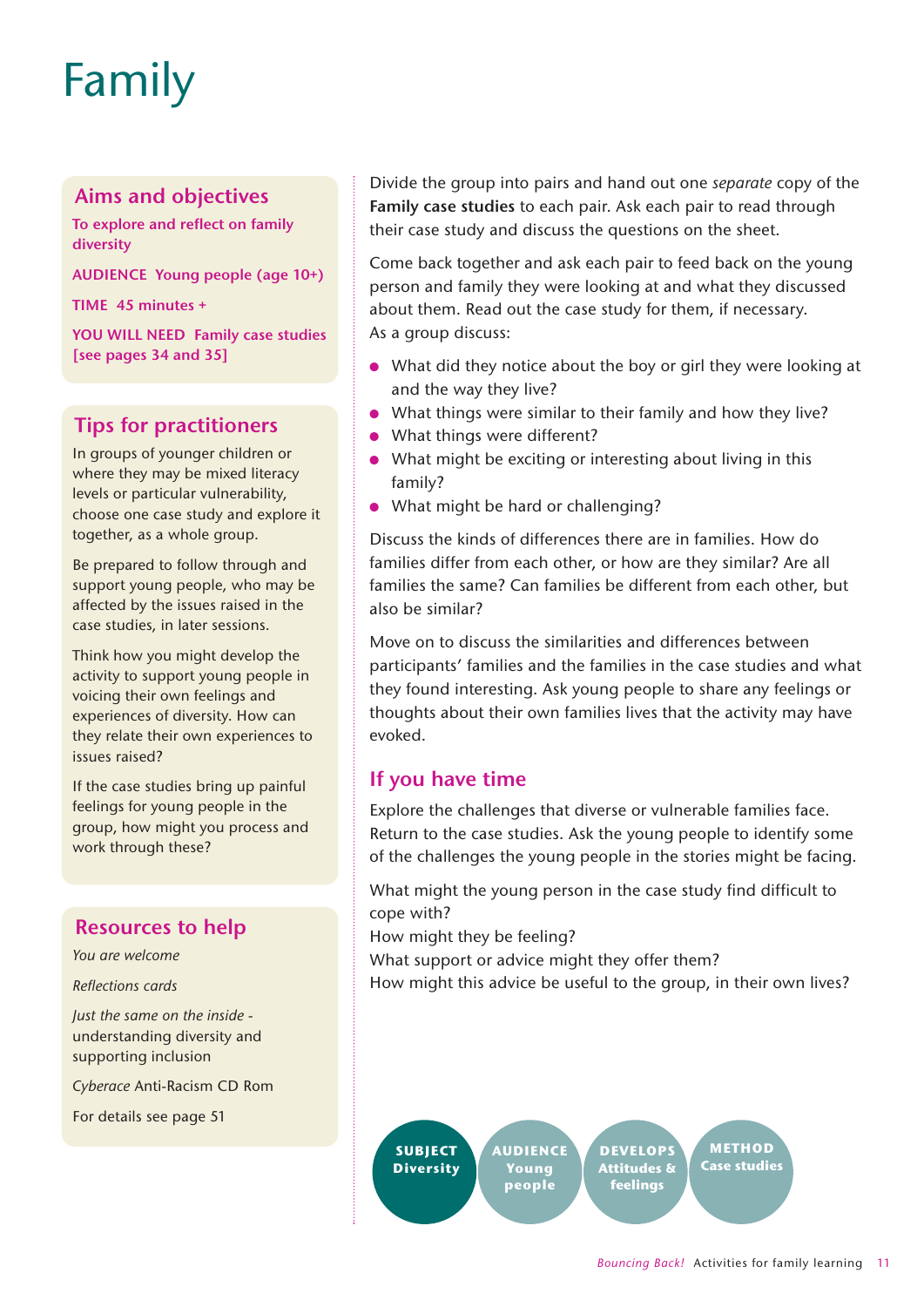# Family

## Aims and objectives

**To explore and reflect on family diversity**

**AUDIENCE** Young people (age 10+)

**TIME** 45 minutes +

**YOU WILL NEED** Family case studies [see pages 34 and 35]

## Tips for practitioners

In groups of younger children or where they may be mixed literacy levels or particular vulnerability, choose one case study and explore it together, as a whole group.

Be prepared to follow through and support young people, who may be affected by the issues raised in the case studies, in later sessions.

Think how you might develop the activity to support young people in voicing their own feelings and experiences of diversity. How can they relate their own experiences to issues raised?

If the case studies bring up painful feelings for young people in the group, how might you process and work through these?

## Resources to help

*You are welcome*

*Reflections cards*

*Just the same on the inside* - understanding diversity and supporting inclusion

*Cyberace* Anti-Racism CD Rom

For details see page 51

Divide the group into pairs and hand out one *separate* copy of the **Family case studies** to each pair. Ask each pair to read through their case study and discuss the questions on the sheet.

Come back together and ask each pair to feed back on the young person and family they were looking at and what they discussed about them. Read out the case study for them, if necessary. As a group discuss:

- What did they notice about the boy or girl they were looking at and the way they live?
- What things were similar to their family and how they live?
- What things were different?
- What might be exciting or interesting about living in this family?
- What might be hard or challenging?

Discuss the kinds of differences there are in families. How do families differ from each other, or how are they similar? Are all families the same? Can families be different from each other, but also be similar?

Move on to discuss the similarities and differences between participants' families and the families in the case studies and what they found interesting. Ask young people to share any feelings or thoughts about their own families lives that the activity may have evoked.

## If you have time

Explore the challenges that diverse or vulnerable families face. Return to the case studies. Ask the young people to identify some of the challenges the young people in the stories might be facing.

What might the young person in the case study find difficult to cope with?
How might they be feeling?
What support or advice might they offer them?
How might this advice be useful to the group, in their own lives?

**SUBJECT** Diversity

**AUDIENCE** Young people

**DEVELOPS** Attitudes & feelings

**METHOD** Case studies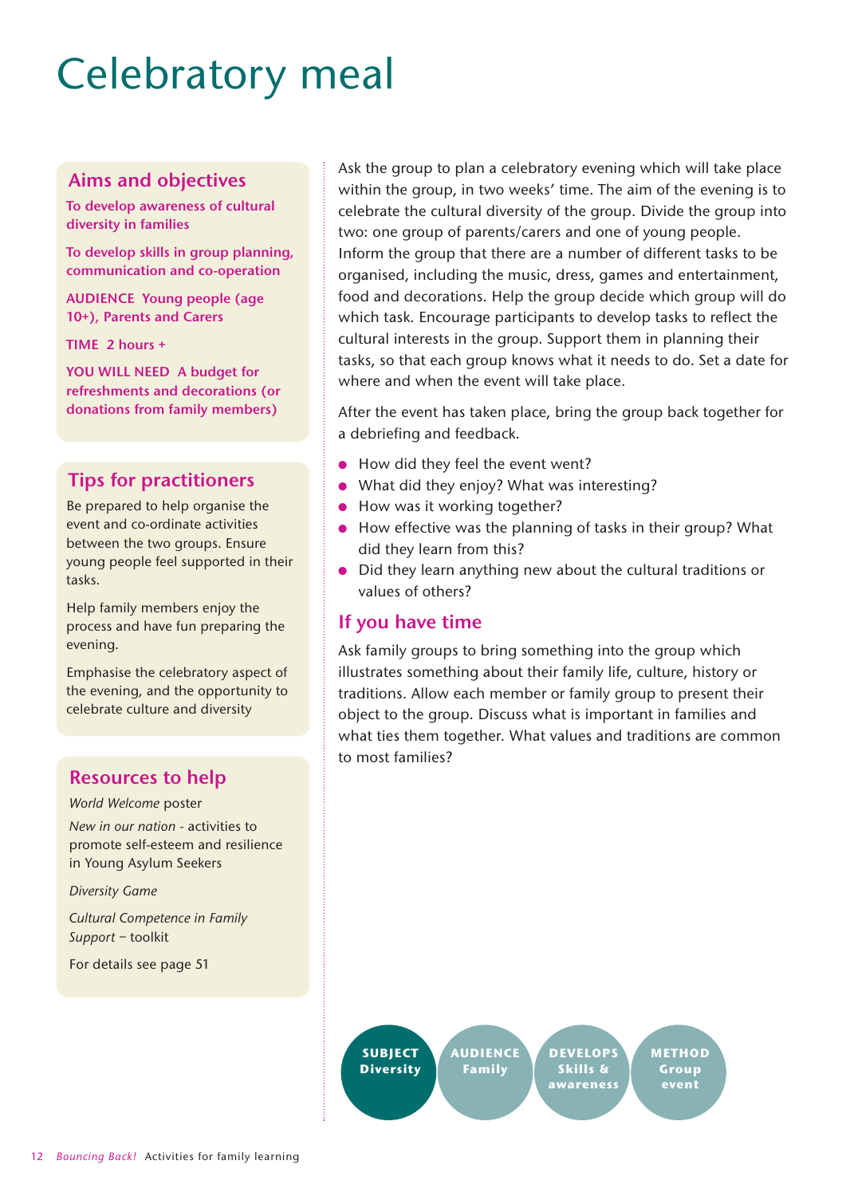# Celebratory meal

## Aims and objectives

**To develop awareness of cultural diversity in families**

**To develop skills in group planning, communication and co-operation**

**AUDIENCE** **Young people (age 10+), Parents and Carers**

**TIME** **2 hours +**

**YOU WILL NEED** **A budget for refreshments and decorations (or donations from family members)**

## Tips for practitioners

Be prepared to help organise the event and co-ordinate activities between the two groups. Ensure young people feel supported in their tasks.

Help family members enjoy the process and have fun preparing the evening.

Emphasise the celebratory aspect of the evening, and the opportunity to celebrate culture and diversity

## Resources to help

*World Welcome* poster

*New in our nation* - activities to promote self-esteem and resilience in Young Asylum Seekers

*Diversity Game*

*Cultural Competence in Family Support* – toolkit

For details see page 51

Ask the group to plan a celebratory evening which will take place within the group, in two weeks' time. The aim of the evening is to celebrate the cultural diversity of the group. Divide the group into two: one group of parents/carers and one of young people. Inform the group that there are a number of different tasks to be organised, including the music, dress, games and entertainment, food and decorations. Help the group decide which group will do which task. Encourage participants to develop tasks to reflect the cultural interests in the group. Support them in planning their tasks, so that each group knows what it needs to do. Set a date for where and when the event will take place.

After the event has taken place, bring the group back together for a debriefing and feedback.

- How did they feel the event went?
- What did they enjoy? What was interesting?
- How was it working together?
- How effective was the planning of tasks in their group? What did they learn from this?
- Did they learn anything new about the cultural traditions or values of others?

## If you have time

Ask family groups to bring something into the group which illustrates something about their family life, culture, history or traditions. Allow each member or family group to present their object to the group. Discuss what is important in families and what ties them together. What values and traditions are common to most families?

**SUBJECT** Diversity | **AUDIENCE** Family | **DEVELOPS** Skills & awareness | **METHOD** Group event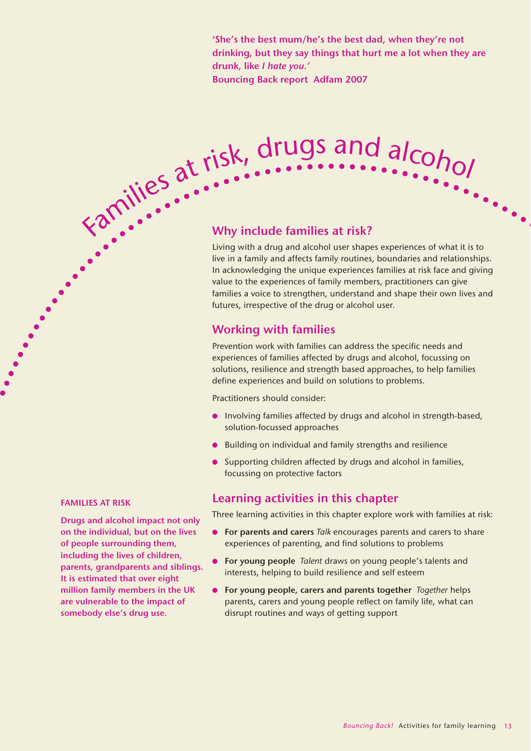**'She's the best mum/he's the best dad, when they're not drinking, but they say things that hurt me a lot when they are drunk, like *I hate you.*'**
**Bouncing Back report Adfam 2007**

# Families at risk, drugs and alcohol

## Why include families at risk?

Living with a drug and alcohol user shapes experiences of what it is to live in a family and affects family routines, boundaries and relationships. In acknowledging the unique experiences families at risk face and giving value to the experiences of family members, practitioners can give families a voice to strengthen, understand and shape their own lives and futures, irrespective of the drug or alcohol user.

## Working with families

Prevention work with families can address the specific needs and experiences of families affected by drugs and alcohol, focussing on solutions, resilience and strength based approaches, to help families define experiences and build on solutions to problems.

Practitioners should consider:

- Involving families affected by drugs and alcohol in strength-based, solution-focussed approaches
- Building on individual and family strengths and resilience
- Supporting children affected by drugs and alcohol in families, focussing on protective factors

## Learning activities in this chapter

Three learning activities in this chapter explore work with families at risk:

- **For parents and carers** *Talk* encourages parents and carers to share experiences of parenting, and find solutions to problems
- **For young people** *Talent* draws on young people's talents and interests, helping to build resilience and self esteem
- **For young people, carers and parents together** *Together* helps parents, carers and young people reflect on family life, what can disrupt routines and ways of getting support

**FAMILIES AT RISK**

**Drugs and alcohol impact not only on the individual, but on the lives of people surrounding them, including the lives of children, parents, grandparents and siblings. It is estimated that over eight million family members in the UK are vulnerable to the impact of somebody else's drug use.**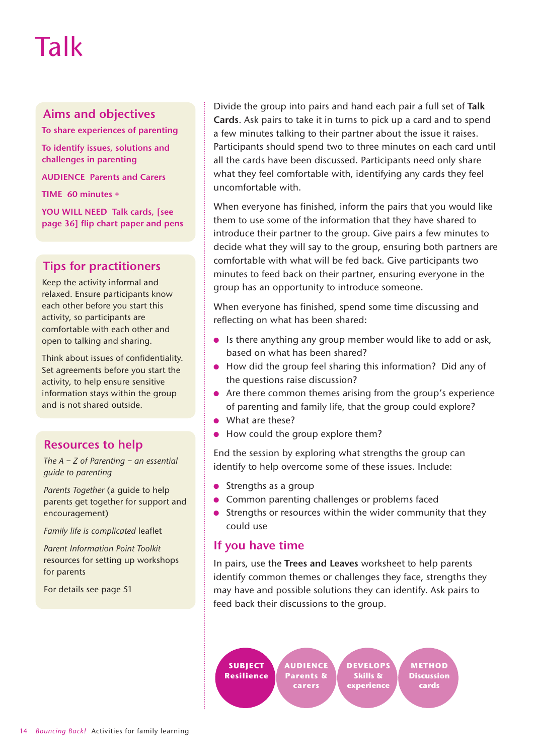# Talk

## Aims and objectives

**To share experiences of parenting**

**To identify issues, solutions and challenges in parenting**

**AUDIENCE** Parents and Carers

**TIME** 60 minutes +

**YOU WILL NEED** Talk cards, [see page 36] flip chart paper and pens

## Tips for practitioners

Keep the activity informal and relaxed. Ensure participants know each other before you start this activity, so participants are comfortable with each other and open to talking and sharing.

Think about issues of confidentiality. Set agreements before you start the activity, to help ensure sensitive information stays within the group and is not shared outside.

## Resources to help

*The A – Z of Parenting – an essential guide to parenting*

*Parents Together* (a guide to help parents get together for support and encouragement)

*Family life is complicated* leaflet

*Parent Information Point Toolkit* resources for setting up workshops for parents

For details see page 51

Divide the group into pairs and hand each pair a full set of **Talk Cards**. Ask pairs to take it in turns to pick up a card and to spend a few minutes talking to their partner about the issue it raises. Participants should spend two to three minutes on each card until all the cards have been discussed. Participants need only share what they feel comfortable with, identifying any cards they feel uncomfortable with.

When everyone has finished, inform the pairs that you would like them to use some of the information that they have shared to introduce their partner to the group. Give pairs a few minutes to decide what they will say to the group, ensuring both partners are comfortable with what will be fed back. Give participants two minutes to feed back on their partner, ensuring everyone in the group has an opportunity to introduce someone.

When everyone has finished, spend some time discussing and reflecting on what has been shared:

- Is there anything any group member would like to add or ask, based on what has been shared?
- How did the group feel sharing this information? Did any of the questions raise discussion?
- Are there common themes arising from the group's experience of parenting and family life, that the group could explore?
- What are these?
- How could the group explore them?

End the session by exploring what strengths the group can identify to help overcome some of these issues. Include:

- Strengths as a group
- Common parenting challenges or problems faced
- Strengths or resources within the wider community that they could use

## If you have time

In pairs, use the **Trees and Leaves** worksheet to help parents identify common themes or challenges they face, strengths they may have and possible solutions they can identify. Ask pairs to feed back their discussions to the group.

**SUBJECT** Resilience

**AUDIENCE** Parents & carers

**DEVELOPS** Skills & experience

**METHOD** Discussion cards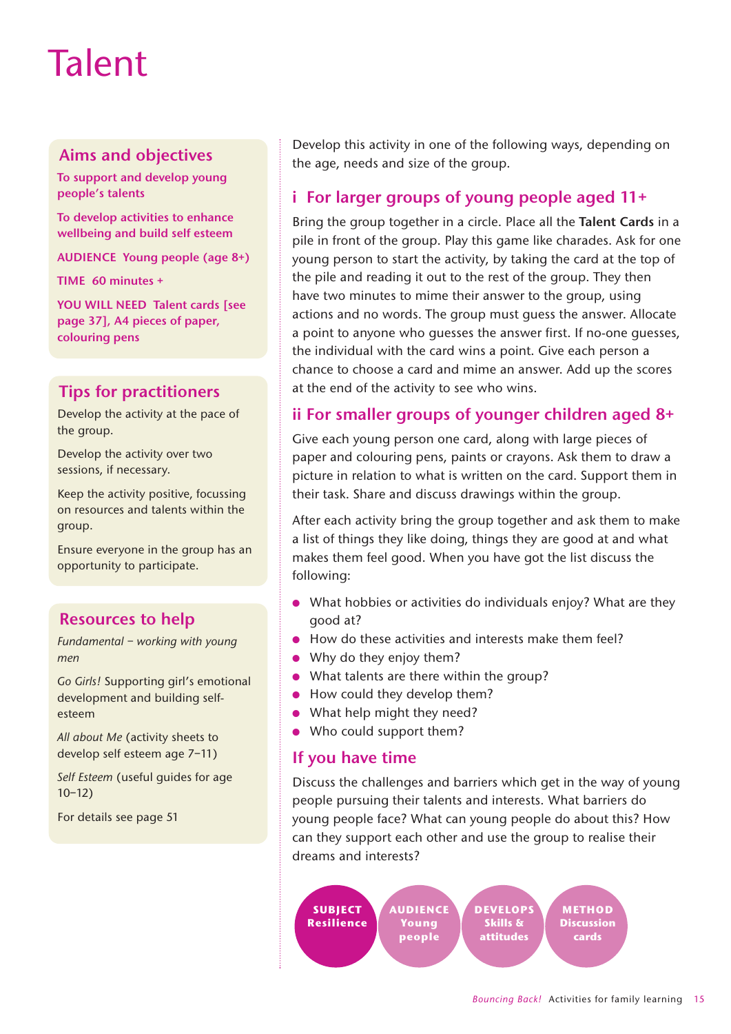# Talent

## Aims and objectives

**To support and develop young people's talents**

**To develop activities to enhance wellbeing and build self esteem**

**AUDIENCE** Young people (age 8+)

**TIME** 60 minutes +

**YOU WILL NEED** Talent cards [see page 37], A4 pieces of paper, colouring pens

## Tips for practitioners

Develop the activity at the pace of the group.

Develop the activity over two sessions, if necessary.

Keep the activity positive, focussing on resources and talents within the group.

Ensure everyone in the group has an opportunity to participate.

## Resources to help

*Fundamental – working with young men*

*Go Girls!* Supporting girl's emotional development and building self-esteem

*All about Me* (activity sheets to develop self esteem age 7–11)

*Self Esteem* (useful guides for age 10–12)

For details see page 51

Develop this activity in one of the following ways, depending on the age, needs and size of the group.

## i For larger groups of young people aged 11+

Bring the group together in a circle. Place all the **Talent Cards** in a pile in front of the group. Play this game like charades. Ask for one young person to start the activity, by taking the card at the top of the pile and reading it out to the rest of the group. They then have two minutes to mime their answer to the group, using actions and no words. The group must guess the answer. Allocate a point to anyone who guesses the answer first. If no-one guesses, the individual with the card wins a point. Give each person a chance to choose a card and mime an answer. Add up the scores at the end of the activity to see who wins.

## ii For smaller groups of younger children aged 8+

Give each young person one card, along with large pieces of paper and colouring pens, paints or crayons. Ask them to draw a picture in relation to what is written on the card. Support them in their task. Share and discuss drawings within the group.

After each activity bring the group together and ask them to make a list of things they like doing, things they are good at and what makes them feel good. When you have got the list discuss the following:

- What hobbies or activities do individuals enjoy? What are they good at?
- How do these activities and interests make them feel?
- Why do they enjoy them?
- What talents are there within the group?
- How could they develop them?
- What help might they need?
- Who could support them?

## If you have time

Discuss the challenges and barriers which get in the way of young people pursuing their talents and interests. What barriers do young people face? What can young people do about this? How can they support each other and use the group to realise their dreams and interests?

**SUBJECT** Resilience | **AUDIENCE** Young people | **DEVELOPS** Skills & attitudes | **METHOD** Discussion cards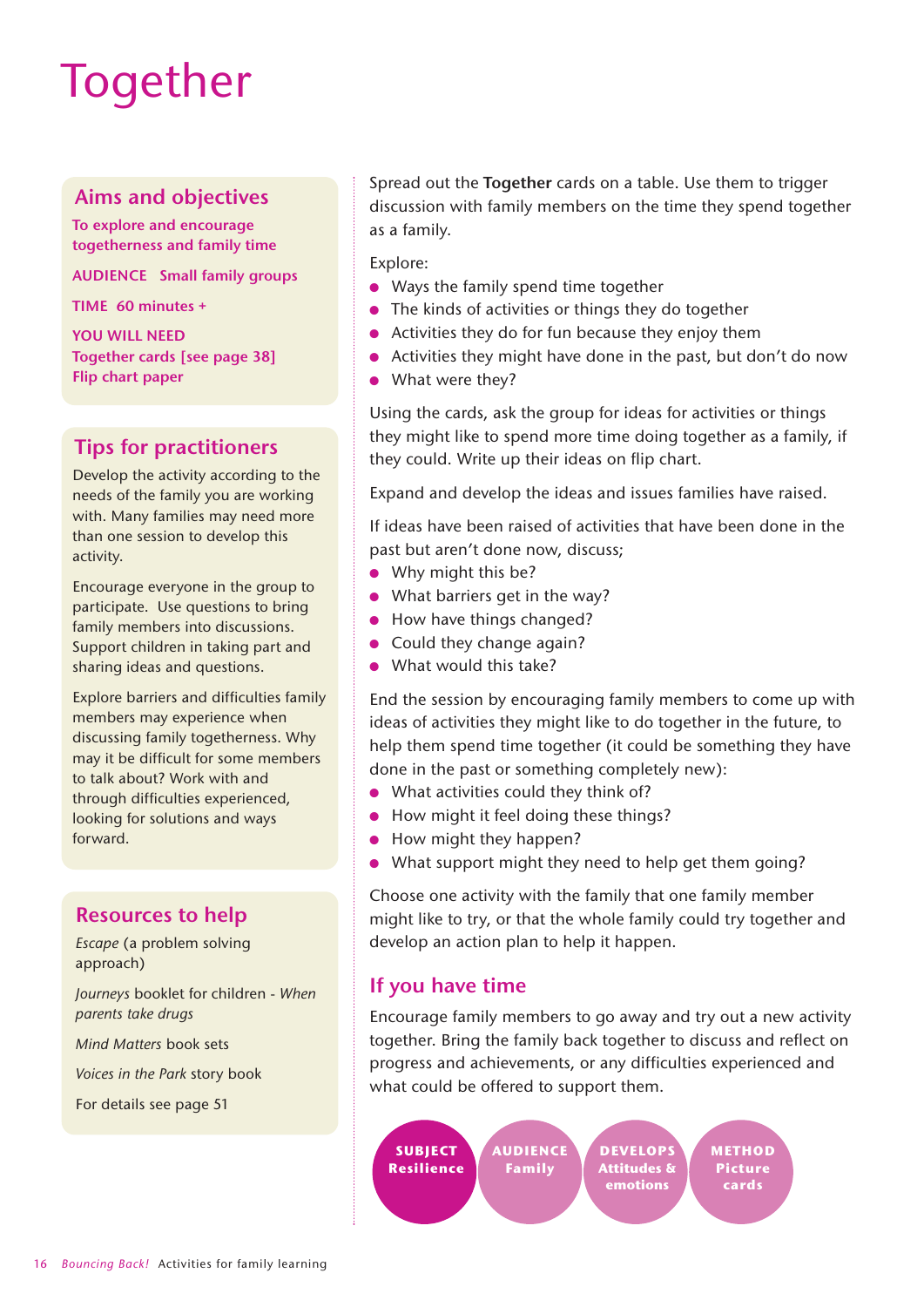# Together

## Aims and objectives

**To explore and encourage togetherness and family time**

**AUDIENCE** Small family groups

**TIME** 60 minutes +

**YOU WILL NEED**
Together cards [see page 38]
Flip chart paper

## Tips for practitioners

Develop the activity according to the needs of the family you are working with. Many families may need more than one session to develop this activity.

Encourage everyone in the group to participate. Use questions to bring family members into discussions. Support children in taking part and sharing ideas and questions.

Explore barriers and difficulties family members may experience when discussing family togetherness. Why may it be difficult for some members to talk about? Work with and through difficulties experienced, looking for solutions and ways forward.

## Resources to help

*Escape* (a problem solving approach)

*Journeys* booklet for children - *When parents take drugs*

*Mind Matters* book sets

*Voices in the Park* story book

For details see page 51

Spread out the **Together** cards on a table. Use them to trigger discussion with family members on the time they spend together as a family.

Explore:

- Ways the family spend time together
- The kinds of activities or things they do together
- Activities they do for fun because they enjoy them
- Activities they might have done in the past, but don't do now
- What were they?

Using the cards, ask the group for ideas for activities or things they might like to spend more time doing together as a family, if they could. Write up their ideas on flip chart.

Expand and develop the ideas and issues families have raised.

If ideas have been raised of activities that have been done in the past but aren't done now, discuss;

- Why might this be?
- What barriers get in the way?
- How have things changed?
- Could they change again?
- What would this take?

End the session by encouraging family members to come up with ideas of activities they might like to do together in the future, to help them spend time together (it could be something they have done in the past or something completely new):

- What activities could they think of?
- How might it feel doing these things?
- How might they happen?
- What support might they need to help get them going?

Choose one activity with the family that one family member might like to try, or that the whole family could try together and develop an action plan to help it happen.

## If you have time

Encourage family members to go away and try out a new activity together. Bring the family back together to discuss and reflect on progress and achievements, or any difficulties experienced and what could be offered to support them.

**SUBJECT** Resilience | **AUDIENCE** Family | **DEVELOPS** Attitudes & emotions | **METHOD** Picture cards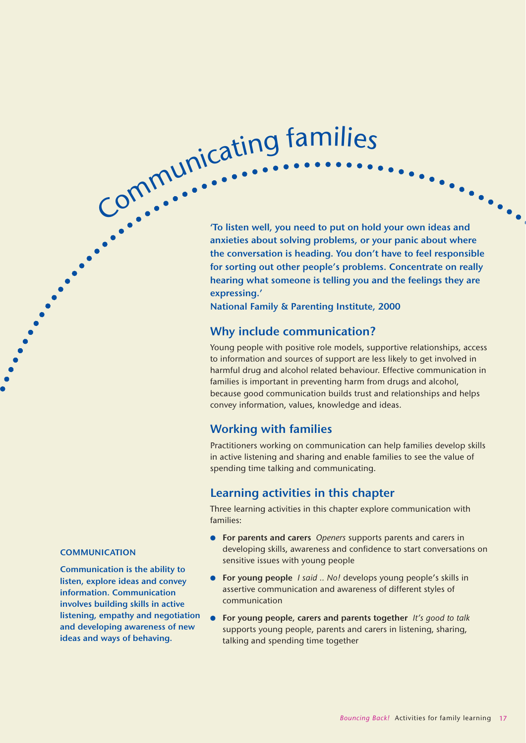# Communicating families

**'To listen well, you need to put on hold your own ideas and anxieties about solving problems, or your panic about where the conversation is heading. You don't have to feel responsible for sorting out other people's problems. Concentrate on really hearing what someone is telling you and the feelings they are expressing.'**
**National Family & Parenting Institute, 2000**

## Why include communication?

Young people with positive role models, supportive relationships, access to information and sources of support are less likely to get involved in harmful drug and alcohol related behaviour. Effective communication in families is important in preventing harm from drugs and alcohol, because good communication builds trust and relationships and helps convey information, values, knowledge and ideas.

## Working with families

Practitioners working on communication can help families develop skills in active listening and sharing and enable families to see the value of spending time talking and communicating.

## Learning activities in this chapter

Three learning activities in this chapter explore communication with families:

- **For parents and carers** *Openers* supports parents and carers in developing skills, awareness and confidence to start conversations on sensitive issues with young people
- **For young people** *I said .. No!* develops young people's skills in assertive communication and awareness of different styles of communication
- **For young people, carers and parents together** *It's good to talk* supports young people, parents and carers in listening, sharing, talking and spending time together

**COMMUNICATION**

**Communication is the ability to listen, explore ideas and convey information. Communication involves building skills in active listening, empathy and negotiation and developing awareness of new ideas and ways of behaving.**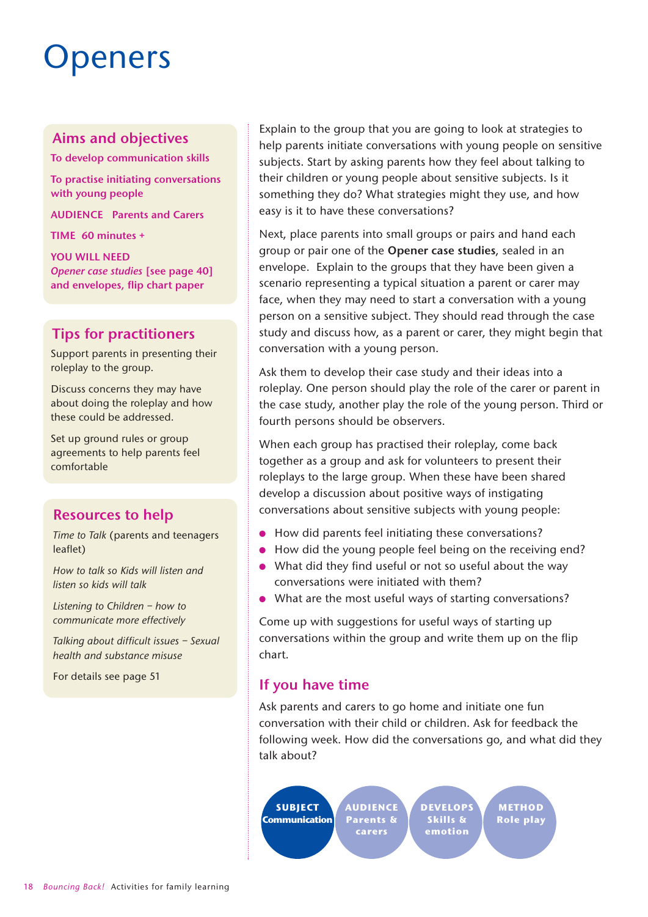# Openers

## Aims and objectives

**To develop communication skills**

**To practise initiating conversations with young people**

**AUDIENCE** Parents and Carers

**TIME** 60 minutes +

**YOU WILL NEED**
*Opener case studies* [see page 40] and envelopes, flip chart paper

## Tips for practitioners

Support parents in presenting their roleplay to the group.

Discuss concerns they may have about doing the roleplay and how these could be addressed.

Set up ground rules or group agreements to help parents feel comfortable

## Resources to help

*Time to Talk* (parents and teenagers leaflet)

*How to talk so Kids will listen and listen so kids will talk*

*Listening to Children – how to communicate more effectively*

*Talking about difficult issues – Sexual health and substance misuse*

For details see page 51

Explain to the group that you are going to look at strategies to help parents initiate conversations with young people on sensitive subjects. Start by asking parents how they feel about talking to their children or young people about sensitive subjects. Is it something they do? What strategies might they use, and how easy is it to have these conversations?

Next, place parents into small groups or pairs and hand each group or pair one of the **Opener case studies**, sealed in an envelope. Explain to the groups that they have been given a scenario representing a typical situation a parent or carer may face, when they may need to start a conversation with a young person on a sensitive subject. They should read through the case study and discuss how, as a parent or carer, they might begin that conversation with a young person.

Ask them to develop their case study and their ideas into a roleplay. One person should play the role of the carer or parent in the case study, another play the role of the young person. Third or fourth persons should be observers.

When each group has practised their roleplay, come back together as a group and ask for volunteers to present their roleplays to the large group. When these have been shared develop a discussion about positive ways of instigating conversations about sensitive subjects with young people:

- How did parents feel initiating these conversations?
- How did the young people feel being on the receiving end?
- What did they find useful or not so useful about the way conversations were initiated with them?
- What are the most useful ways of starting conversations?

Come up with suggestions for useful ways of starting up conversations within the group and write them up on the flip chart.

## If you have time

Ask parents and carers to go home and initiate one fun conversation with their child or children. Ask for feedback the following week. How did the conversations go, and what did they talk about?

**SUBJECT** Communication | **AUDIENCE** Parents & carers | **DEVELOPS** Skills & emotion | **METHOD** Role play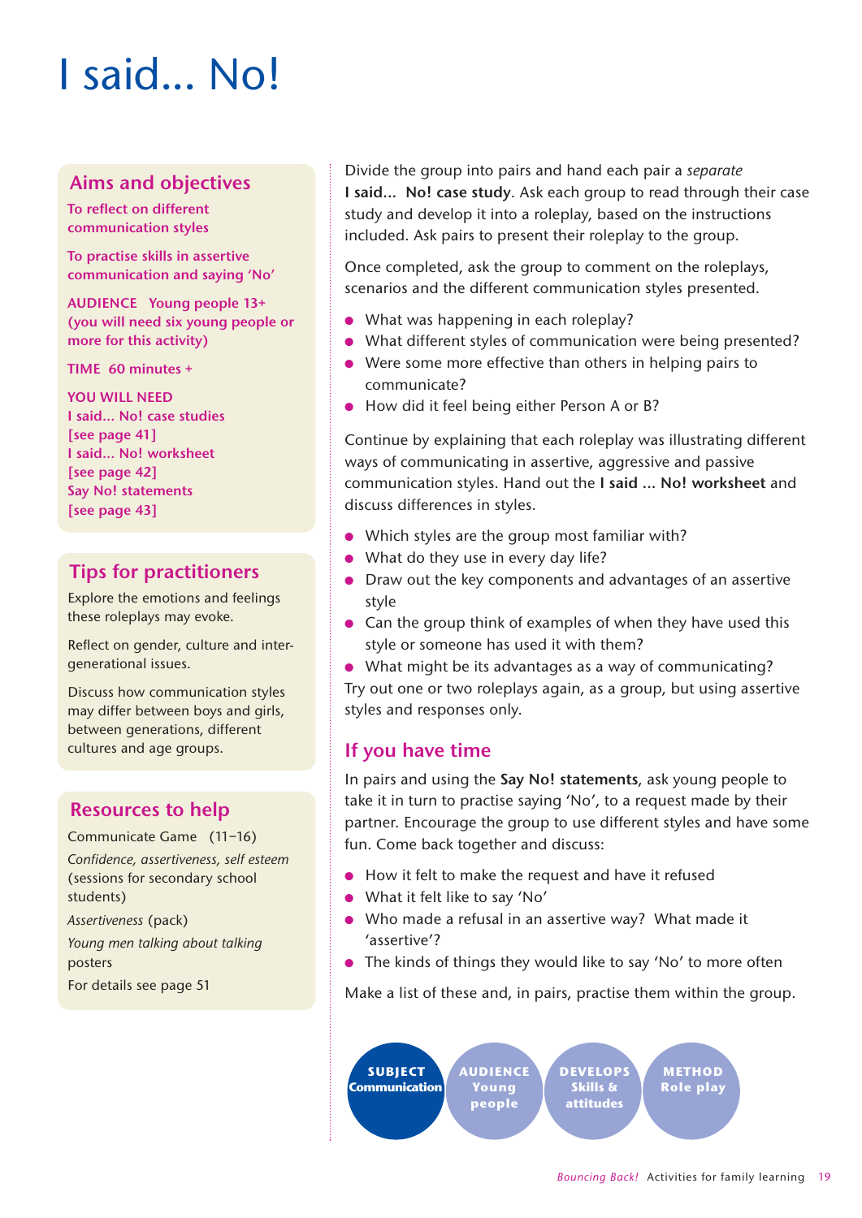# I said... No!

## Aims and objectives

**To reflect on different communication styles**

**To practise skills in assertive communication and saying 'No'**

**AUDIENCE** Young people 13+ (you will need six young people or more for this activity)

**TIME** 60 minutes +

**YOU WILL NEED**
I said... No! case studies [see page 41]
I said... No! worksheet [see page 42]
Say No! statements [see page 43]

## Tips for practitioners

Explore the emotions and feelings these roleplays may evoke.

Reflect on gender, culture and inter-generational issues.

Discuss how communication styles may differ between boys and girls, between generations, different cultures and age groups.

## Resources to help

Communicate Game (11–16)

*Confidence, assertiveness, self esteem* (sessions for secondary school students)

*Assertiveness* (pack)

*Young men talking about talking* posters

For details see page 51

Divide the group into pairs and hand each pair a *separate* **I said... No! case study**. Ask each group to read through their case study and develop it into a roleplay, based on the instructions included. Ask pairs to present their roleplay to the group.

Once completed, ask the group to comment on the roleplays, scenarios and the different communication styles presented.

- What was happening in each roleplay?
- What different styles of communication were being presented?
- Were some more effective than others in helping pairs to communicate?
- How did it feel being either Person A or B?

Continue by explaining that each roleplay was illustrating different ways of communicating in assertive, aggressive and passive communication styles. Hand out the **I said ... No! worksheet** and discuss differences in styles.

- Which styles are the group most familiar with?
- What do they use in every day life?
- Draw out the key components and advantages of an assertive style
- Can the group think of examples of when they have used this style or someone has used it with them?
- What might be its advantages as a way of communicating?

Try out one or two roleplays again, as a group, but using assertive styles and responses only.

## If you have time

In pairs and using the **Say No! statements**, ask young people to take it in turn to practise saying 'No', to a request made by their partner. Encourage the group to use different styles and have some fun. Come back together and discuss:

- How it felt to make the request and have it refused
- What it felt like to say 'No'
- Who made a refusal in an assertive way? What made it 'assertive'?
- The kinds of things they would like to say 'No' to more often

Make a list of these and, in pairs, practise them within the group.

**SUBJECT** Communication | **AUDIENCE** Young people | **DEVELOPS** Skills & attitudes | **METHOD** Role play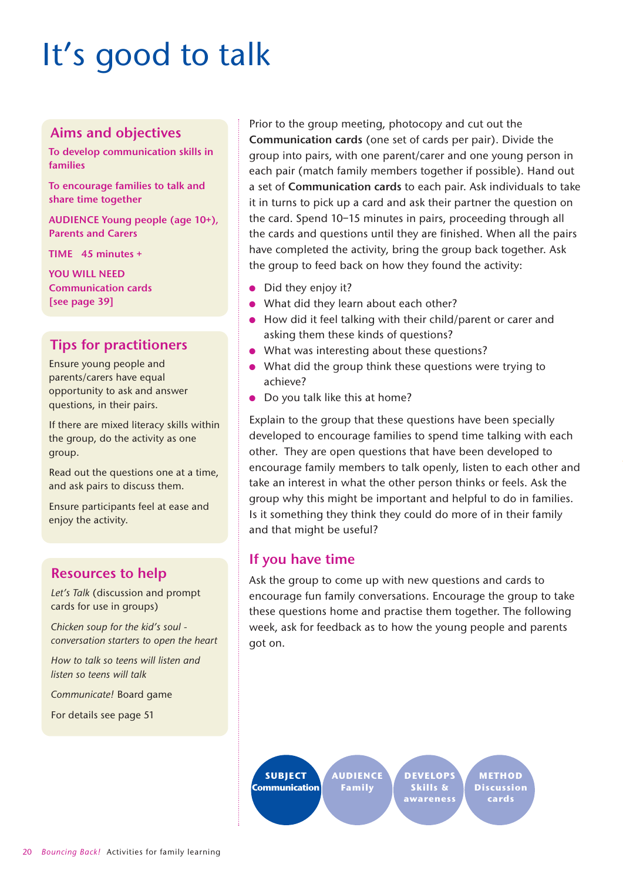# It's good to talk

## Aims and objectives

**To develop communication skills in families**

**To encourage families to talk and share time together**

**AUDIENCE Young people (age 10+), Parents and Carers**

**TIME 45 minutes +**

**YOU WILL NEED Communication cards [see page 39]**

## Tips for practitioners

Ensure young people and parents/carers have equal opportunity to ask and answer questions, in their pairs.

If there are mixed literacy skills within the group, do the activity as one group.

Read out the questions one at a time, and ask pairs to discuss them.

Ensure participants feel at ease and enjoy the activity.

## Resources to help

*Let's Talk* (discussion and prompt cards for use in groups)

*Chicken soup for the kid's soul - conversation starters to open the heart*

*How to talk so teens will listen and listen so teens will talk*

*Communicate!* Board game

For details see page 51

Prior to the group meeting, photocopy and cut out the **Communication cards** (one set of cards per pair). Divide the group into pairs, with one parent/carer and one young person in each pair (match family members together if possible). Hand out a set of **Communication cards** to each pair. Ask individuals to take it in turns to pick up a card and ask their partner the question on the card. Spend 10–15 minutes in pairs, proceeding through all the cards and questions until they are finished. When all the pairs have completed the activity, bring the group back together. Ask the group to feed back on how they found the activity:

- Did they enjoy it?
- What did they learn about each other?
- How did it feel talking with their child/parent or carer and asking them these kinds of questions?
- What was interesting about these questions?
- What did the group think these questions were trying to achieve?
- Do you talk like this at home?

Explain to the group that these questions have been specially developed to encourage families to spend time talking with each other. They are open questions that have been developed to encourage family members to talk openly, listen to each other and take an interest in what the other person thinks or feels. Ask the group why this might be important and helpful to do in families. Is it something they think they could do more of in their family and that might be useful?

## If you have time

Ask the group to come up with new questions and cards to encourage fun family conversations. Encourage the group to take these questions home and practise them together. The following week, ask for feedback as to how the young people and parents got on.

SUBJECT Communication

AUDIENCE Family

DEVELOPS Skills & awareness

METHOD Discussion cards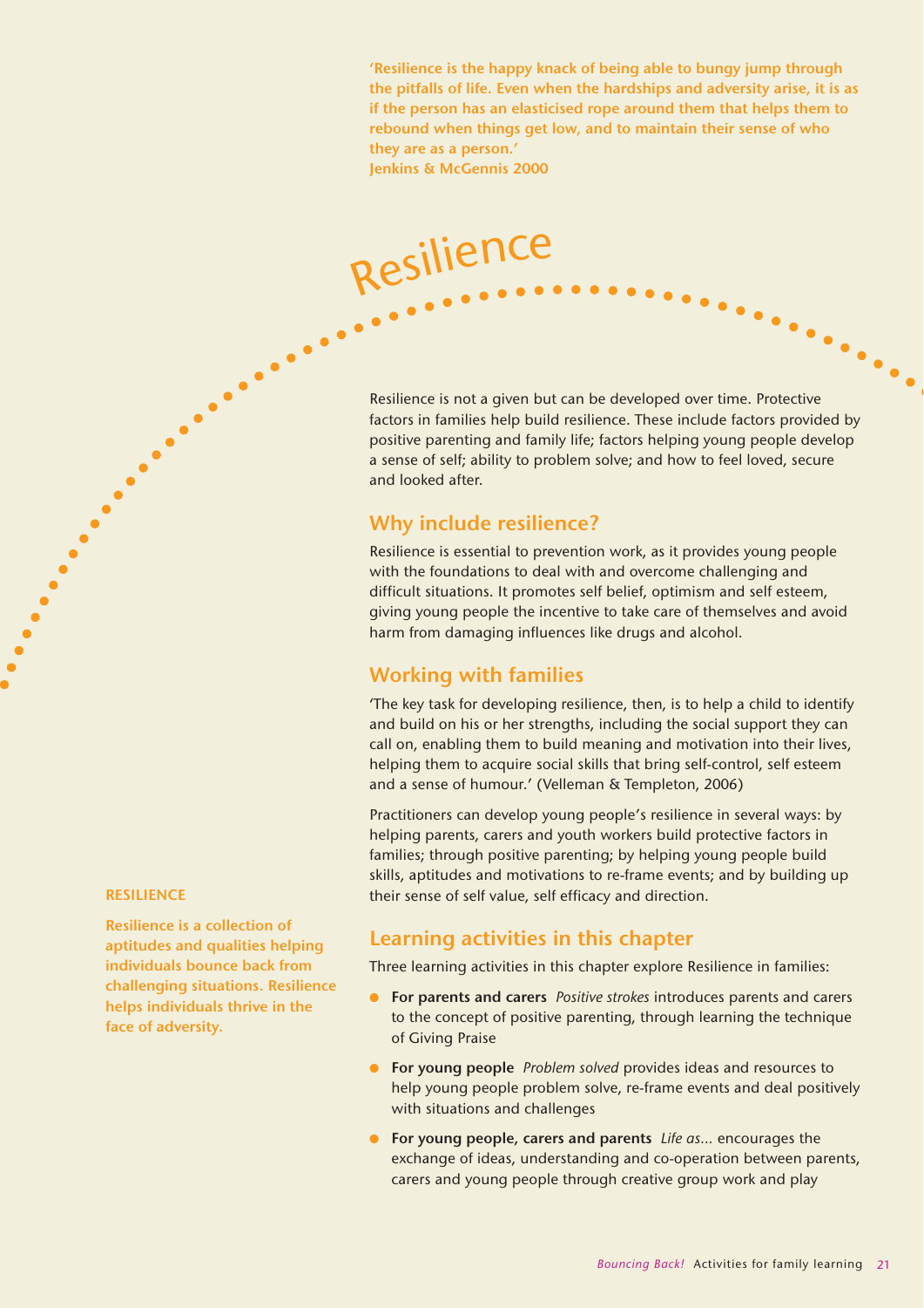'Resilience is the happy knack of being able to bungy jump through the pitfalls of life. Even when the hardships and adversity arise, it is as if the person has an elasticised rope around them that helps them to rebound when things get low, and to maintain their sense of who they are as a person.'
**Jenkins & McGennis 2000**

# Resilience

Resilience is not a given but can be developed over time. Protective factors in families help build resilience. These include factors provided by positive parenting and family life; factors helping young people develop a sense of self; ability to problem solve; and how to feel loved, secure and looked after.

## Why include resilience?

Resilience is essential to prevention work, as it provides young people with the foundations to deal with and overcome challenging and difficult situations. It promotes self belief, optimism and self esteem, giving young people the incentive to take care of themselves and avoid harm from damaging influences like drugs and alcohol.

## Working with families

'The key task for developing resilience, then, is to help a child to identify and build on his or her strengths, including the social support they can call on, enabling them to build meaning and motivation into their lives, helping them to acquire social skills that bring self-control, self esteem and a sense of humour.' (Velleman & Templeton, 2006)

Practitioners can develop young people's resilience in several ways: by helping parents, carers and youth workers build protective factors in families; through positive parenting; by helping young people build skills, aptitudes and motivations to re-frame events; and by building up their sense of self value, self efficacy and direction.

**RESILIENCE**

**Resilience is a collection of aptitudes and qualities helping individuals bounce back from challenging situations. Resilience helps individuals thrive in the face of adversity.**

## Learning activities in this chapter

Three learning activities in this chapter explore Resilience in families:

- **For parents and carers** *Positive strokes* introduces parents and carers to the concept of positive parenting, through learning the technique of Giving Praise
- **For young people** *Problem solved* provides ideas and resources to help young people problem solve, re-frame events and deal positively with situations and challenges
- **For young people, carers and parents** *Life as...* encourages the exchange of ideas, understanding and co-operation between parents, carers and young people through creative group work and play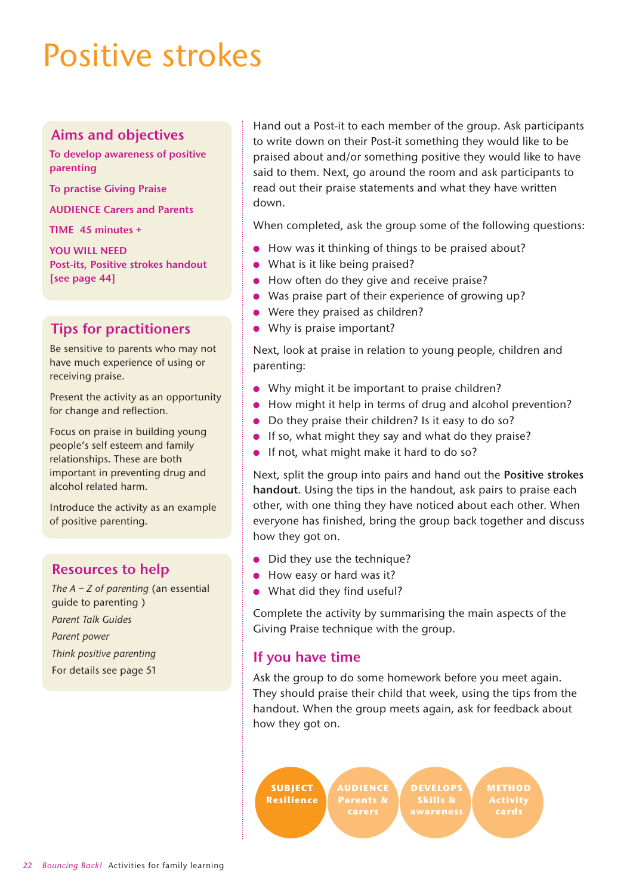# Positive strokes

## Aims and objectives

**To develop awareness of positive parenting**

**To practise Giving Praise**

**AUDIENCE Carers and Parents**

**TIME 45 minutes +**

**YOU WILL NEED**
**Post-its, Positive strokes handout [see page 44]**

## Tips for practitioners

Be sensitive to parents who may not have much experience of using or receiving praise.

Present the activity as an opportunity for change and reflection.

Focus on praise in building young people's self esteem and family relationships. These are both important in preventing drug and alcohol related harm.

Introduce the activity as an example of positive parenting.

## Resources to help

*The A – Z of parenting* (an essential guide to parenting )

*Parent Talk Guides*

*Parent power*

*Think positive parenting*

For details see page 51

Hand out a Post-it to each member of the group. Ask participants to write down on their Post-it something they would like to be praised about and/or something positive they would like to have said to them. Next, go around the room and ask participants to read out their praise statements and what they have written down.

When completed, ask the group some of the following questions:

- How was it thinking of things to be praised about?
- What is it like being praised?
- How often do they give and receive praise?
- Was praise part of their experience of growing up?
- Were they praised as children?
- Why is praise important?

Next, look at praise in relation to young people, children and parenting:

- Why might it be important to praise children?
- How might it help in terms of drug and alcohol prevention?
- Do they praise their children? Is it easy to do so?
- If so, what might they say and what do they praise?
- If not, what might make it hard to do so?

Next, split the group into pairs and hand out the **Positive strokes handout**. Using the tips in the handout, ask pairs to praise each other, with one thing they have noticed about each other. When everyone has finished, bring the group back together and discuss how they got on.

- Did they use the technique?
- How easy or hard was it?
- What did they find useful?

Complete the activity by summarising the main aspects of the Giving Praise technique with the group.

## If you have time

Ask the group to do some homework before you meet again. They should praise their child that week, using the tips from the handout. When the group meets again, ask for feedback about how they got on.

**SUBJECT** Resilience

**AUDIENCE** Parents & carers

**DEVELOPS** Skills & awareness

**METHOD** Activity cards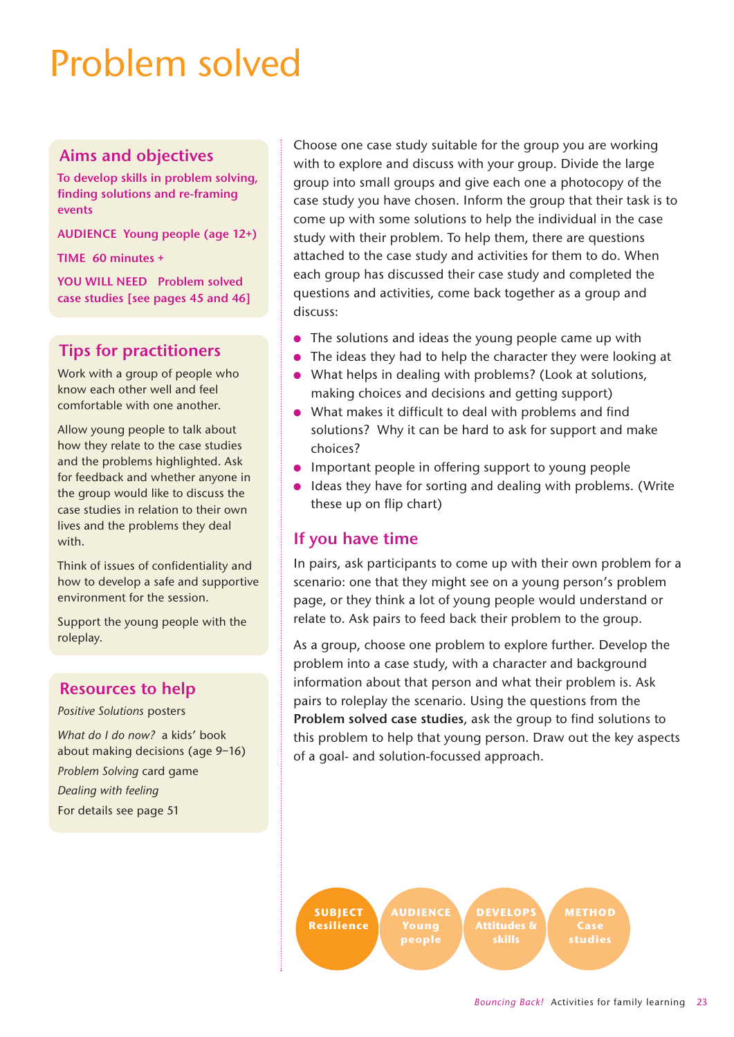# Problem solved

## Aims and objectives

**To develop skills in problem solving, finding solutions and re-framing events**

**AUDIENCE** Young people (age 12+)

**TIME** 60 minutes +

**YOU WILL NEED** Problem solved case studies [see pages 45 and 46]

## Tips for practitioners

Work with a group of people who know each other well and feel comfortable with one another.

Allow young people to talk about how they relate to the case studies and the problems highlighted. Ask for feedback and whether anyone in the group would like to discuss the case studies in relation to their own lives and the problems they deal with.

Think of issues of confidentiality and how to develop a safe and supportive environment for the session.

Support the young people with the roleplay.

## Resources to help

*Positive Solutions* posters

*What do I do now?* a kids' book about making decisions (age 9–16)

*Problem Solving* card game

*Dealing with feeling*

For details see page 51

Choose one case study suitable for the group you are working with to explore and discuss with your group. Divide the large group into small groups and give each one a photocopy of the case study you have chosen. Inform the group that their task is to come up with some solutions to help the individual in the case study with their problem. To help them, there are questions attached to the case study and activities for them to do. When each group has discussed their case study and completed the questions and activities, come back together as a group and discuss:

- The solutions and ideas the young people came up with
- The ideas they had to help the character they were looking at
- What helps in dealing with problems? (Look at solutions, making choices and decisions and getting support)
- What makes it difficult to deal with problems and find solutions? Why it can be hard to ask for support and make choices?
- Important people in offering support to young people
- Ideas they have for sorting and dealing with problems. (Write these up on flip chart)

## If you have time

In pairs, ask participants to come up with their own problem for a scenario: one that they might see on a young person's problem page, or they think a lot of young people would understand or relate to. Ask pairs to feed back their problem to the group.

As a group, choose one problem to explore further. Develop the problem into a case study, with a character and background information about that person and what their problem is. Ask pairs to roleplay the scenario. Using the questions from the **Problem solved case studies**, ask the group to find solutions to this problem to help that young person. Draw out the key aspects of a goal- and solution-focussed approach.

SUBJECT Resilience

AUDIENCE Young people

DEVELOPS Attitudes & skills

METHOD Case studies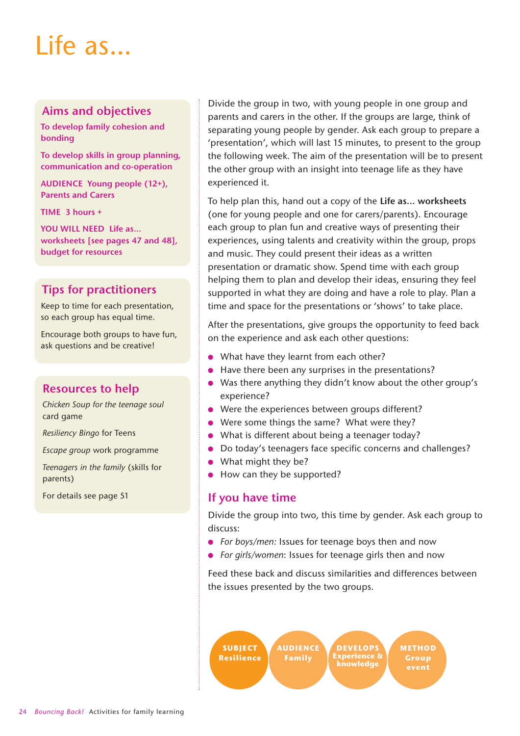# Life as...

## Aims and objectives

**To develop family cohesion and bonding**

**To develop skills in group planning, communication and co-operation**

**AUDIENCE Young people (12+), Parents and Carers**

**TIME 3 hours +**

**YOU WILL NEED Life as... worksheets [see pages 47 and 48], budget for resources**

## Tips for practitioners

Keep to time for each presentation, so each group has equal time.

Encourage both groups to have fun, ask questions and be creative!

## Resources to help

*Chicken Soup for the teenage soul* card game

*Resiliency Bingo* for Teens

*Escape group* work programme

*Teenagers in the family* (skills for parents)

For details see page 51

Divide the group in two, with young people in one group and parents and carers in the other. If the groups are large, think of separating young people by gender. Ask each group to prepare a 'presentation', which will last 15 minutes, to present to the group the following week. The aim of the presentation will be to present the other group with an insight into teenage life as they have experienced it.

To help plan this, hand out a copy of the **Life as... worksheets** (one for young people and one for carers/parents). Encourage each group to plan fun and creative ways of presenting their experiences, using talents and creativity within the group, props and music. They could present their ideas as a written presentation or dramatic show. Spend time with each group helping them to plan and develop their ideas, ensuring they feel supported in what they are doing and have a role to play. Plan a time and space for the presentations or 'shows' to take place.

After the presentations, give groups the opportunity to feed back on the experience and ask each other questions:

- What have they learnt from each other?
- Have there been any surprises in the presentations?
- Was there anything they didn't know about the other group's experience?
- Were the experiences between groups different?
- Were some things the same? What were they?
- What is different about being a teenager today?
- Do today's teenagers face specific concerns and challenges?
- What might they be?
- How can they be supported?

## If you have time

Divide the group into two, this time by gender. Ask each group to discuss:

- *For boys/men:* Issues for teenage boys then and now
- *For girls/women*: Issues for teenage girls then and now

Feed these back and discuss similarities and differences between the issues presented by the two groups.

**SUBJECT** Resilience | **AUDIENCE** Family | **DEVELOPS** Experience & knowledge | **METHOD** Group event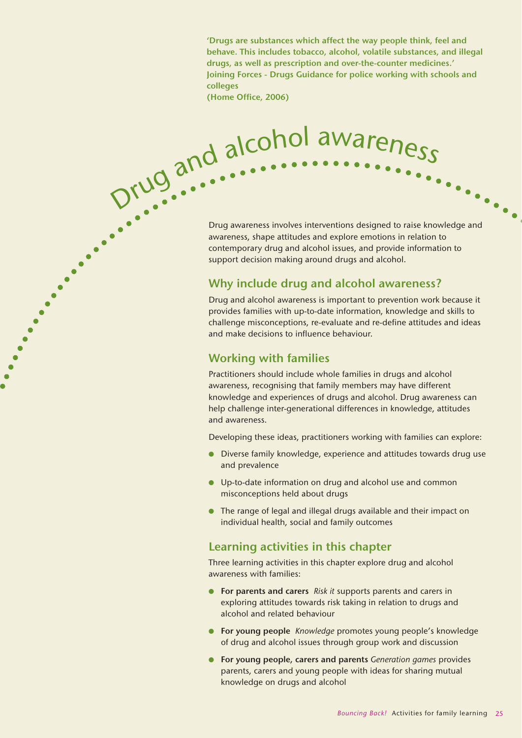**'Drugs are substances which affect the way people think, feel and behave. This includes tobacco, alcohol, volatile substances, and illegal drugs, as well as prescription and over-the-counter medicines.'**
**Joining Forces - Drugs Guidance for police working with schools and colleges**
**(Home Office, 2006)**

# Drug and alcohol awareness

Drug awareness involves interventions designed to raise knowledge and awareness, shape attitudes and explore emotions in relation to contemporary drug and alcohol issues, and provide information to support decision making around drugs and alcohol.

## Why include drug and alcohol awareness?

Drug and alcohol awareness is important to prevention work because it provides families with up-to-date information, knowledge and skills to challenge misconceptions, re-evaluate and re-define attitudes and ideas and make decisions to influence behaviour.

## Working with families

Practitioners should include whole families in drugs and alcohol awareness, recognising that family members may have different knowledge and experiences of drugs and alcohol. Drug awareness can help challenge inter-generational differences in knowledge, attitudes and awareness.

Developing these ideas, practitioners working with families can explore:

- Diverse family knowledge, experience and attitudes towards drug use and prevalence
- Up-to-date information on drug and alcohol use and common misconceptions held about drugs
- The range of legal and illegal drugs available and their impact on individual health, social and family outcomes

## Learning activities in this chapter

Three learning activities in this chapter explore drug and alcohol awareness with families:

- **For parents and carers** *Risk it* supports parents and carers in exploring attitudes towards risk taking in relation to drugs and alcohol and related behaviour
- **For young people** *Knowledge* promotes young people's knowledge of drug and alcohol issues through group work and discussion
- **For young people, carers and parents** *Generation games* provides parents, carers and young people with ideas for sharing mutual knowledge on drugs and alcohol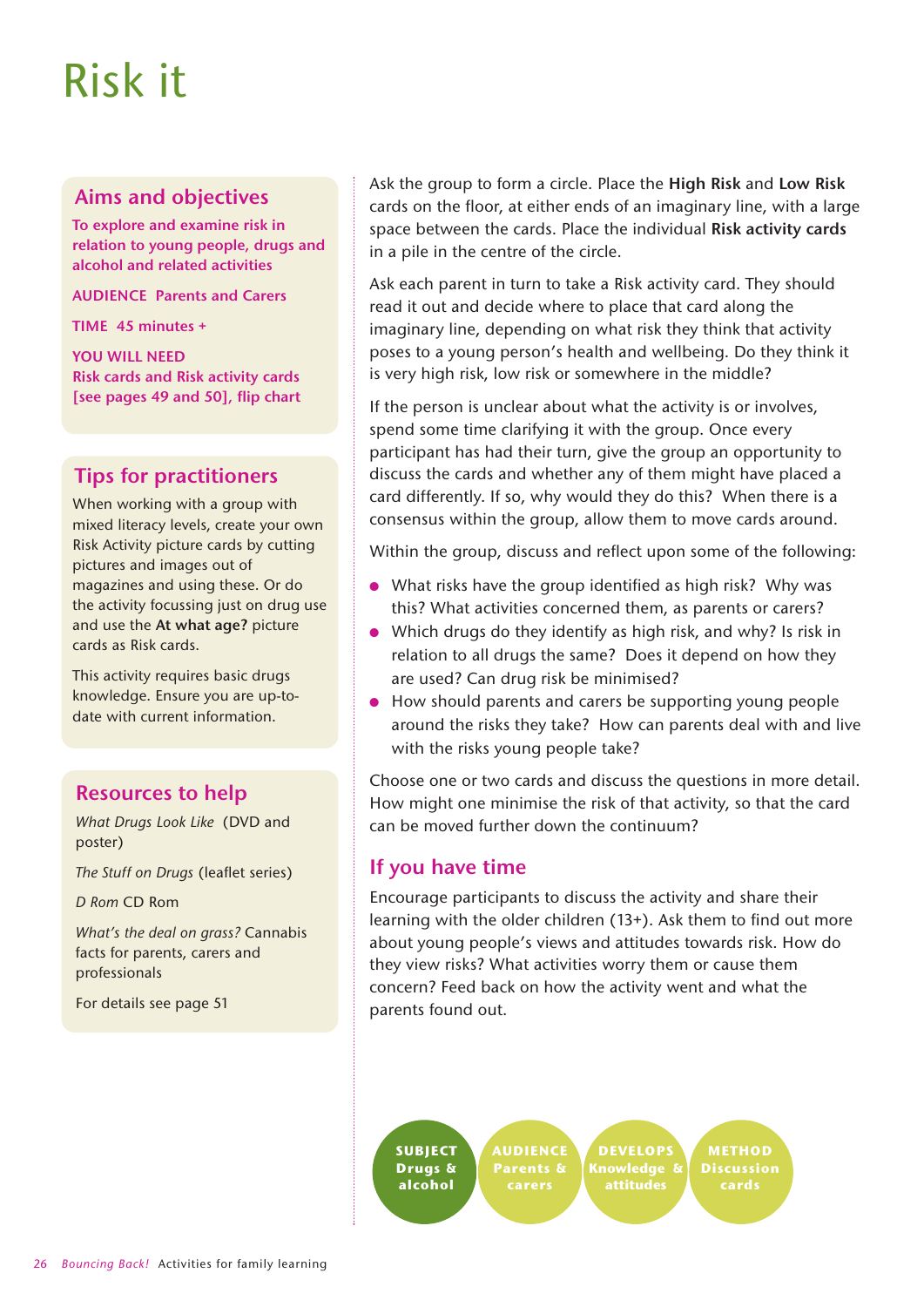# Risk it

## Aims and objectives

**To explore and examine risk in relation to young people, drugs and alcohol and related activities**

**AUDIENCE Parents and Carers**

**TIME 45 minutes +**

**YOU WILL NEED**
**Risk cards and Risk activity cards [see pages 49 and 50], flip chart**

## Tips for practitioners

When working with a group with mixed literacy levels, create your own Risk Activity picture cards by cutting pictures and images out of magazines and using these. Or do the activity focussing just on drug use and use the **At what age?** picture cards as Risk cards.

This activity requires basic drugs knowledge. Ensure you are up-to-date with current information.

## Resources to help

*What Drugs Look Like* (DVD and poster)

*The Stuff on Drugs* (leaflet series)

*D Rom* CD Rom

*What's the deal on grass?* Cannabis facts for parents, carers and professionals

For details see page 51

Ask the group to form a circle. Place the **High Risk** and **Low Risk** cards on the floor, at either ends of an imaginary line, with a large space between the cards. Place the individual **Risk activity cards** in a pile in the centre of the circle.

Ask each parent in turn to take a Risk activity card. They should read it out and decide where to place that card along the imaginary line, depending on what risk they think that activity poses to a young person's health and wellbeing. Do they think it is very high risk, low risk or somewhere in the middle?

If the person is unclear about what the activity is or involves, spend some time clarifying it with the group. Once every participant has had their turn, give the group an opportunity to discuss the cards and whether any of them might have placed a card differently. If so, why would they do this? When there is a consensus within the group, allow them to move cards around.

Within the group, discuss and reflect upon some of the following:

- What risks have the group identified as high risk? Why was this? What activities concerned them, as parents or carers?
- Which drugs do they identify as high risk, and why? Is risk in relation to all drugs the same? Does it depend on how they are used? Can drug risk be minimised?
- How should parents and carers be supporting young people around the risks they take? How can parents deal with and live with the risks young people take?

Choose one or two cards and discuss the questions in more detail. How might one minimise the risk of that activity, so that the card can be moved further down the continuum?

## If you have time

Encourage participants to discuss the activity and share their learning with the older children (13+). Ask them to find out more about young people's views and attitudes towards risk. How do they view risks? What activities worry them or cause them concern? Feed back on how the activity went and what the parents found out.

**SUBJECT** Drugs & alcohol
**AUDIENCE** Parents & carers
**DEVELOPS** Knowledge & attitudes
**METHOD** Discussion cards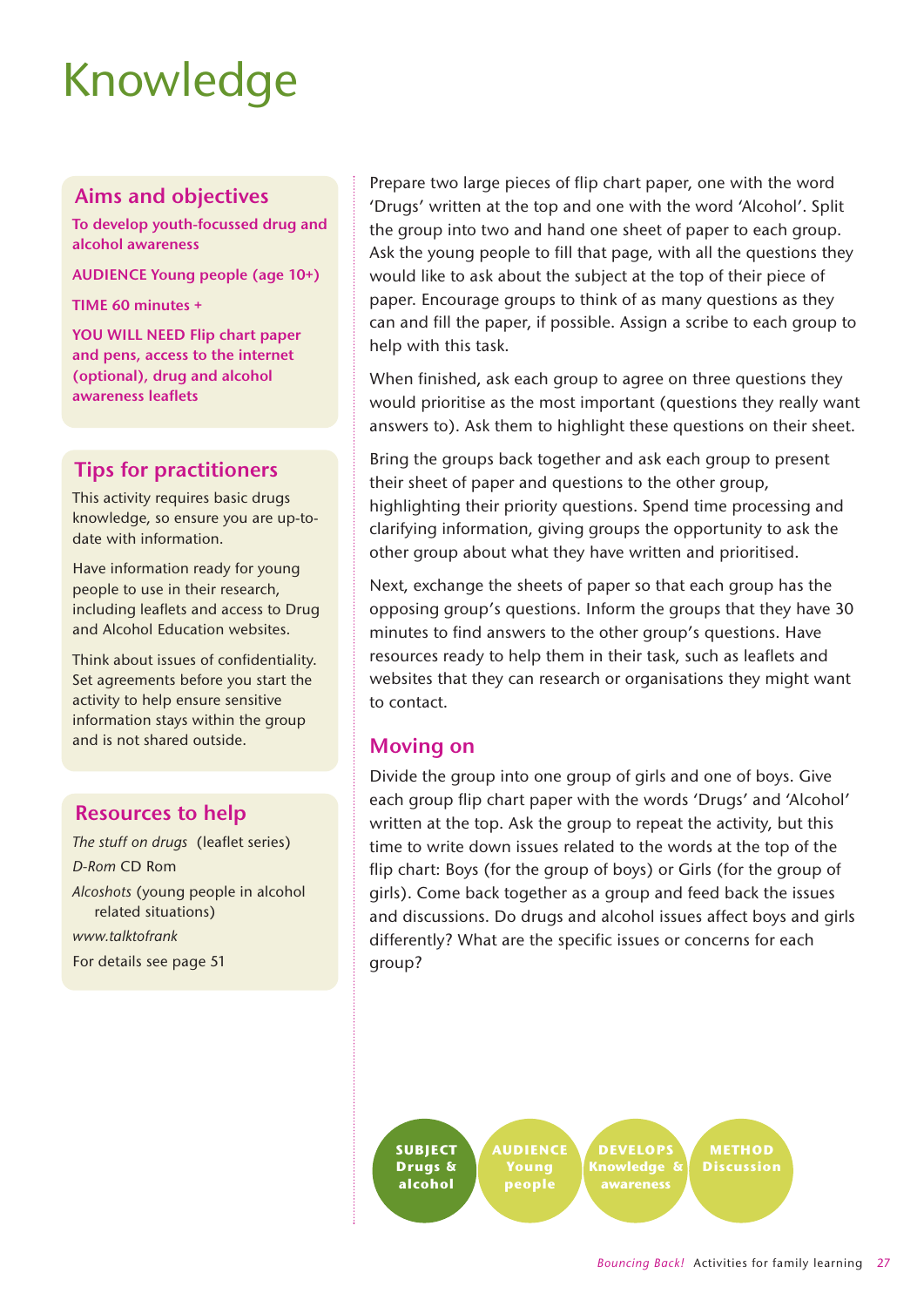# Knowledge

## Aims and objectives

**To develop youth-focussed drug and alcohol awareness**

**AUDIENCE Young people (age 10+)**

**TIME 60 minutes +**

**YOU WILL NEED Flip chart paper and pens, access to the internet (optional), drug and alcohol awareness leaflets**

## Tips for practitioners

This activity requires basic drugs knowledge, so ensure you are up-to-date with information.

Have information ready for young people to use in their research, including leaflets and access to Drug and Alcohol Education websites.

Think about issues of confidentiality. Set agreements before you start the activity to help ensure sensitive information stays within the group and is not shared outside.

## Resources to help

*The stuff on drugs* (leaflet series)

*D-Rom* CD Rom

*Alcoshots* (young people in alcohol related situations)

*www.talktofrank*

For details see page 51

Prepare two large pieces of flip chart paper, one with the word 'Drugs' written at the top and one with the word 'Alcohol'. Split the group into two and hand one sheet of paper to each group. Ask the young people to fill that page, with all the questions they would like to ask about the subject at the top of their piece of paper. Encourage groups to think of as many questions as they can and fill the paper, if possible. Assign a scribe to each group to help with this task.

When finished, ask each group to agree on three questions they would prioritise as the most important (questions they really want answers to). Ask them to highlight these questions on their sheet.

Bring the groups back together and ask each group to present their sheet of paper and questions to the other group, highlighting their priority questions. Spend time processing and clarifying information, giving groups the opportunity to ask the other group about what they have written and prioritised.

Next, exchange the sheets of paper so that each group has the opposing group's questions. Inform the groups that they have 30 minutes to find answers to the other group's questions. Have resources ready to help them in their task, such as leaflets and websites that they can research or organisations they might want to contact.

## Moving on

Divide the group into one group of girls and one of boys. Give each group flip chart paper with the words 'Drugs' and 'Alcohol' written at the top. Ask the group to repeat the activity, but this time to write down issues related to the words at the top of the flip chart: Boys (for the group of boys) or Girls (for the group of girls). Come back together as a group and feed back the issues and discussions. Do drugs and alcohol issues affect boys and girls differently? What are the specific issues or concerns for each group?

**SUBJECT** Drugs & alcohol

**AUDIENCE** Young people

**DEVELOPS** Knowledge & awareness

**METHOD** Discussion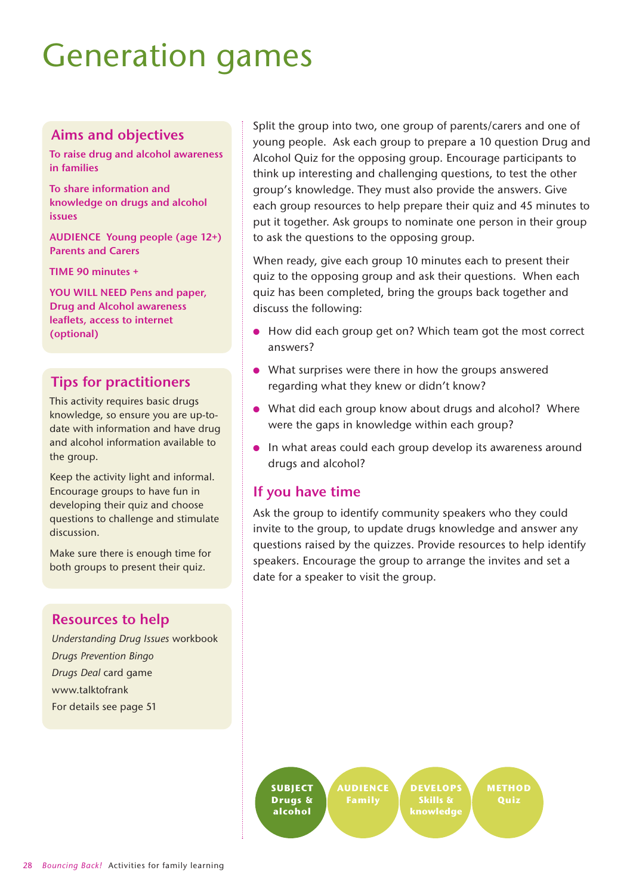# Generation games

## Aims and objectives

**To raise drug and alcohol awareness in families**

**To share information and knowledge on drugs and alcohol issues**

**AUDIENCE Young people (age 12+) Parents and Carers**

**TIME 90 minutes +**

**YOU WILL NEED Pens and paper, Drug and Alcohol awareness leaflets, access to internet (optional)**

## Tips for practitioners

This activity requires basic drugs knowledge, so ensure you are up-to-date with information and have drug and alcohol information available to the group.

Keep the activity light and informal. Encourage groups to have fun in developing their quiz and choose questions to challenge and stimulate discussion.

Make sure there is enough time for both groups to present their quiz.

## Resources to help

*Understanding Drug Issues* workbook

*Drugs Prevention Bingo*

*Drugs Deal* card game

www.talktofrank

For details see page 51

Split the group into two, one group of parents/carers and one of young people. Ask each group to prepare a 10 question Drug and Alcohol Quiz for the opposing group. Encourage participants to think up interesting and challenging questions, to test the other group's knowledge. They must also provide the answers. Give each group resources to help prepare their quiz and 45 minutes to put it together. Ask groups to nominate one person in their group to ask the questions to the opposing group.

When ready, give each group 10 minutes each to present their quiz to the opposing group and ask their questions. When each quiz has been completed, bring the groups back together and discuss the following:

- How did each group get on? Which team got the most correct answers?
- What surprises were there in how the groups answered regarding what they knew or didn't know?
- What did each group know about drugs and alcohol? Where were the gaps in knowledge within each group?
- In what areas could each group develop its awareness around drugs and alcohol?

## If you have time

Ask the group to identify community speakers who they could invite to the group, to update drugs knowledge and answer any questions raised by the quizzes. Provide resources to help identify speakers. Encourage the group to arrange the invites and set a date for a speaker to visit the group.

**SUBJECT** Drugs & alcohol

**AUDIENCE** Family

**DEVELOPS** Skills & knowledge

**METHOD** Quiz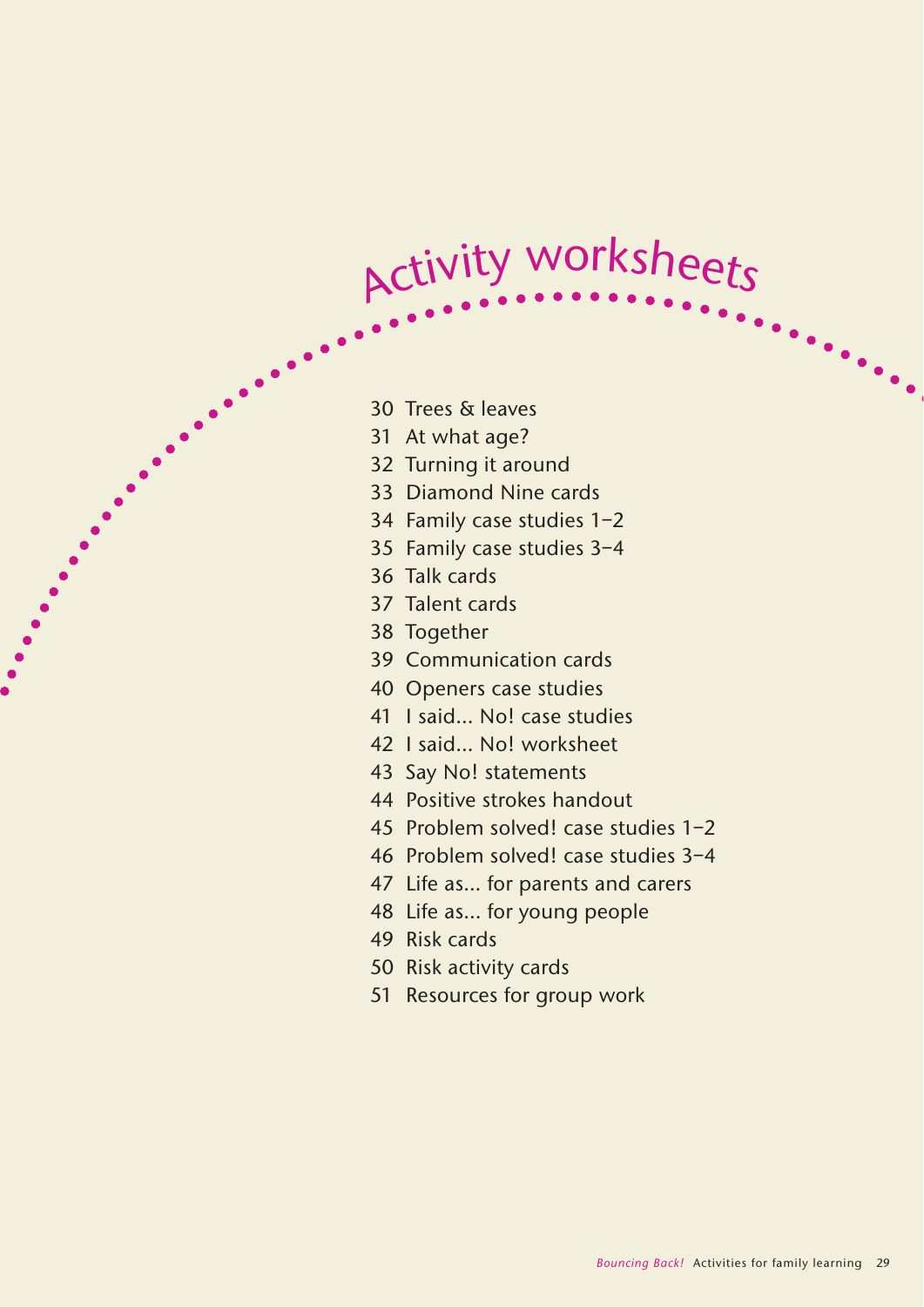# Activity worksheets

30 Trees & leaves
31 At what age?
32 Turning it around
33 Diamond Nine cards
34 Family case studies 1–2
35 Family case studies 3–4
36 Talk cards
37 Talent cards
38 Together
39 Communication cards
40 Openers case studies
41 I said... No! case studies
42 I said... No! worksheet
43 Say No! statements
44 Positive strokes handout
45 Problem solved! case studies 1–2
46 Problem solved! case studies 3–4
47 Life as... for parents and carers
48 Life as... for young people
49 Risk cards
50 Risk activity cards
51 Resources for group work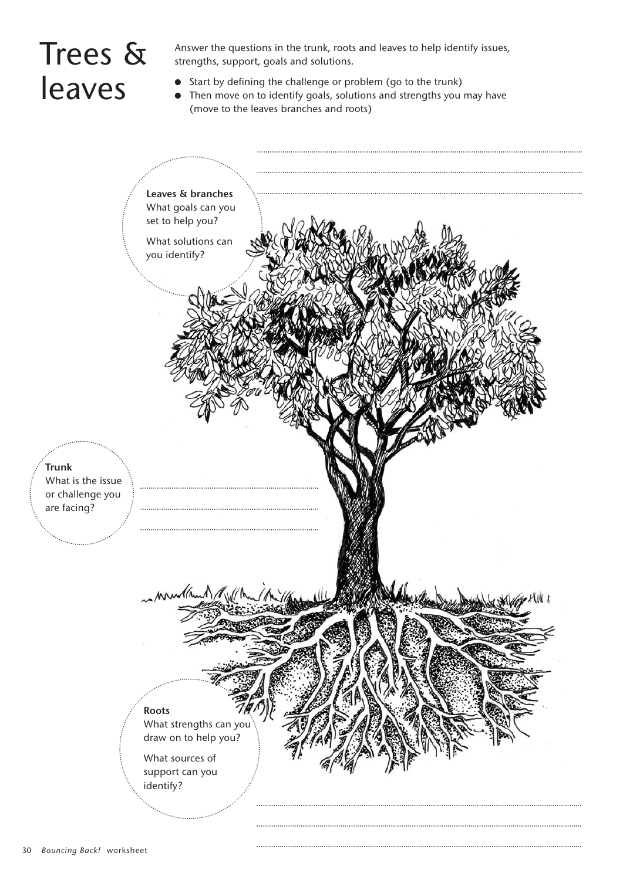# Trees & leaves

Answer the questions in the trunk, roots and leaves to help identify issues, strengths, support, goals and solutions.

- Start by defining the challenge or problem (go to the trunk)
- Then move on to identify goals, solutions and strengths you may have (move to the leaves branches and roots)

**Leaves & branches**

What goals can you set to help you?

What solutions can you identify?

**Trunk**

What is the issue or challenge you are facing?

**Roots**

What strengths can you draw on to help you?

What sources of support can you identify?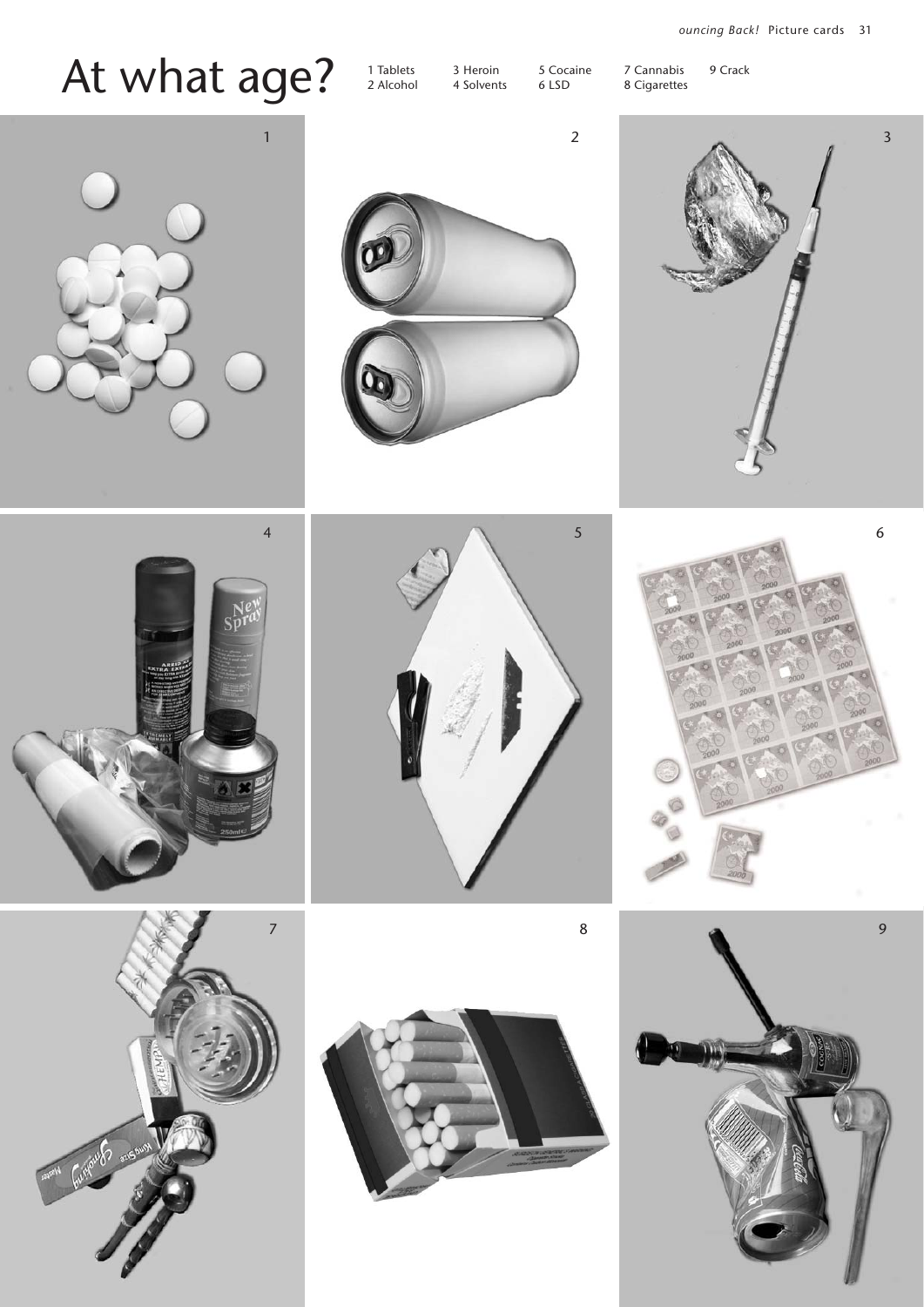# At what age?

1 Tablets
2 Alcohol
3 Heroin
4 Solvents
5 Cocaine
6 LSD
7 Cannabis
8 Cigarettes
9 Crack

1

2

3

4

5

6

7

8

9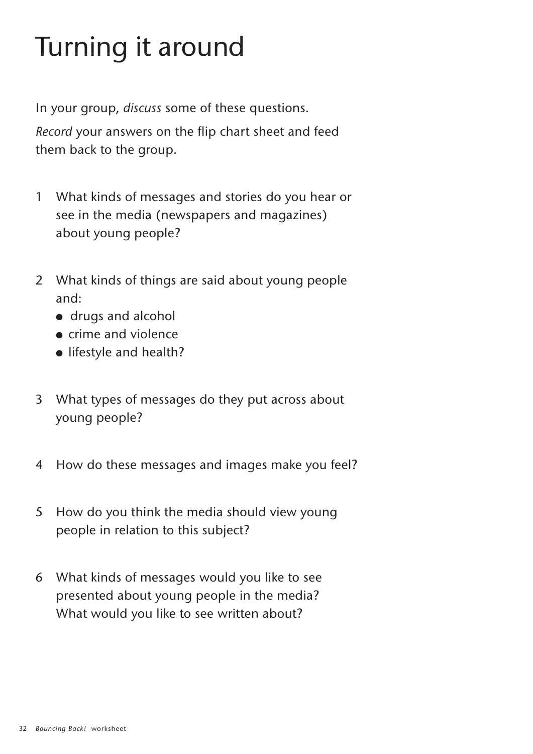# Turning it around

In your group, *discuss* some of these questions.

*Record* your answers on the flip chart sheet and feed them back to the group.

1. What kinds of messages and stories do you hear or see in the media (newspapers and magazines) about young people?

2. What kinds of things are said about young people and:
   - drugs and alcohol
   - crime and violence
   - lifestyle and health?

3. What types of messages do they put across about young people?

4. How do these messages and images make you feel?

5. How do you think the media should view young people in relation to this subject?

6. What kinds of messages would you like to see presented about young people in the media? What would you like to see written about?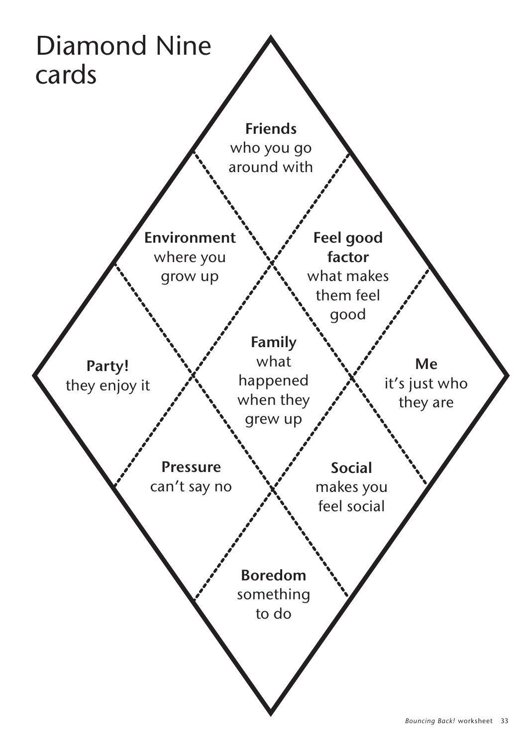# Diamond Nine cards

**Friends**
who you go around with

**Environment**
where you grow up

**Feel good factor**
what makes them feel good

**Party!**
they enjoy it

**Family**
what happened when they grew up

**Me**
it's just who they are

**Pressure**
can't say no

**Social**
makes you feel social

**Boredom**
something to do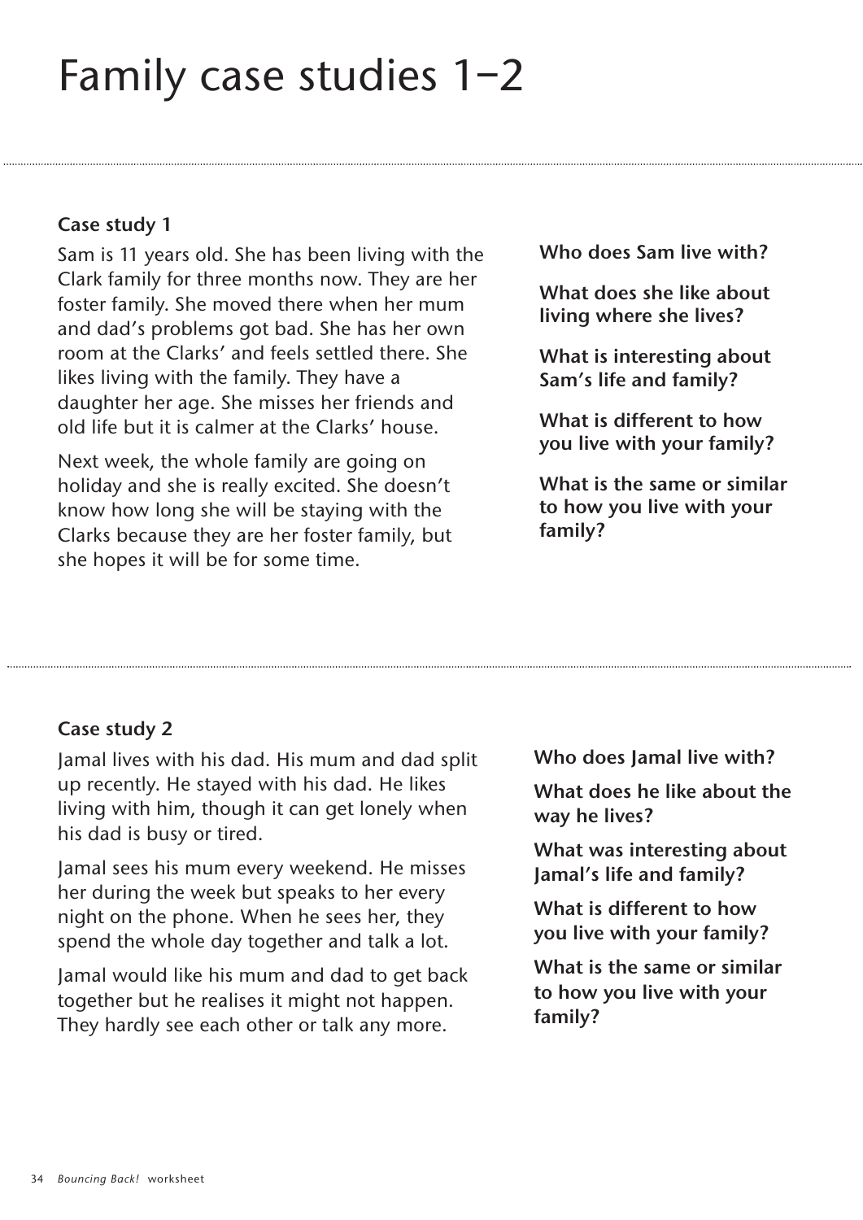# Family case studies 1–2

### Case study 1

Sam is 11 years old. She has been living with the Clark family for three months now. They are her foster family. She moved there when her mum and dad's problems got bad. She has her own room at the Clarks' and feels settled there. She likes living with the family. They have a daughter her age. She misses her friends and old life but it is calmer at the Clarks' house.

Next week, the whole family are going on holiday and she is really excited. She doesn't know how long she will be staying with the Clarks because they are her foster family, but she hopes it will be for some time.

**Who does Sam live with?**

**What does she like about living where she lives?**

**What is interesting about Sam's life and family?**

**What is different to how you live with your family?**

**What is the same or similar to how you live with your family?**

### Case study 2

Jamal lives with his dad. His mum and dad split up recently. He stayed with his dad. He likes living with him, though it can get lonely when his dad is busy or tired.

Jamal sees his mum every weekend. He misses her during the week but speaks to her every night on the phone. When he sees her, they spend the whole day together and talk a lot.

Jamal would like his mum and dad to get back together but he realises it might not happen. They hardly see each other or talk any more.

**Who does Jamal live with?**

**What does he like about the way he lives?**

**What was interesting about Jamal's life and family?**

**What is different to how you live with your family?**

**What is the same or similar to how you live with your family?**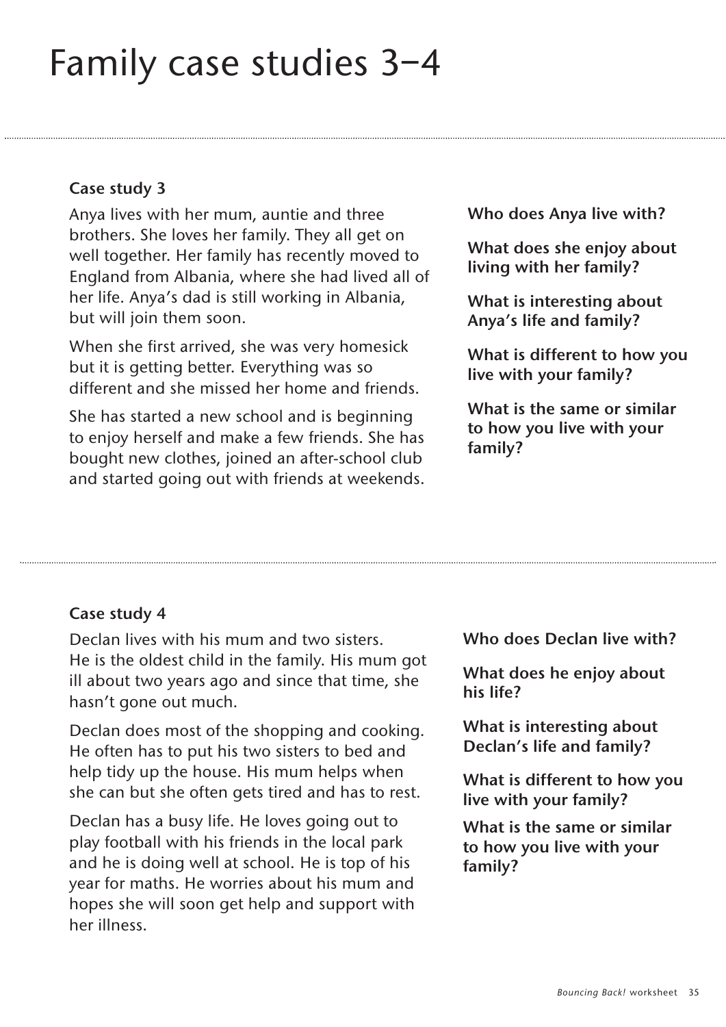# Family case studies 3–4

### Case study 3

Anya lives with her mum, auntie and three brothers. She loves her family. They all get on well together. Her family has recently moved to England from Albania, where she had lived all of her life. Anya's dad is still working in Albania, but will join them soon.

When she first arrived, she was very homesick but it is getting better. Everything was so different and she missed her home and friends.

She has started a new school and is beginning to enjoy herself and make a few friends. She has bought new clothes, joined an after-school club and started going out with friends at weekends.

**Who does Anya live with?**

**What does she enjoy about living with her family?**

**What is interesting about Anya's life and family?**

**What is different to how you live with your family?**

**What is the same or similar to how you live with your family?**

### Case study 4

Declan lives with his mum and two sisters. He is the oldest child in the family. His mum got ill about two years ago and since that time, she hasn't gone out much.

Declan does most of the shopping and cooking. He often has to put his two sisters to bed and help tidy up the house. His mum helps when she can but she often gets tired and has to rest.

Declan has a busy life. He loves going out to play football with his friends in the local park and he is doing well at school. He is top of his year for maths. He worries about his mum and hopes she will soon get help and support with her illness.

**Who does Declan live with?**

**What does he enjoy about his life?**

**What is interesting about Declan's life and family?**

**What is different to how you live with your family?**

**What is the same or similar to how you live with your family?**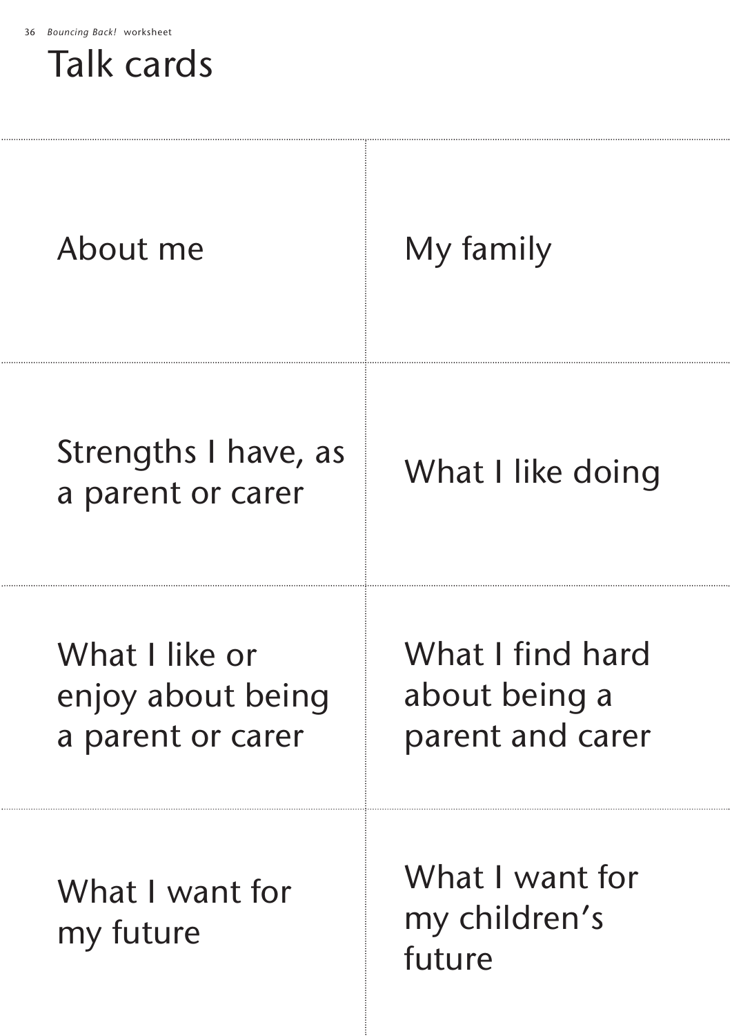# Talk cards

| | |
|---|---|
| About me | My family |
| Strengths I have, as a parent or carer | What I like doing |
| What I like or enjoy about being a parent or carer | What I find hard about being a parent and carer |
| What I want for my future | What I want for my children's future |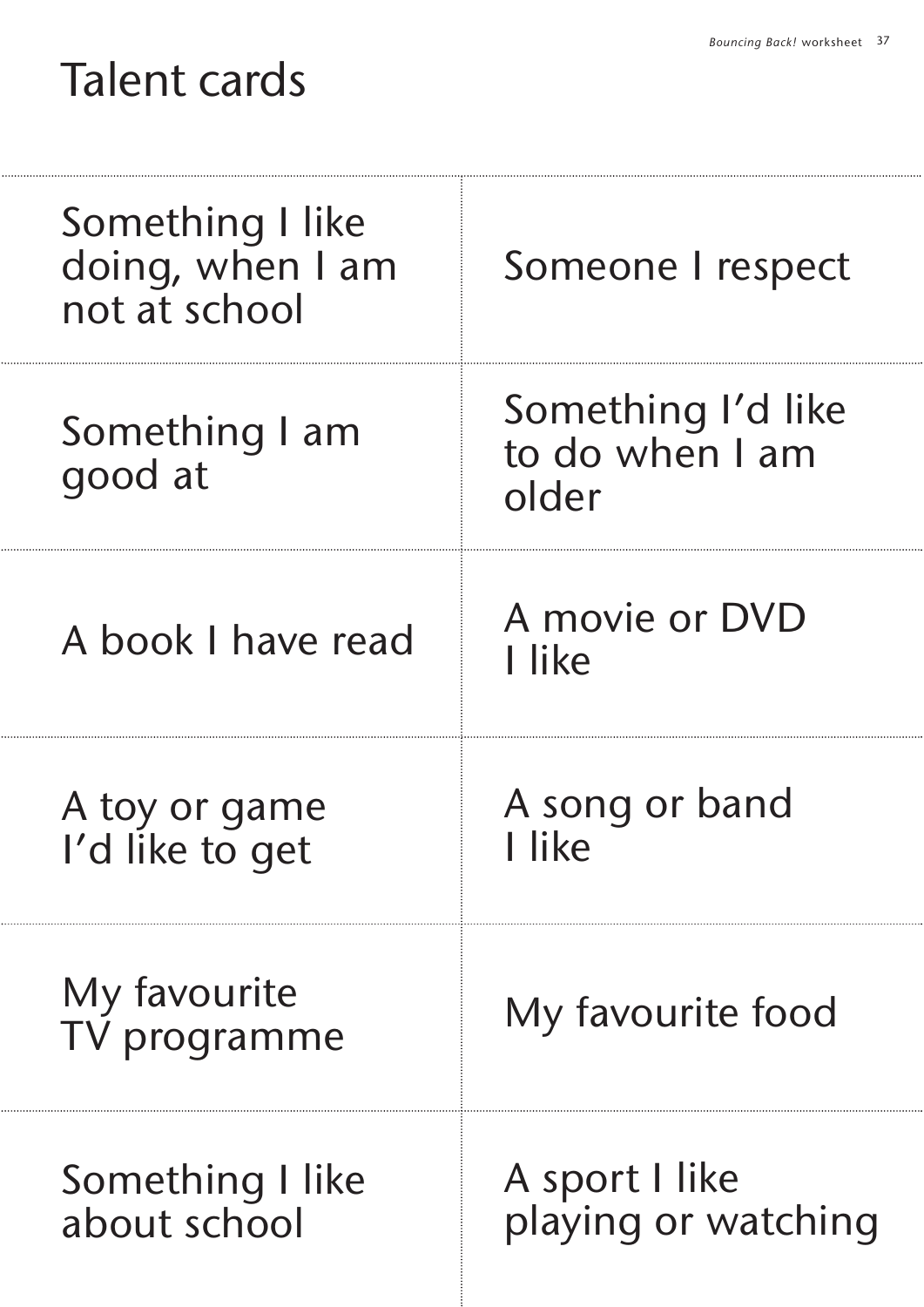# Talent cards

| | |
|---|---|
| Something I like doing, when I am not at school | Someone I respect |
| Something I am good at | Something I'd like to do when I am older |
| A book I have read | A movie or DVD I like |
| A toy or game I'd like to get | A song or band I like |
| My favourite TV programme | My favourite food |
| Something I like about school | A sport I like playing or watching |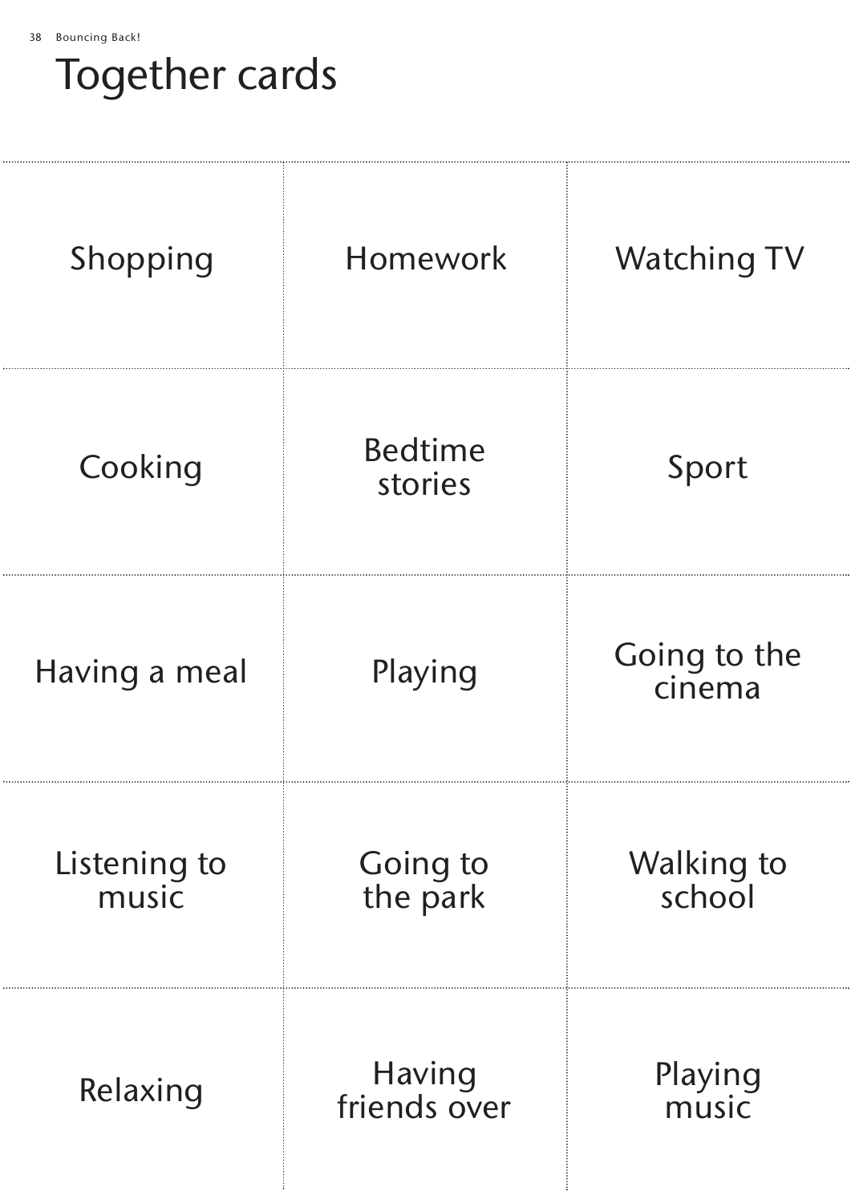# Together cards

| | | |
|---|---|---|
| Shopping | Homework | Watching TV |
| Cooking | Bedtime stories | Sport |
| Having a meal | Playing | Going to the cinema |
| Listening to music | Going to the park | Walking to school |
| Relaxing | Having friends over | Playing music |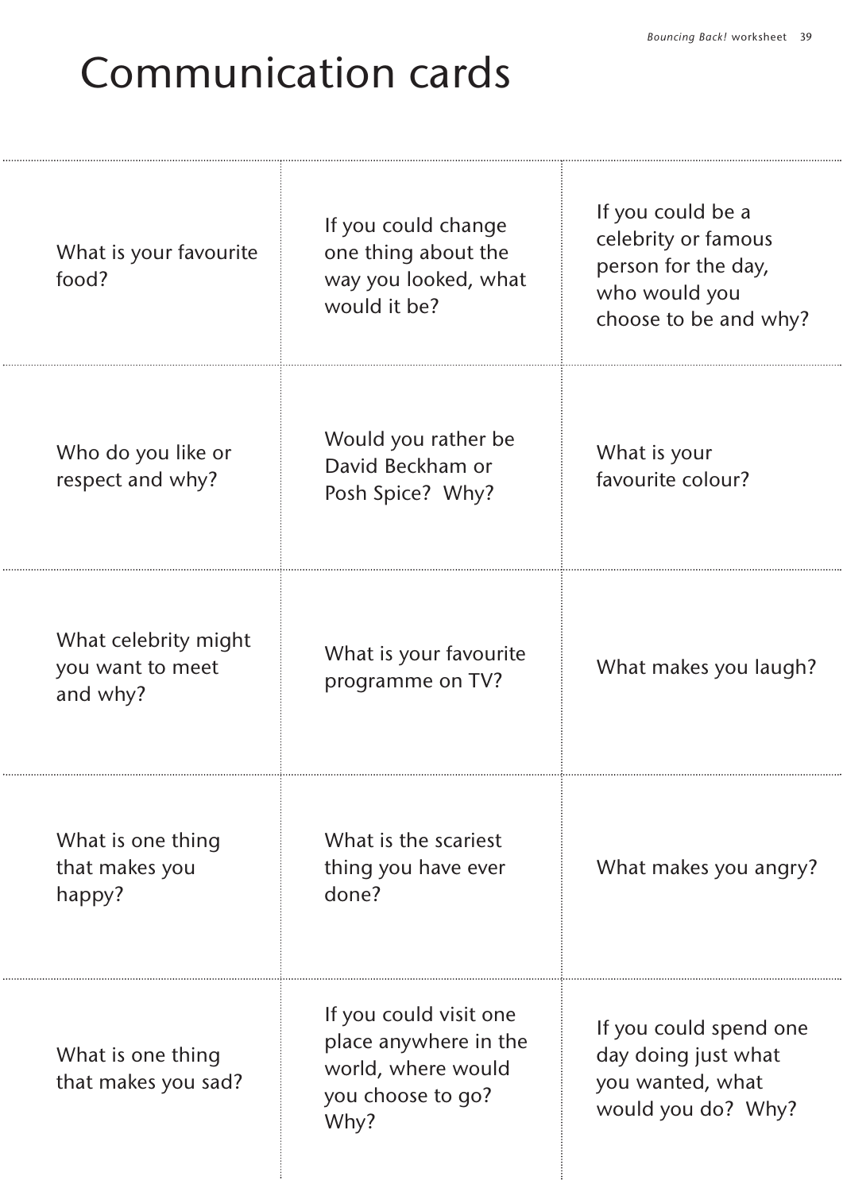# Communication cards

| | | |
|---|---|---|
| What is your favourite food? | If you could change one thing about the way you looked, what would it be? | If you could be a celebrity or famous person for the day, who would you choose to be and why? |
| Who do you like or respect and why? | Would you rather be David Beckham or Posh Spice? Why? | What is your favourite colour? |
| What celebrity might you want to meet and why? | What is your favourite programme on TV? | What makes you laugh? |
| What is one thing that makes you happy? | What is the scariest thing you have ever done? | What makes you angry? |
| What is one thing that makes you sad? | If you could visit one place anywhere in the world, where would you choose to go? Why? | If you could spend one day doing just what you wanted, what would you do? Why? |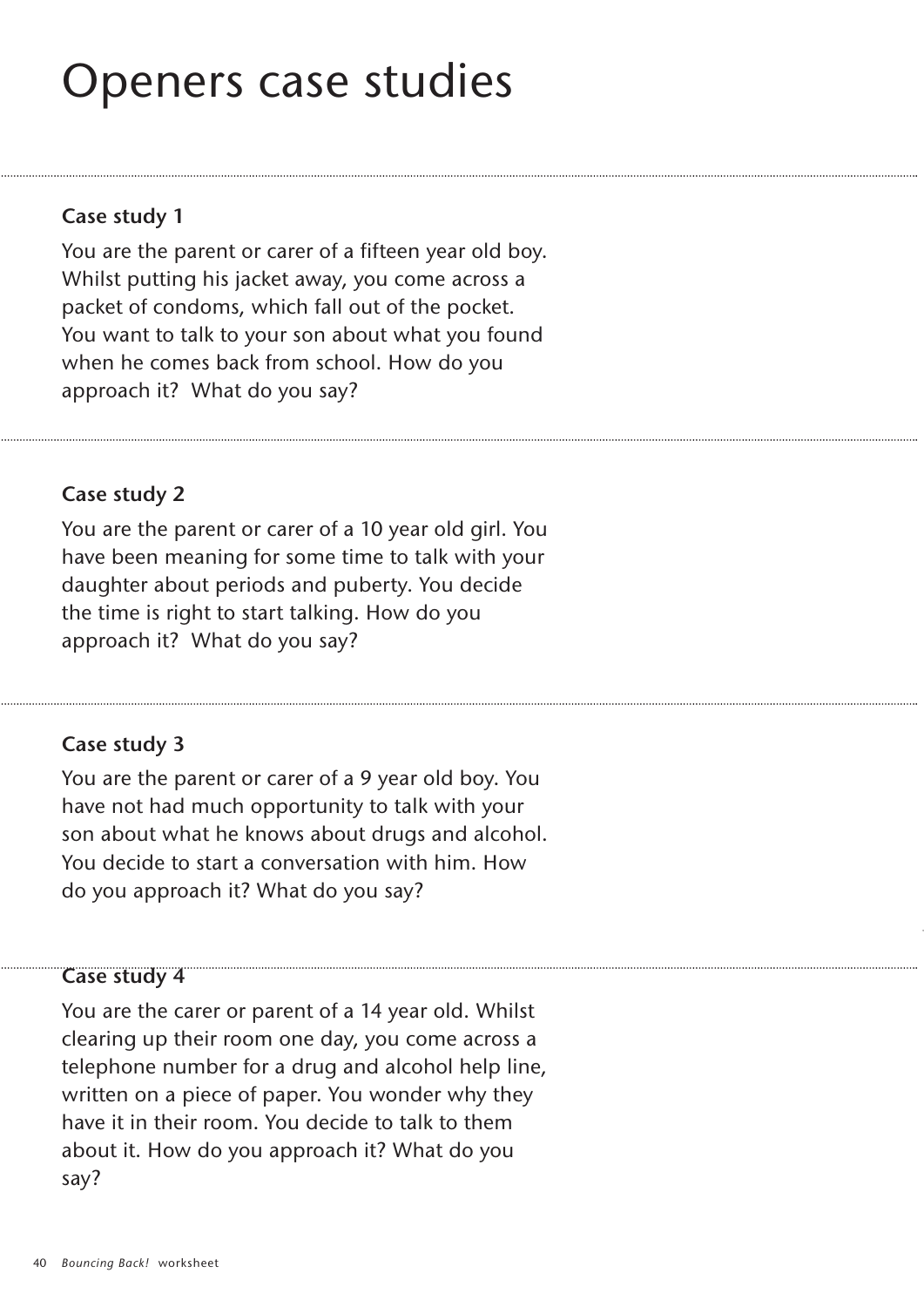# Openers case studies

**Case study 1**

You are the parent or carer of a fifteen year old boy. Whilst putting his jacket away, you come across a packet of condoms, which fall out of the pocket. You want to talk to your son about what you found when he comes back from school. How do you approach it?  What do you say?

**Case study 2**

You are the parent or carer of a 10 year old girl. You have been meaning for some time to talk with your daughter about periods and puberty. You decide the time is right to start talking. How do you approach it?  What do you say?

**Case study 3**

You are the parent or carer of a 9 year old boy. You have not had much opportunity to talk with your son about what he knows about drugs and alcohol. You decide to start a conversation with him. How do you approach it? What do you say?

**Case study 4**

You are the carer or parent of a 14 year old. Whilst clearing up their room one day, you come across a telephone number for a drug and alcohol help line, written on a piece of paper. You wonder why they have it in their room. You decide to talk to them about it. How do you approach it? What do you say?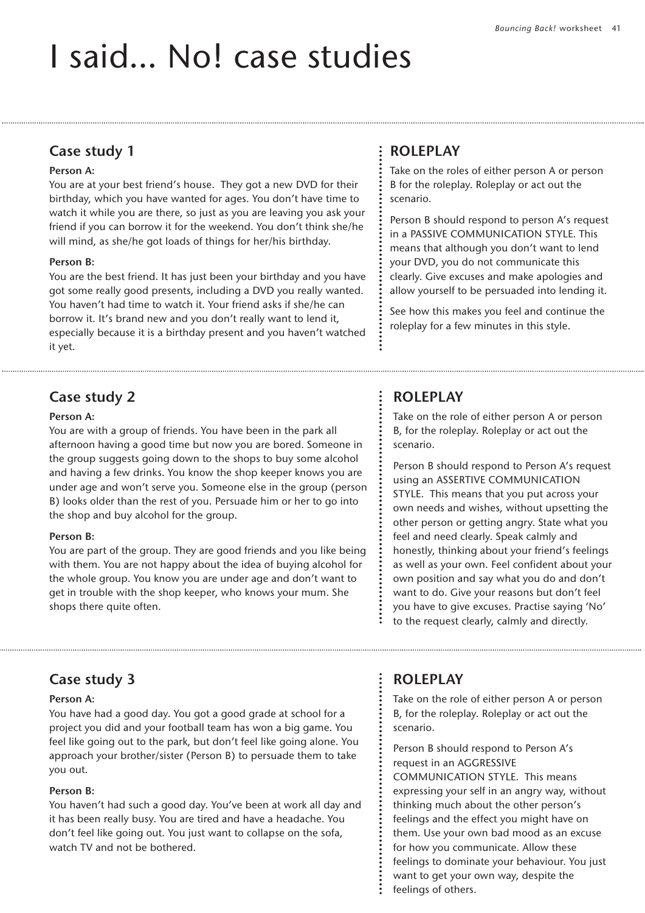# I said... No! case studies

## Case study 1

**Person A:**
You are at your best friend's house. They got a new DVD for their birthday, which you have wanted for ages. You don't have time to watch it while you are there, so just as you are leaving you ask your friend if you can borrow it for the weekend. You don't think she/he will mind, as she/he got loads of things for her/his birthday.

**Person B:**
You are the best friend. It has just been your birthday and you have got some really good presents, including a DVD you really wanted. You haven't had time to watch it. Your friend asks if she/he can borrow it. It's brand new and you don't really want to lend it, especially because it is a birthday present and you haven't watched it yet.

### ROLEPLAY

Take on the roles of either person A or person B for the roleplay. Roleplay or act out the scenario.

Person B should respond to person A's request in a PASSIVE COMMUNICATION STYLE. This means that although you don't want to lend your DVD, you do not communicate this clearly. Give excuses and make apologies and allow yourself to be persuaded into lending it.

See how this makes you feel and continue the roleplay for a few minutes in this style.

## Case study 2

**Person A:**
You are with a group of friends. You have been in the park all afternoon having a good time but now you are bored. Someone in the group suggests going down to the shops to buy some alcohol and having a few drinks. You know the shop keeper knows you are under age and won't serve you. Someone else in the group (person B) looks older than the rest of you. Persuade him or her to go into the shop and buy alcohol for the group.

**Person B:**
You are part of the group. They are good friends and you like being with them. You are not happy about the idea of buying alcohol for the whole group. You know you are under age and don't want to get in trouble with the shop keeper, who knows your mum. She shops there quite often.

### ROLEPLAY

Take on the role of either person A or person B, for the roleplay. Roleplay or act out the scenario.

Person B should respond to Person A's request using an ASSERTIVE COMMUNICATION STYLE. This means that you put across your own needs and wishes, without upsetting the other person or getting angry. State what you feel and need clearly. Speak calmly and honestly, thinking about your friend's feelings as well as your own. Feel confident about your own position and say what you do and don't want to do. Give your reasons but don't feel you have to give excuses. Practise saying 'No' to the request clearly, calmly and directly.

## Case study 3

**Person A:**
You have had a good day. You got a good grade at school for a project you did and your football team has won a big game. You feel like going out to the park, but don't feel like going alone. You approach your brother/sister (Person B) to persuade them to take you out.

**Person B:**
You haven't had such a good day. You've been at work all day and it has been really busy. You are tired and have a headache. You don't feel like going out. You just want to collapse on the sofa, watch TV and not be bothered.

### ROLEPLAY

Take on the role of either person A or person B, for the roleplay. Roleplay or act out the scenario.

Person B should respond to Person A's request in an AGGRESSIVE COMMUNICATION STYLE. This means expressing your self in an angry way, without thinking much about the other person's feelings and the effect you might have on them. Use your own bad mood as an excuse for how you communicate. Allow these feelings to dominate your behaviour. You just want to get your own way, despite the feelings of others.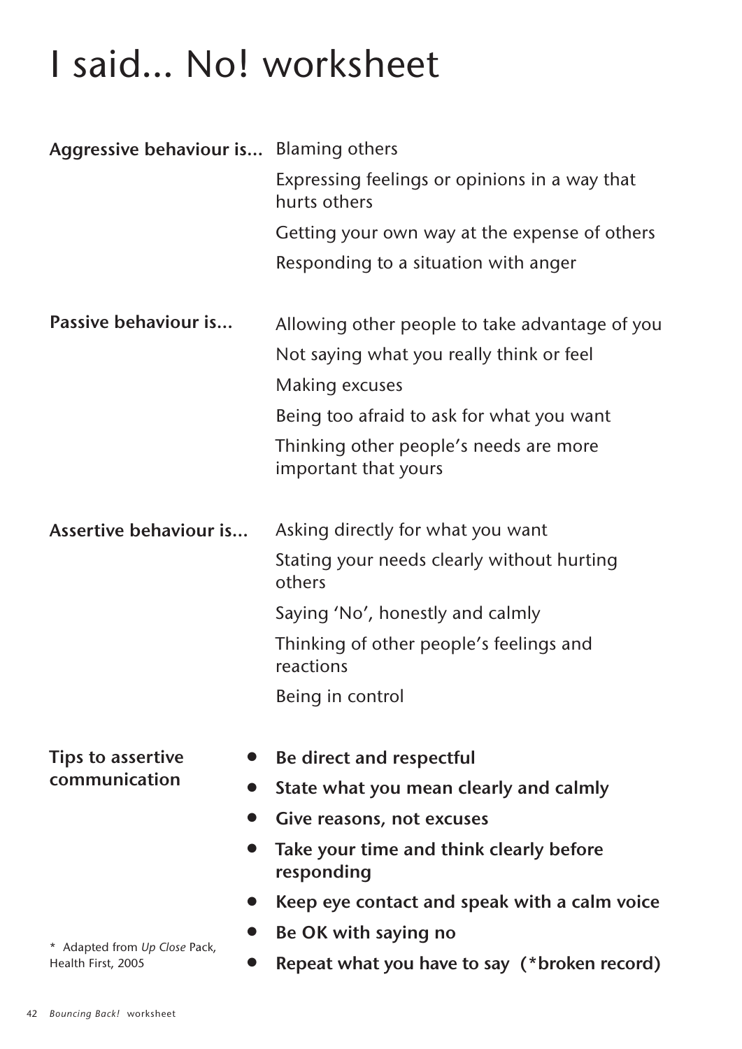# I said... No! worksheet

**Aggressive behaviour is...**

Blaming others

Expressing feelings or opinions in a way that hurts others

Getting your own way at the expense of others

Responding to a situation with anger

**Passive behaviour is...**

Allowing other people to take advantage of you

Not saying what you really think or feel

Making excuses

Being too afraid to ask for what you want

Thinking other people's needs are more important that yours

**Assertive behaviour is...**

Asking directly for what you want

Stating your needs clearly without hurting others

Saying 'No', honestly and calmly

Thinking of other people's feelings and reactions

Being in control

**Tips to assertive communication**

- **Be direct and respectful**
- **State what you mean clearly and calmly**
- **Give reasons, not excuses**
- **Take your time and think clearly before responding**
- **Keep eye contact and speak with a calm voice**
- **Be OK with saying no**
- **Repeat what you have to say (*broken record)**

* Adapted from *Up Close* Pack, Health First, 2005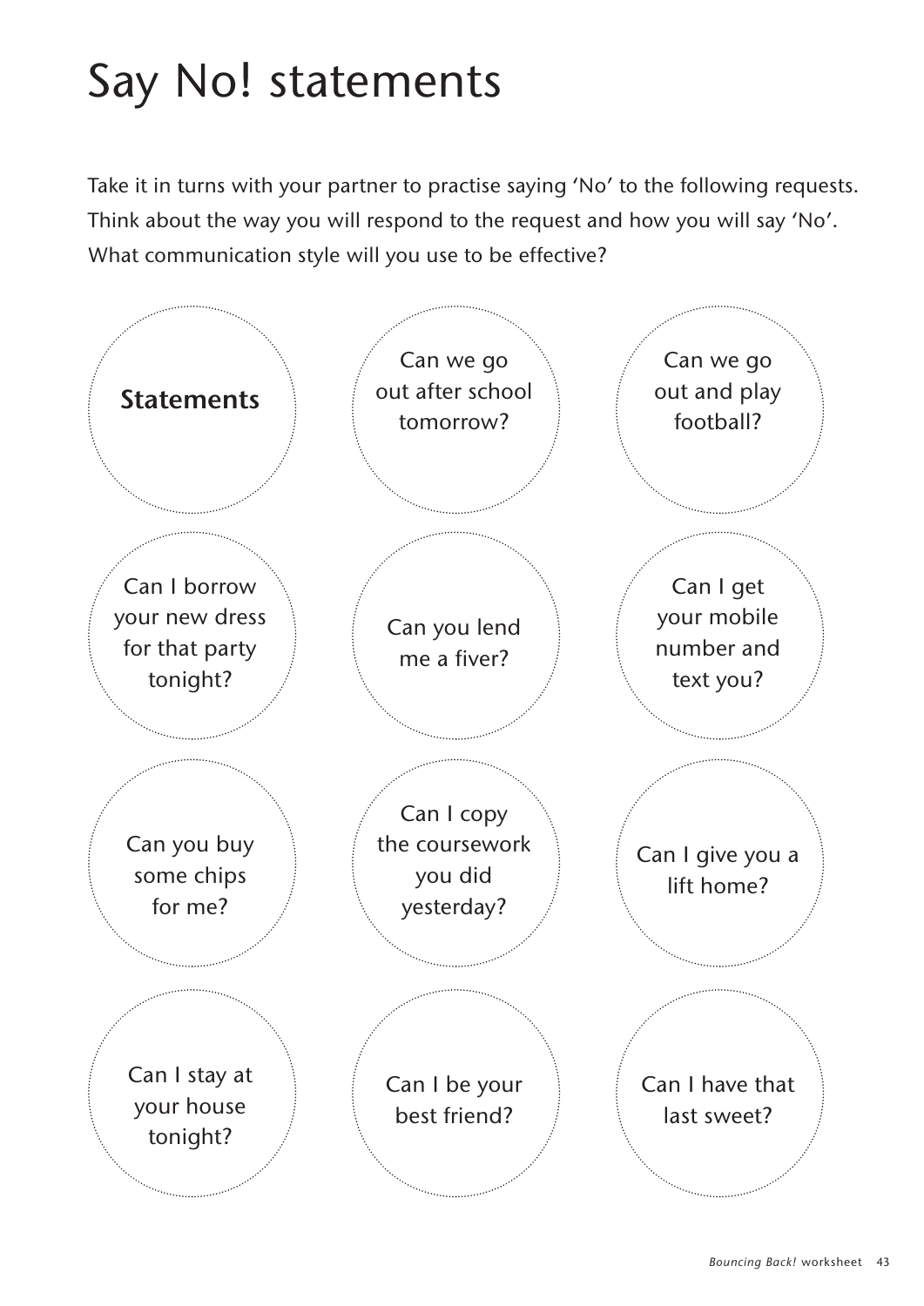# Say No! statements

Take it in turns with your partner to practise saying 'No' to the following requests. Think about the way you will respond to the request and how you will say 'No'. What communication style will you use to be effective?

**Statements**

- Can we go out after school tomorrow?
- Can we go out and play football?
- Can I borrow your new dress for that party tonight?
- Can you lend me a fiver?
- Can I get your mobile number and text you?
- Can you buy some chips for me?
- Can I copy the coursework you did yesterday?
- Can I give you a lift home?
- Can I stay at your house tonight?
- Can I be your best friend?
- Can I have that last sweet?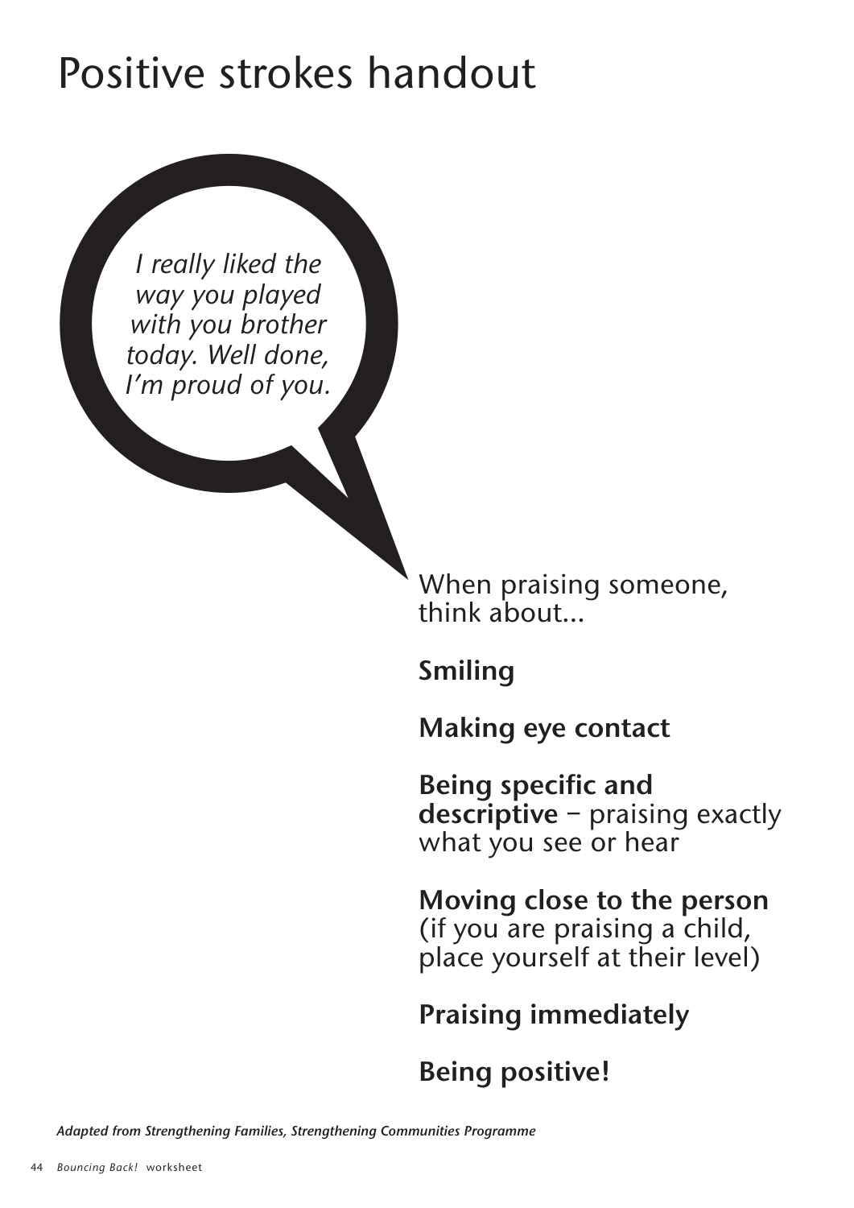# Positive strokes handout

*I really liked the way you played with you brother today. Well done, I'm proud of you.*

When praising someone, think about...

**Smiling**

**Making eye contact**

**Being specific and descriptive** – praising exactly what you see or hear

**Moving close to the person** (if you are praising a child, place yourself at their level)

**Praising immediately**

**Being positive!**

***Adapted from Strengthening Families, Strengthening Communities Programme***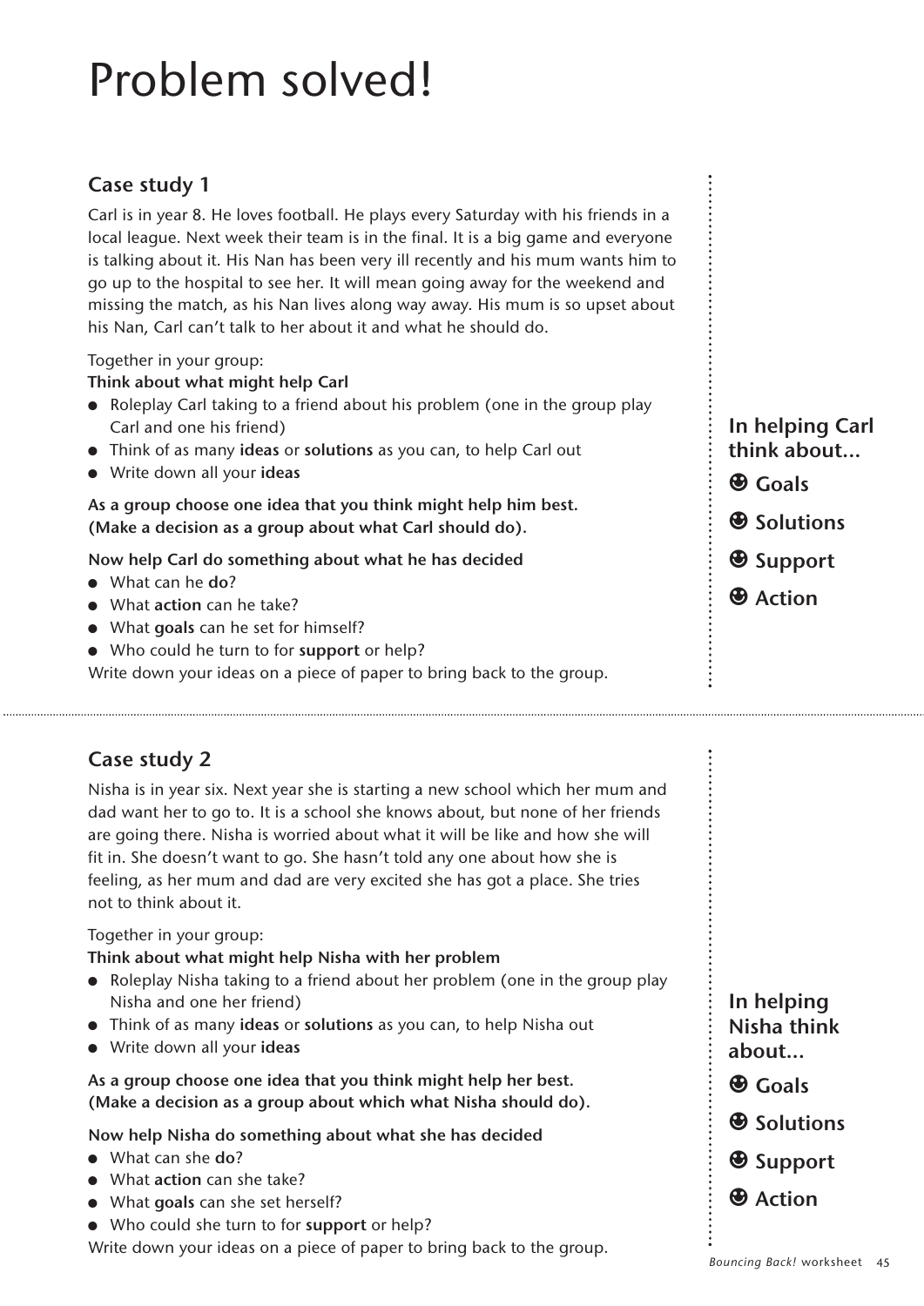# Problem solved!

## Case study 1

Carl is in year 8. He loves football. He plays every Saturday with his friends in a local league. Next week their team is in the final. It is a big game and everyone is talking about it. His Nan has been very ill recently and his mum wants him to go up to the hospital to see her. It will mean going away for the weekend and missing the match, as his Nan lives along way away. His mum is so upset about his Nan, Carl can't talk to her about it and what he should do.

Together in your group:

**Think about what might help Carl**

- Roleplay Carl taking to a friend about his problem (one in the group play Carl and one his friend)
- Think of as many **ideas** or **solutions** as you can, to help Carl out
- Write down all your **ideas**

**As a group choose one idea that you think might help him best. (Make a decision as a group about what Carl should do).**

**Now help Carl do something about what he has decided**

- What can he **do**?
- What **action** can he take?
- What **goals** can he set for himself?
- Who could he turn to for **support** or help?

Write down your ideas on a piece of paper to bring back to the group.

**In helping Carl think about...**

- ☻ **Goals**
- ☻ **Solutions**
- ☻ **Support**
- ☻ **Action**

## Case study 2

Nisha is in year six. Next year she is starting a new school which her mum and dad want her to go to. It is a school she knows about, but none of her friends are going there. Nisha is worried about what it will be like and how she will fit in. She doesn't want to go. She hasn't told any one about how she is feeling, as her mum and dad are very excited she has got a place. She tries not to think about it.

Together in your group:

**Think about what might help Nisha with her problem**

- Roleplay Nisha taking to a friend about her problem (one in the group play Nisha and one her friend)
- Think of as many **ideas** or **solutions** as you can, to help Nisha out
- Write down all your **ideas**

**As a group choose one idea that you think might help her best. (Make a decision as a group about which what Nisha should do).**

**Now help Nisha do something about what she has decided**

- What can she **do**?
- What **action** can she take?
- What **goals** can she set herself?
- Who could she turn to for **support** or help?

Write down your ideas on a piece of paper to bring back to the group.

**In helping Nisha think about...**

- ☻ **Goals**
- ☻ **Solutions**
- ☻ **Support**
- ☻ **Action**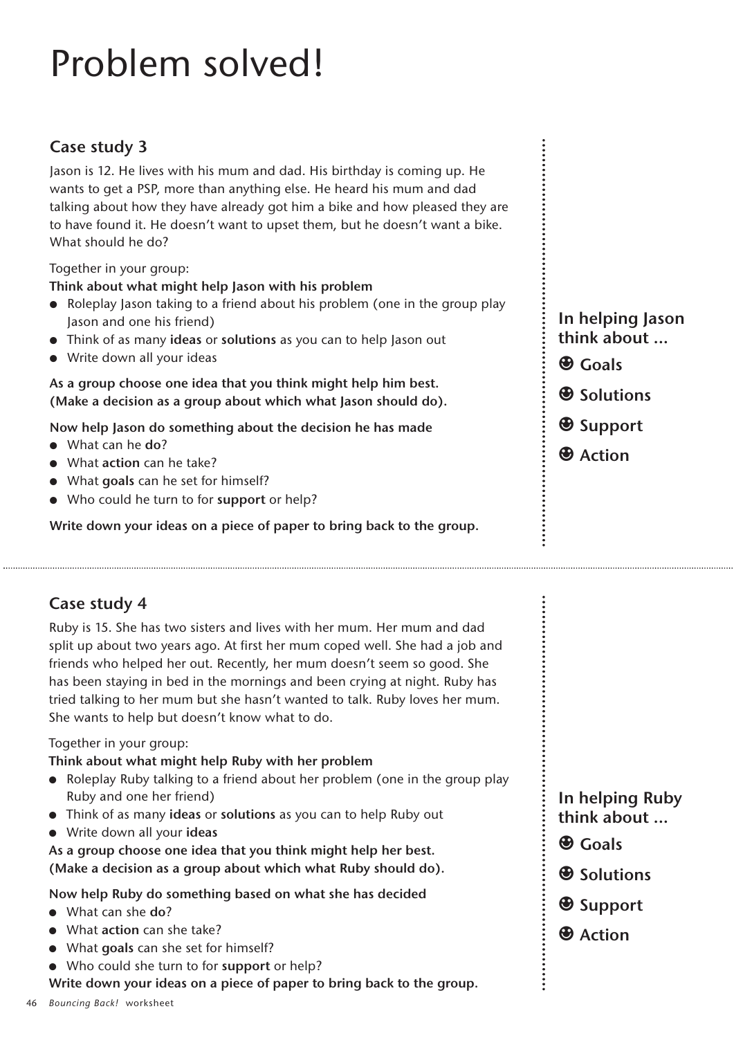# Problem solved!

## Case study 3

Jason is 12. He lives with his mum and dad. His birthday is coming up. He wants to get a PSP, more than anything else. He heard his mum and dad talking about how they have already got him a bike and how pleased they are to have found it. He doesn't want to upset them, but he doesn't want a bike. What should he do?

Together in your group:

**Think about what might help Jason with his problem**

- Roleplay Jason taking to a friend about his problem (one in the group play Jason and one his friend)
- Think of as many **ideas** or **solutions** as you can to help Jason out
- Write down all your ideas

**As a group choose one idea that you think might help him best. (Make a decision as a group about which what Jason should do).**

**Now help Jason do something about the decision he has made**

- What can he **do**?
- What **action** can he take?
- What **goals** can he set for himself?
- Who could he turn to for **support** or help?

**Write down your ideas on a piece of paper to bring back to the group.**

**In helping Jason think about ...**

☻ **Goals**

☻ **Solutions**

☻ **Support**

☻ **Action**

## Case study 4

Ruby is 15. She has two sisters and lives with her mum. Her mum and dad split up about two years ago. At first her mum coped well. She had a job and friends who helped her out. Recently, her mum doesn't seem so good. She has been staying in bed in the mornings and been crying at night. Ruby has tried talking to her mum but she hasn't wanted to talk. Ruby loves her mum. She wants to help but doesn't know what to do.

Together in your group:

**Think about what might help Ruby with her problem**

- Roleplay Ruby talking to a friend about her problem (one in the group play Ruby and one her friend)
- Think of as many **ideas** or **solutions** as you can to help Ruby out
- Write down all your **ideas**

**As a group choose one idea that you think might help her best. (Make a decision as a group about which what Ruby should do).**

**Now help Ruby do something based on what she has decided**

- What can she **do**?
- What **action** can she take?
- What **goals** can she set for himself?
- Who could she turn to for **support** or help?

**Write down your ideas on a piece of paper to bring back to the group.**

**In helping Ruby think about ...**

☻ **Goals**

☻ **Solutions**

☻ **Support**

☻ **Action**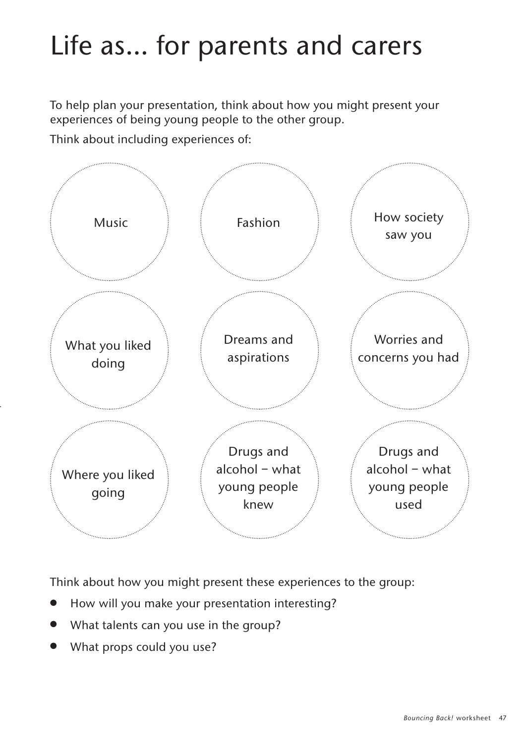# Life as... for parents and carers

To help plan your presentation, think about how you might present your experiences of being young people to the other group.

Think about including experiences of:

Music

Fashion

How society saw you

What you liked doing

Dreams and aspirations

Worries and concerns you had

Where you liked going

Drugs and alcohol – what young people knew

Drugs and alcohol – what young people used

Think about how you might present these experiences to the group:

- How will you make your presentation interesting?
- What talents can you use in the group?
- What props could you use?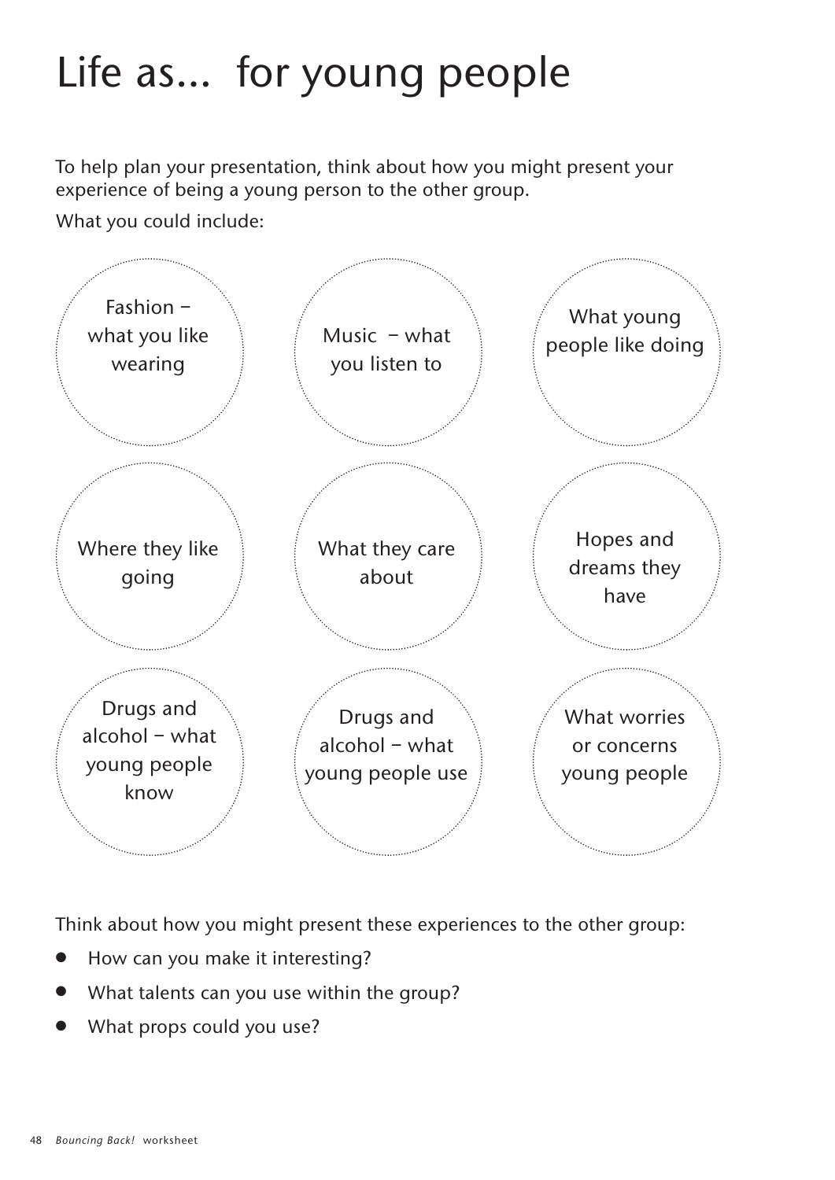# Life as... for young people

To help plan your presentation, think about how you might present your experience of being a young person to the other group.

What you could include:

- Fashion – what you like wearing
- Music – what you listen to
- What young people like doing
- Where they like going
- What they care about
- Hopes and dreams they have
- Drugs and alcohol – what young people know
- Drugs and alcohol – what young people use
- What worries or concerns young people

Think about how you might present these experiences to the other group:

- How can you make it interesting?
- What talents can you use within the group?
- What props could you use?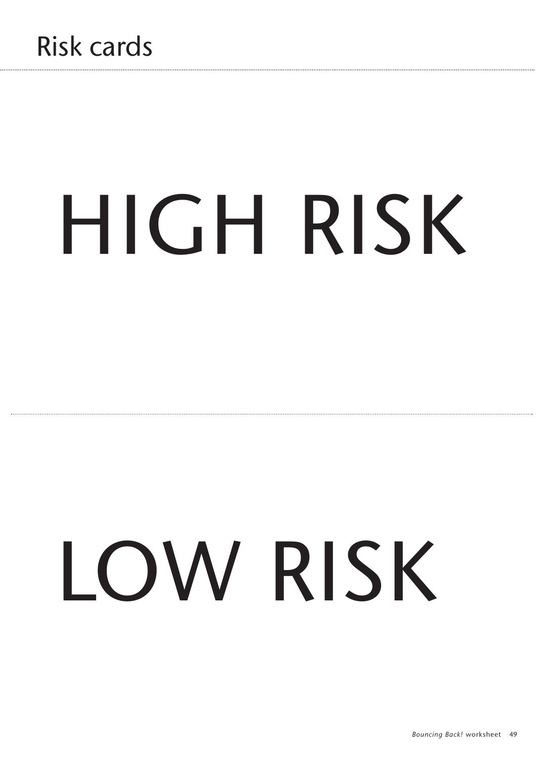# Risk cards

# HIGH RISK

# LOW RISK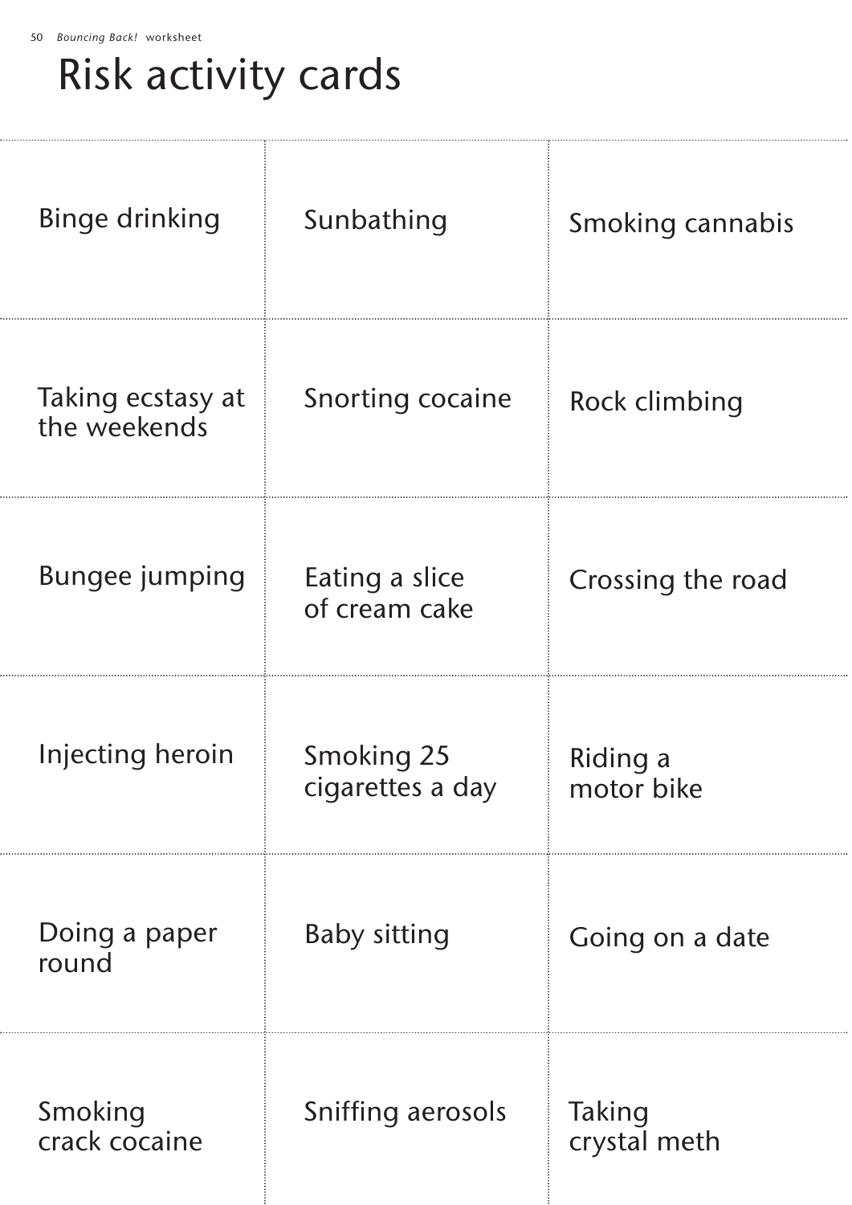# Risk activity cards

| | | |
|---|---|---|
| Binge drinking | Sunbathing | Smoking cannabis |
| Taking ecstasy at the weekends | Snorting cocaine | Rock climbing |
| Bungee jumping | Eating a slice of cream cake | Crossing the road |
| Injecting heroin | Smoking 25 cigarettes a day | Riding a motor bike |
| Doing a paper round | Baby sitting | Going on a date |
| Smoking crack cocaine | Sniffing aerosols | Taking crystal meth |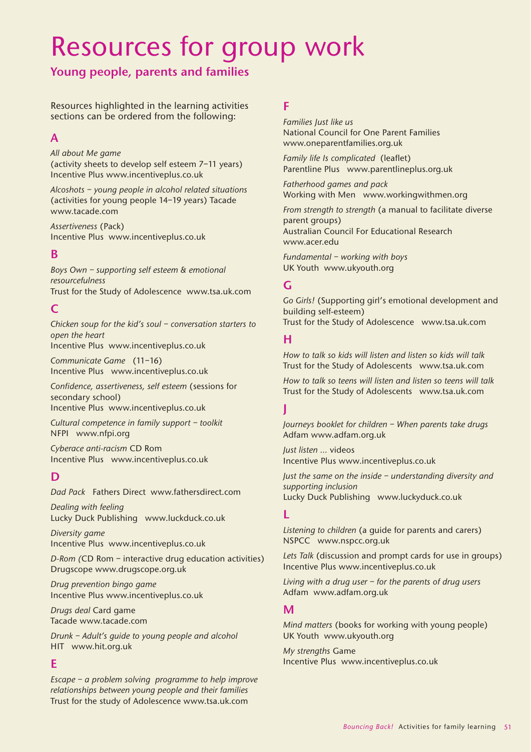# Resources for group work

## Young people, parents and families

Resources highlighted in the learning activities sections can be ordered from the following:

### A

*All about Me game*
(activity sheets to develop self esteem 7–11 years)
Incentive Plus www.incentiveplus.co.uk

*Alcoshots – young people in alcohol related situations* (activities for young people 14–19 years) Tacade www.tacade.com

*Assertiveness* (Pack)
Incentive Plus www.incentiveplus.co.uk

### B

*Boys Own – supporting self esteem & emotional resourcefulness*
Trust for the Study of Adolescence www.tsa.uk.com

### C

*Chicken soup for the kid's soul – conversation starters to open the heart*
Incentive Plus www.incentiveplus.co.uk

*Communicate Game* (11–16)
Incentive Plus www.incentiveplus.co.uk

*Confidence, assertiveness, self esteem* (sessions for secondary school)
Incentive Plus www.incentiveplus.co.uk

*Cultural competence in family support – toolkit*
NFPI www.nfpi.org

*Cyberace anti-racism* CD Rom
Incentive Plus www.incentiveplus.co.uk

### D

*Dad Pack* Fathers Direct www.fathersdirect.com

*Dealing with feeling*
Lucky Duck Publishing www.luckduck.co.uk

*Diversity game*
Incentive Plus www.incentiveplus.co.uk

*D-Rom (*CD Rom – interactive drug education activities)
Drugscope www.drugscope.org.uk

*Drug prevention bingo game*
Incentive Plus www.incentiveplus.co.uk

*Drugs deal* Card game
Tacade www.tacade.com

*Drunk – Adult's guide to young people and alcohol*
HIT www.hit.org.uk

### E

*Escape – a problem solving programme to help improve relationships between young people and their families*
Trust for the study of Adolescence www.tsa.uk.com

### F

*Families Just like us*
National Council for One Parent Families
www.oneparentfamilies.org.uk

*Family life Is complicated* (leaflet)
Parentline Plus www.parentlineplus.org.uk

*Fatherhood games and pack*
Working with Men www.workingwithmen.org

*From strength to strength* (a manual to facilitate diverse parent groups)
Australian Council For Educational Research
www.acer.edu

*Fundamental – working with boys*
UK Youth www.ukyouth.org

### G

*Go Girls!* (Supporting girl's emotional development and building self-esteem)
Trust for the Study of Adolescence www.tsa.uk.com

### H

*How to talk so kids will listen and listen so kids will talk*
Trust for the Study of Adolescents www.tsa.uk.com

*How to talk so teens will listen and listen so teens will talk*
Trust for the Study of Adolescents www.tsa.uk.com

### J

*Journeys booklet for children – When parents take drugs*
Adfam www.adfam.org.uk

*Just listen ...* videos
Incentive Plus www.incentiveplus.co.uk

*Just the same on the inside – understanding diversity and supporting inclusion*
Lucky Duck Publishing www.luckyduck.co.uk

### L

*Listening to children* (a guide for parents and carers)
NSPCC www.nspcc.org.uk

*Lets Talk* (discussion and prompt cards for use in groups)
Incentive Plus www.incentiveplus.co.uk

*Living with a drug user – for the parents of drug users*
Adfam www.adfam.org.uk

### M

*Mind matters* (books for working with young people)
UK Youth www.ukyouth.org

*My strengths* Game
Incentive Plus www.incentiveplus.co.uk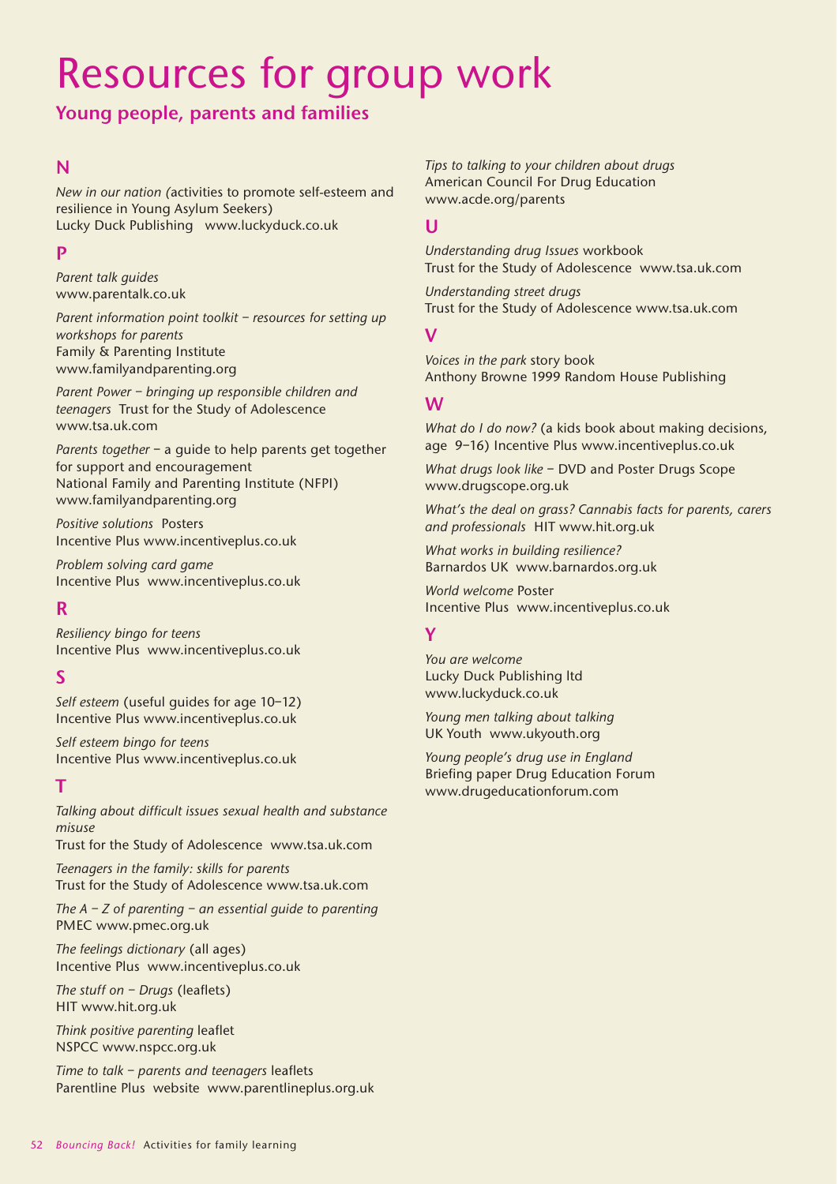# Resources for group work

## Young people, parents and families

### N

*New in our nation (*activities to promote self-esteem and resilience in Young Asylum Seekers)
Lucky Duck Publishing www.luckyduck.co.uk

### P

*Parent talk guides*
www.parentalk.co.uk

*Parent information point toolkit – resources for setting up workshops for parents*
Family & Parenting Institute
www.familyandparenting.org

*Parent Power – bringing up responsible children and teenagers* Trust for the Study of Adolescence
www.tsa.uk.com

*Parents together* – a guide to help parents get together for support and encouragement
National Family and Parenting Institute (NFPI)
www.familyandparenting.org

*Positive solutions* Posters
Incentive Plus www.incentiveplus.co.uk

*Problem solving card game*
Incentive Plus www.incentiveplus.co.uk

### R

*Resiliency bingo for teens*
Incentive Plus www.incentiveplus.co.uk

### S

*Self esteem* (useful guides for age 10–12)
Incentive Plus www.incentiveplus.co.uk

*Self esteem bingo for teens*
Incentive Plus www.incentiveplus.co.uk

### T

*Talking about difficult issues sexual health and substance misuse*
Trust for the Study of Adolescence www.tsa.uk.com

*Teenagers in the family: skills for parents*
Trust for the Study of Adolescence www.tsa.uk.com

*The A – Z of parenting – an essential guide to parenting*
PMEC www.pmec.org.uk

*The feelings dictionary* (all ages)
Incentive Plus www.incentiveplus.co.uk

*The stuff on – Drugs* (leaflets)
HIT www.hit.org.uk

*Think positive parenting* leaflet
NSPCC www.nspcc.org.uk

*Time to talk – parents and teenagers* leaflets
Parentline Plus website www.parentlineplus.org.uk

*Tips to talking to your children about drugs*
American Council For Drug Education
www.acde.org/parents

### U

*Understanding drug Issues* workbook
Trust for the Study of Adolescence www.tsa.uk.com

*Understanding street drugs*
Trust for the Study of Adolescence www.tsa.uk.com

### V

*Voices in the park* story book
Anthony Browne 1999 Random House Publishing

### W

*What do I do now?* (a kids book about making decisions, age 9–16) Incentive Plus www.incentiveplus.co.uk

*What drugs look like* – DVD and Poster Drugs Scope
www.drugscope.org.uk

*What's the deal on grass? Cannabis facts for parents, carers and professionals* HIT www.hit.org.uk

*What works in building resilience?*
Barnardos UK www.barnardos.org.uk

*World welcome* Poster
Incentive Plus www.incentiveplus.co.uk

### Y

*You are welcome*
Lucky Duck Publishing ltd
www.luckyduck.co.uk

*Young men talking about talking*
UK Youth www.ukyouth.org

*Young people's drug use in England*
Briefing paper Drug Education Forum
www.drugeducationforum.com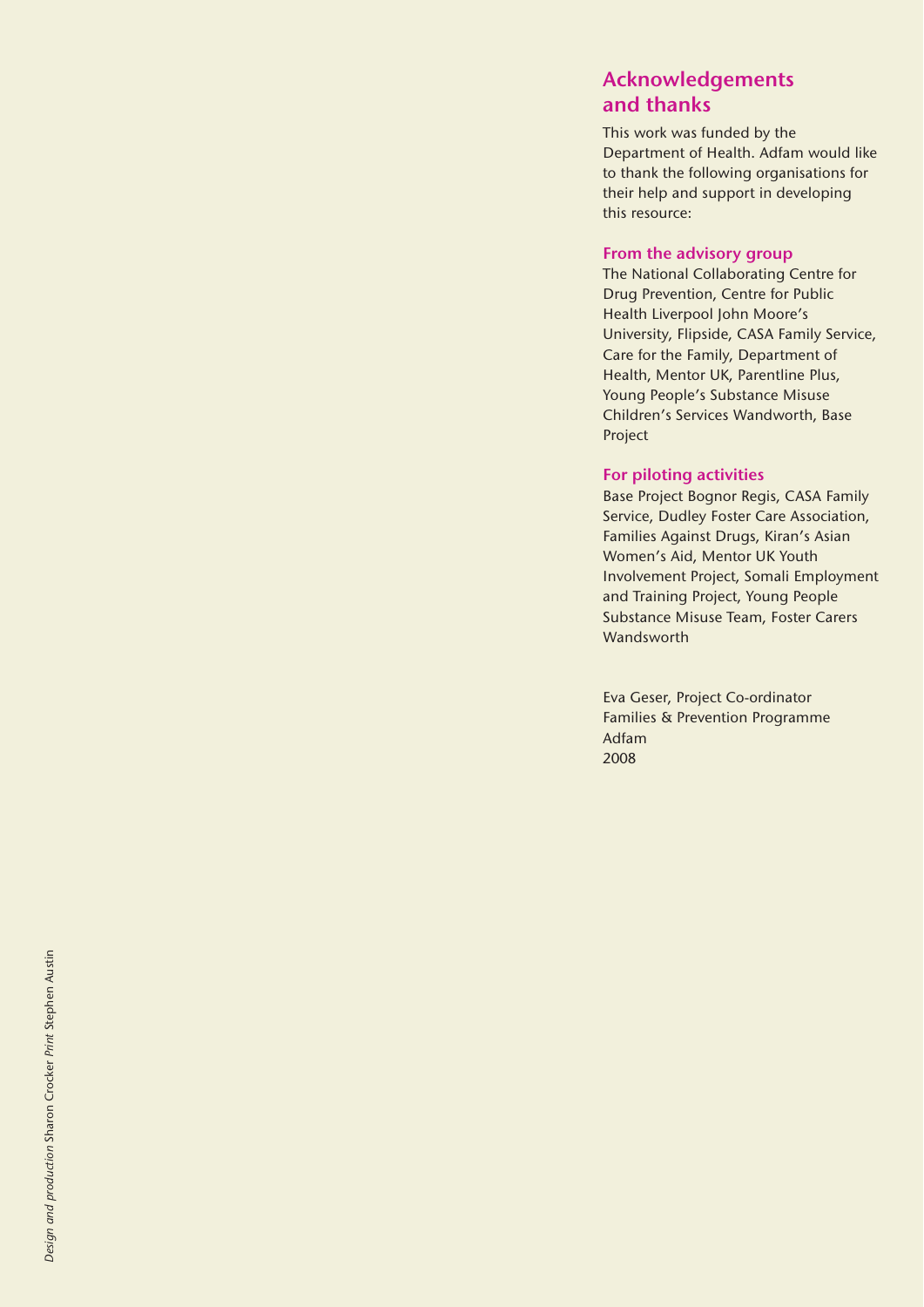## Acknowledgements and thanks

This work was funded by the Department of Health. Adfam would like to thank the following organisations for their help and support in developing this resource:

### From the advisory group

The National Collaborating Centre for Drug Prevention, Centre for Public Health Liverpool John Moore's University, Flipside, CASA Family Service, Care for the Family, Department of Health, Mentor UK, Parentline Plus, Young People's Substance Misuse Children's Services Wandworth, Base Project

### For piloting activities

Base Project Bognor Regis, CASA Family Service, Dudley Foster Care Association, Families Against Drugs, Kiran's Asian Women's Aid, Mentor UK Youth Involvement Project, Somali Employment and Training Project, Young People Substance Misuse Team, Foster Carers Wandsworth

Eva Geser, Project Co-ordinator
Families & Prevention Programme
Adfam
2008

*Design and production* Sharon Crocker *Print* Stephen Austin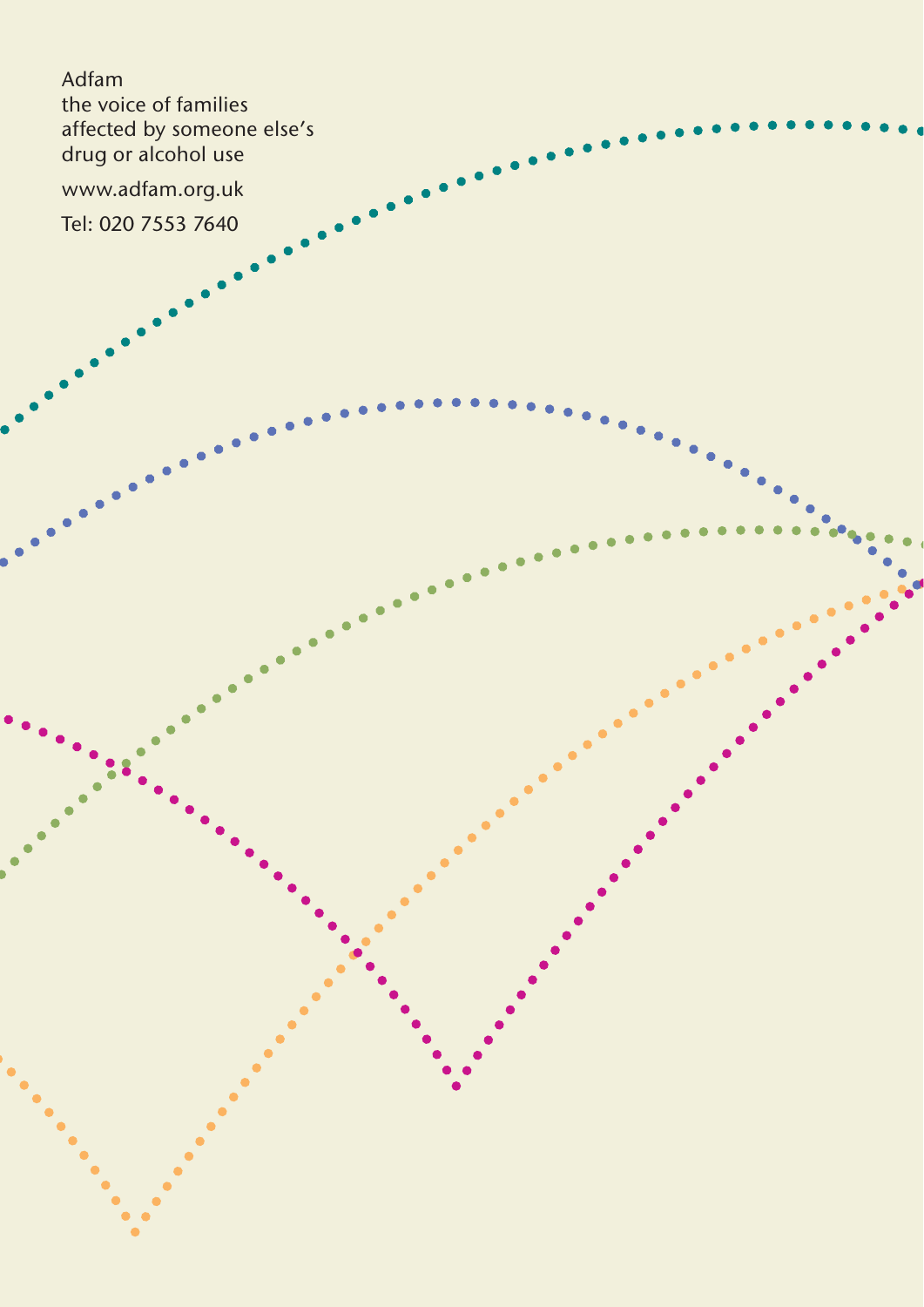Adfam
the voice of families
affected by someone else's
drug or alcohol use

www.adfam.org.uk

Tel: 020 7553 7640